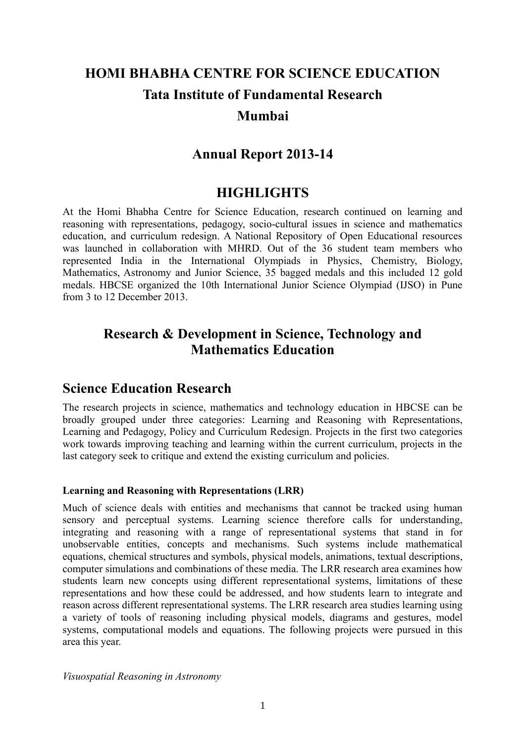# HOMI BHABHA CENTRE FOR SCIENCE EDUCATION

## Tata Institute of Fundamental Research

## Mumbai

## Annual Report 2013-14

## HIGHLIGHTS

At the Homi Bhabha Centre for Science Education, research continued on learning and reasoning with representations, pedagogy, socio-cultural issues in science and mathematics education, and curriculum redesign. A National Repository of Open Educational resources was launched in collaboration with MHRD. Out of the 36 student team members who represented India in the International Olympiads in Physics, Chemistry, Biology, Mathematics, Astronomy and Junior Science, 35 bagged medals and this included 12 gold medals. HBCSE organized the 10th International Junior Science Olympiad (IJSO) in Pune from 3 to 12 December 2013.

## Research & Development in Science, Technology and Mathematics Education

## Science Education Research

The research projects in science, mathematics and technology education in HBCSE can be broadly grouped under three categories: Learning and Reasoning with Representations, Learning and Pedagogy, Policy and Curriculum Redesign. Projects in the first two categories work towards improving teaching and learning within the current curriculum, projects in the last category seek to critique and extend the existing curriculum and policies.

### Learning and Reasoning with Representations (LRR)

Much of science deals with entities and mechanisms that cannot be tracked using human sensory and perceptual systems. Learning science therefore calls for understanding, integrating and reasoning with a range of representational systems that stand in for unobservable entities, concepts and mechanisms. Such systems include mathematical equations, chemical structures and symbols, physical models, animations, textual descriptions, computer simulations and combinations of these media. The LRR research area examines how students learn new concepts using different representational systems, limitations of these representations and how these could be addressed, and how students learn to integrate and reason across different representational systems. The LRR research area studies learning using a variety of tools of reasoning including physical models, diagrams and gestures, model systems, computational models and equations. The following projects were pursued in this area this year.

*Visuospatial Reasoning in Astronomy*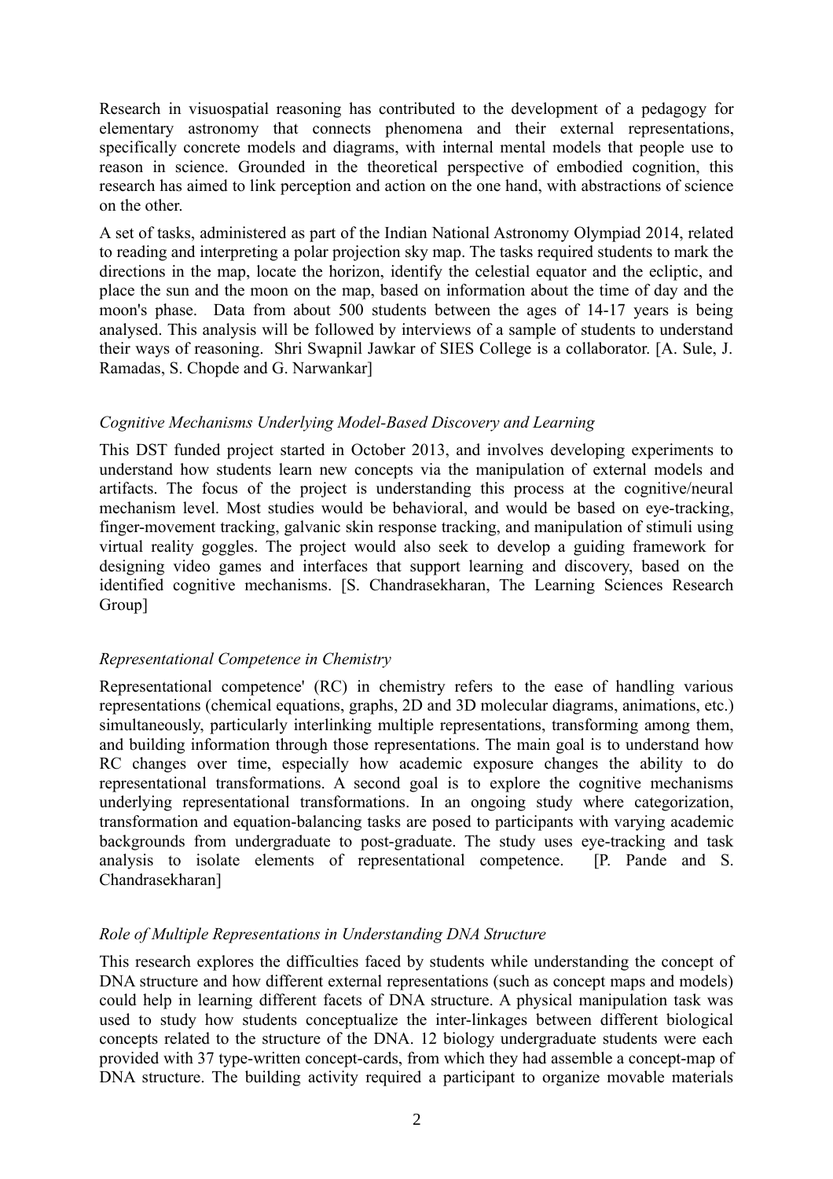Research in visuospatial reasoning has contributed to the development of a pedagogy for elementary astronomy that connects phenomena and their external representations, specifically concrete models and diagrams, with internal mental models that people use to reason in science. Grounded in the theoretical perspective of embodied cognition, this research has aimed to link perception and action on the one hand, with abstractions of science on the other.

A set of tasks, administered as part of the Indian National Astronomy Olympiad 2014, related to reading and interpreting a polar projection sky map. The tasks required students to mark the directions in the map, locate the horizon, identify the celestial equator and the ecliptic, and place the sun and the moon on the map, based on information about the time of day and the moon's phase. Data from about 500 students between the ages of 14-17 years is being analysed. This analysis will be followed by interviews of a sample of students to understand their ways of reasoning. Shri Swapnil Jawkar of SIES College is a collaborator. [A. Sule, J. Ramadas, S. Chopde and G. Narwankar]

*Cognitive Mechanisms Underlying Model-Based Discovery and Learning*

This DST funded project started in October 2013, and involves developing experiments to understand how students learn new concepts via the manipulation of external models and artifacts. The focus of the project is understanding this process at the cognitive/neural mechanism level. Most studies would be behavioral, and would be based on eye-tracking, finger-movement tracking, galvanic skin response tracking, and manipulation of stimuli using virtual reality goggles. The project would also seek to develop a guiding framework for designing video games and interfaces that support learning and discovery, based on the identified cognitive mechanisms. [S. Chandrasekharan, The Learning Sciences Research Group]

*Representational Competence in Chemistry*

Representational competence' (RC) in chemistry refers to the ease of handling various representations (chemical equations, graphs, 2D and 3D molecular diagrams, animations, etc.) simultaneously, particularly interlinking multiple representations, transforming among them, and building information through those representations. The main goal is to understand how RC changes over time, especially how academic exposure changes the ability to do representational transformations. A second goal is to explore the cognitive mechanisms underlying representational transformations. In an ongoing study where categorization, transformation and equation-balancing tasks are posed to participants with varying academic backgrounds from undergraduate to post-graduate. The study uses eye-tracking and task analysis to isolate elements of representational competence. [P. Pande and S. Chandrasekharan]

*Role of Multiple Representations in Understanding DNA Structure*

This research explores the difficulties faced by students while understanding the concept of DNA structure and how different external representations (such as concept maps and models) could help in learning different facets of DNA structure. A physical manipulation task was used to study how students conceptualize the inter-linkages between different biological concepts related to the structure of the DNA. 12 biology undergraduate students were each provided with 37 type-written concept-cards, from which they had assemble a concept-map of DNA structure. The building activity required a participant to organize movable materials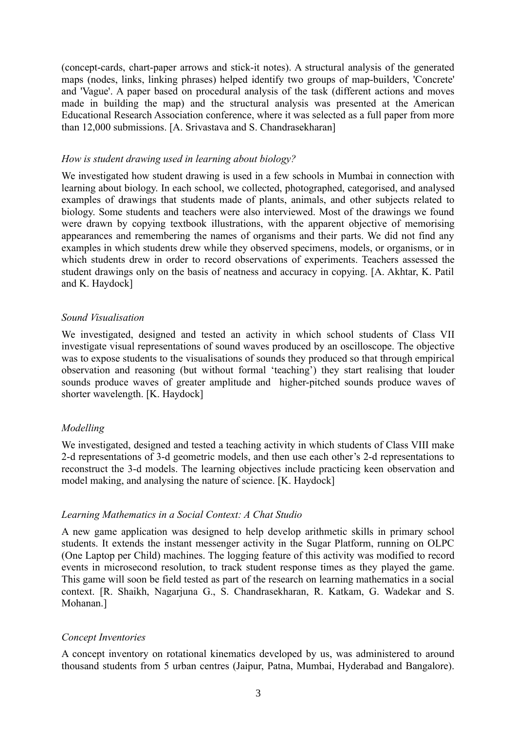(concept-cards, chart-paper arrows and stick-it notes). A structural analysis of the generated maps (nodes, links, linking phrases) helped identify two groups of map-builders, 'Concrete' and 'Vague'. A paper based on procedural analysis of the task (different actions and moves made in building the map) and the structural analysis was presented at the American Educational Research Association conference, where it was selected as a full paper from more than 12,000 submissions. [A. Srivastava and S. Chandrasekharan]

*How is student drawing used in learning about biology?*

We investigated how student drawing is used in a few schools in Mumbai in connection with learning about biology. In each school, we collected, photographed, categorised, and analysed examples of drawings that students made of plants, animals, and other subjects related to biology. Some students and teachers were also interviewed. Most of the drawings we found were drawn by copying textbook illustrations, with the apparent objective of memorising appearances and remembering the names of organisms and their parts. We did not find any examples in which students drew while they observed specimens, models, or organisms, or in which students drew in order to record observations of experiments. Teachers assessed the student drawings only on the basis of neatness and accuracy in copying. [A. Akhtar, K. Patil and K. Haydock]

*Sound Visualisation*

We investigated, designed and tested an activity in which school students of Class VII investigate visual representations of sound waves produced by an oscilloscope. The objective was to expose students to the visualisations of sounds they produced so that through empirical observation and reasoning (but without formal 'teaching') they start realising that louder sounds produce waves of greater amplitude and higher-pitched sounds produce waves of shorter wavelength. [K. Haydock]

*Modelling*

We investigated, designed and tested a teaching activity in which students of Class VIII make 2-d representations of 3-d geometric models, and then use each other's 2-d representations to reconstruct the 3-d models. The learning objectives include practicing keen observation and model making, and analysing the nature of science. [K. Haydock]

*Learning Mathematics in a Social Context: A Chat Studio*

A new game application was designed to help develop arithmetic skills in primary school students. It extends the instant messenger activity in the Sugar Platform, running on OLPC (One Laptop per Child) machines. The logging feature of this activity was modified to record events in microsecond resolution, to track student response times as they played the game. This game will soon be field tested as part of the research on learning mathematics in a social context. [R. Shaikh, Nagarjuna G., S. Chandrasekharan, R. Katkam, G. Wadekar and S. Mohanan.]

*Concept Inventories*

A concept inventory on rotational kinematics developed by us, was administered to around thousand students from 5 urban centres (Jaipur, Patna, Mumbai, Hyderabad and Bangalore).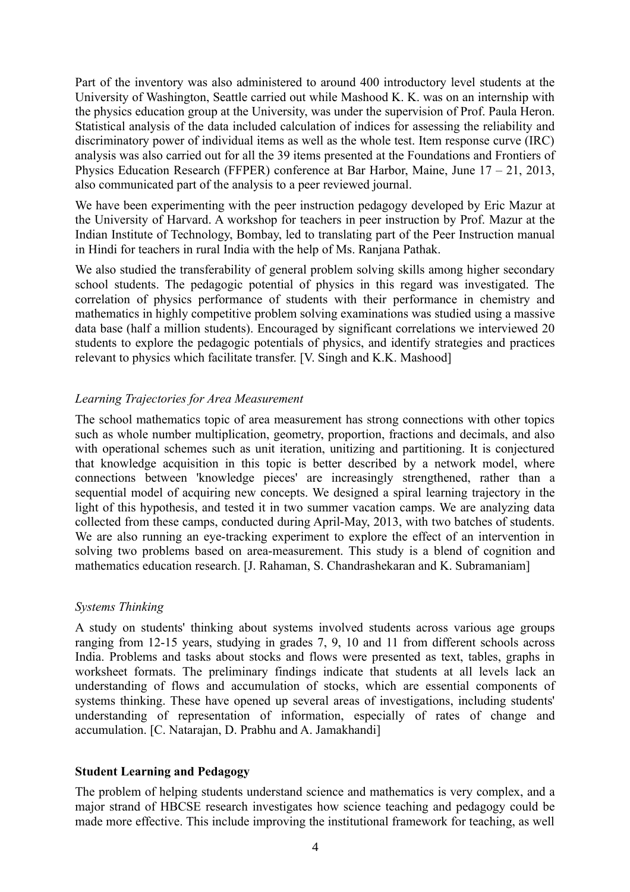Part of the inventory was also administered to around 400 introductory level students at the University of Washington, Seattle carried out while Mashood K. K. was on an internship with the physics education group at the University, was under the supervision of Prof. Paula Heron. Statistical analysis of the data included calculation of indices for assessing the reliability and discriminatory power of individual items as well as the whole test. Item response curve (IRC) analysis was also carried out for all the 39 items presented at the Foundations and Frontiers of Physics Education Research (FFPER) conference at Bar Harbor, Maine, June 17 – 21, 2013, also communicated part of the analysis to a peer reviewed journal.

We have been experimenting with the peer instruction pedagogy developed by Eric Mazur at the University of Harvard. A workshop for teachers in peer instruction by Prof. Mazur at the Indian Institute of Technology, Bombay, led to translating part of the Peer Instruction manual in Hindi for teachers in rural India with the help of Ms. Ranjana Pathak.

We also studied the transferability of general problem solving skills among higher secondary school students. The pedagogic potential of physics in this regard was investigated. The correlation of physics performance of students with their performance in chemistry and mathematics in highly competitive problem solving examinations was studied using a massive data base (half a million students). Encouraged by significant correlations we interviewed 20 students to explore the pedagogic potentials of physics, and identify strategies and practices relevant to physics which facilitate transfer. [V. Singh and K.K. Mashood]

*Learning Trajectories for Area Measurement*

The school mathematics topic of area measurement has strong connections with other topics such as whole number multiplication, geometry, proportion, fractions and decimals, and also with operational schemes such as unit iteration, unitizing and partitioning. It is conjectured that knowledge acquisition in this topic is better described by a network model, where connections between 'knowledge pieces' are increasingly strengthened, rather than a sequential model of acquiring new concepts. We designed a spiral learning trajectory in the light of this hypothesis, and tested it in two summer vacation camps. We are analyzing data collected from these camps, conducted during April-May, 2013, with two batches of students. We are also running an eye-tracking experiment to explore the effect of an intervention in solving two problems based on area-measurement. This study is a blend of cognition and mathematics education research. [J. Rahaman, S. Chandrashekaran and K. Subramaniam]

*Systems Thinking*

A study on students' thinking about systems involved students across various age groups ranging from 12-15 years, studying in grades 7, 9, 10 and 11 from different schools across India. Problems and tasks about stocks and flows were presented as text, tables, graphs in worksheet formats. The preliminary findings indicate that students at all levels lack an understanding of flows and accumulation of stocks, which are essential components of systems thinking. These have opened up several areas of investigations, including students' understanding of representation of information, especially of rates of change and accumulation. [C. Natarajan, D. Prabhu and A. Jamakhandi]

**Student Learning and Pedagogy**

The problem of helping students understand science and mathematics is very complex, and a major strand of HBCSE research investigates how science teaching and pedagogy could be made more effective. This include improving the institutional framework for teaching, as well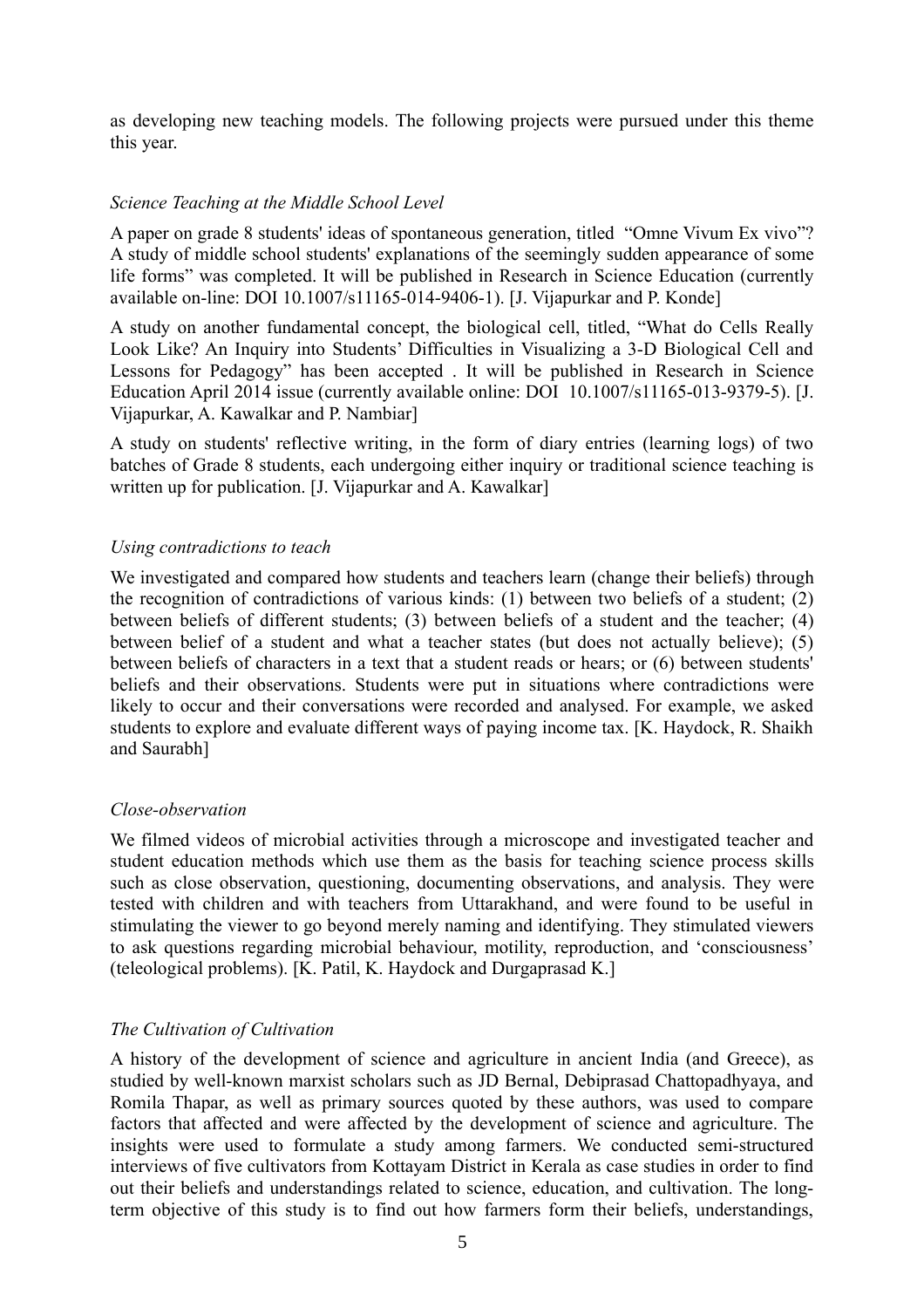as developing new teaching models. The following projects were pursued under this theme this year.

*Science Teaching at the Middle School Level*

A paper on grade 8 students' ideas of spontaneous generation, titled "Omne Vivum Ex vivo"? A study of middle school students' explanations of the seemingly sudden appearance of some life forms" was completed. It will be published in Research in Science Education (currently available on-line: DOI 10.1007/s11165-014-9406-1). [J. Vijapurkar and P. Konde]

A study on another fundamental concept, the biological cell, titled, "What do Cells Really Look Like? An Inquiry into Students' Difficulties in Visualizing a 3-D Biological Cell and Lessons for Pedagogy" has been accepted . It will be published in Research in Science Education April 2014 issue (currently available online: DOI 10.1007/s11165-013-9379-5). [J. Vijapurkar, A. Kawalkar and P. Nambiar]

A study on students' reflective writing, in the form of diary entries (learning logs) of two batches of Grade 8 students, each undergoing either inquiry or traditional science teaching is written up for publication. [J. Vijapurkar and A. Kawalkar]

*Using contradictions to teach*

We investigated and compared how students and teachers learn (change their beliefs) through the recognition of contradictions of various kinds: (1) between two beliefs of a student; (2) between beliefs of different students; (3) between beliefs of a student and the teacher; (4) between belief of a student and what a teacher states (but does not actually believe); (5) between beliefs of characters in a text that a student reads or hears; or (6) between students' beliefs and their observations. Students were put in situations where contradictions were likely to occur and their conversations were recorded and analysed. For example, we asked students to explore and evaluate different ways of paying income tax. [K. Haydock, R. Shaikh and Saurabh]

*Close-observation*

We filmed videos of microbial activities through a microscope and investigated teacher and student education methods which use them as the basis for teaching science process skills such as close observation, questioning, documenting observations, and analysis. They were tested with children and with teachers from Uttarakhand, and were found to be useful in stimulating the viewer to go beyond merely naming and identifying. They stimulated viewers to ask questions regarding microbial behaviour, motility, reproduction, and 'consciousness' (teleological problems). [K. Patil, K. Haydock and Durgaprasad K.]

*The Cultivation of Cultivation*

A history of the development of science and agriculture in ancient India (and Greece), as studied by well-known marxist scholars such as JD Bernal, Debiprasad Chattopadhyaya, and Romila Thapar, as well as primary sources quoted by these authors, was used to compare factors that affected and were affected by the development of science and agriculture. The insights were used to formulate a study among farmers. We conducted semi-structured interviews of five cultivators from Kottayam District in Kerala as case studies in order to find out their beliefs and understandings related to science, education, and cultivation. The long-term objective of this study is to find out how farmers form their beliefs, understandings,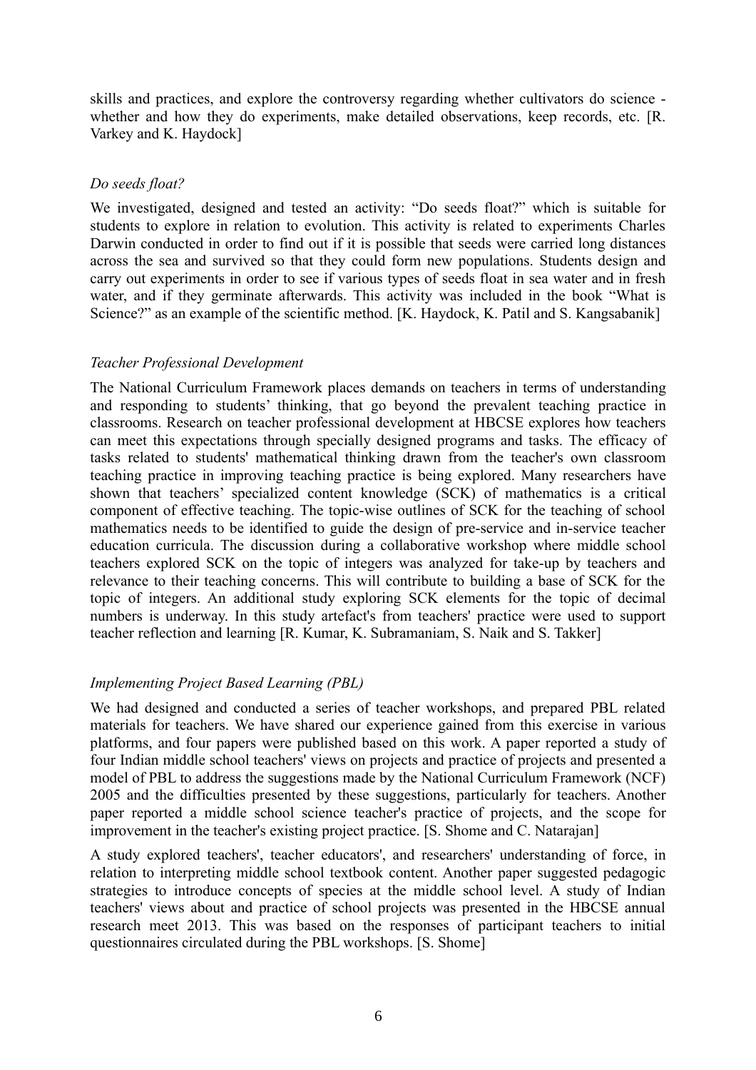skills and practices, and explore the controversy regarding whether cultivators do science - whether and how they do experiments, make detailed observations, keep records, etc. [R. Varkey and K. Haydock]

*Do seeds float?*

We investigated, designed and tested an activity: "Do seeds float?" which is suitable for students to explore in relation to evolution. This activity is related to experiments Charles Darwin conducted in order to find out if it is possible that seeds were carried long distances across the sea and survived so that they could form new populations. Students design and carry out experiments in order to see if various types of seeds float in sea water and in fresh water, and if they germinate afterwards. This activity was included in the book "What is Science?" as an example of the scientific method. [K. Haydock, K. Patil and S. Kangsabanik]

*Teacher Professional Development*

The National Curriculum Framework places demands on teachers in terms of understanding and responding to students' thinking, that go beyond the prevalent teaching practice in classrooms. Research on teacher professional development at HBCSE explores how teachers can meet this expectations through specially designed programs and tasks. The efficacy of tasks related to students' mathematical thinking drawn from the teacher's own classroom teaching practice in improving teaching practice is being explored. Many researchers have shown that teachers' specialized content knowledge (SCK) of mathematics is a critical component of effective teaching. The topic-wise outlines of SCK for the teaching of school mathematics needs to be identified to guide the design of pre-service and in-service teacher education curricula. The discussion during a collaborative workshop where middle school teachers explored SCK on the topic of integers was analyzed for take-up by teachers and relevance to their teaching concerns. This will contribute to building a base of SCK for the topic of integers. An additional study exploring SCK elements for the topic of decimal numbers is underway. In this study artefact's from teachers' practice were used to support teacher reflection and learning [R. Kumar, K. Subramaniam, S. Naik and S. Takker]

*Implementing Project Based Learning (PBL)*

We had designed and conducted a series of teacher workshops, and prepared PBL related materials for teachers. We have shared our experience gained from this exercise in various platforms, and four papers were published based on this work. A paper reported a study of four Indian middle school teachers' views on projects and practice of projects and presented a model of PBL to address the suggestions made by the National Curriculum Framework (NCF) 2005 and the difficulties presented by these suggestions, particularly for teachers. Another paper reported a middle school science teacher's practice of projects, and the scope for improvement in the teacher's existing project practice. [S. Shome and C. Natarajan]

A study explored teachers', teacher educators', and researchers' understanding of force, in relation to interpreting middle school textbook content. Another paper suggested pedagogic strategies to introduce concepts of species at the middle school level. A study of Indian teachers' views about and practice of school projects was presented in the HBCSE annual research meet 2013. This was based on the responses of participant teachers to initial questionnaires circulated during the PBL workshops. [S. Shome]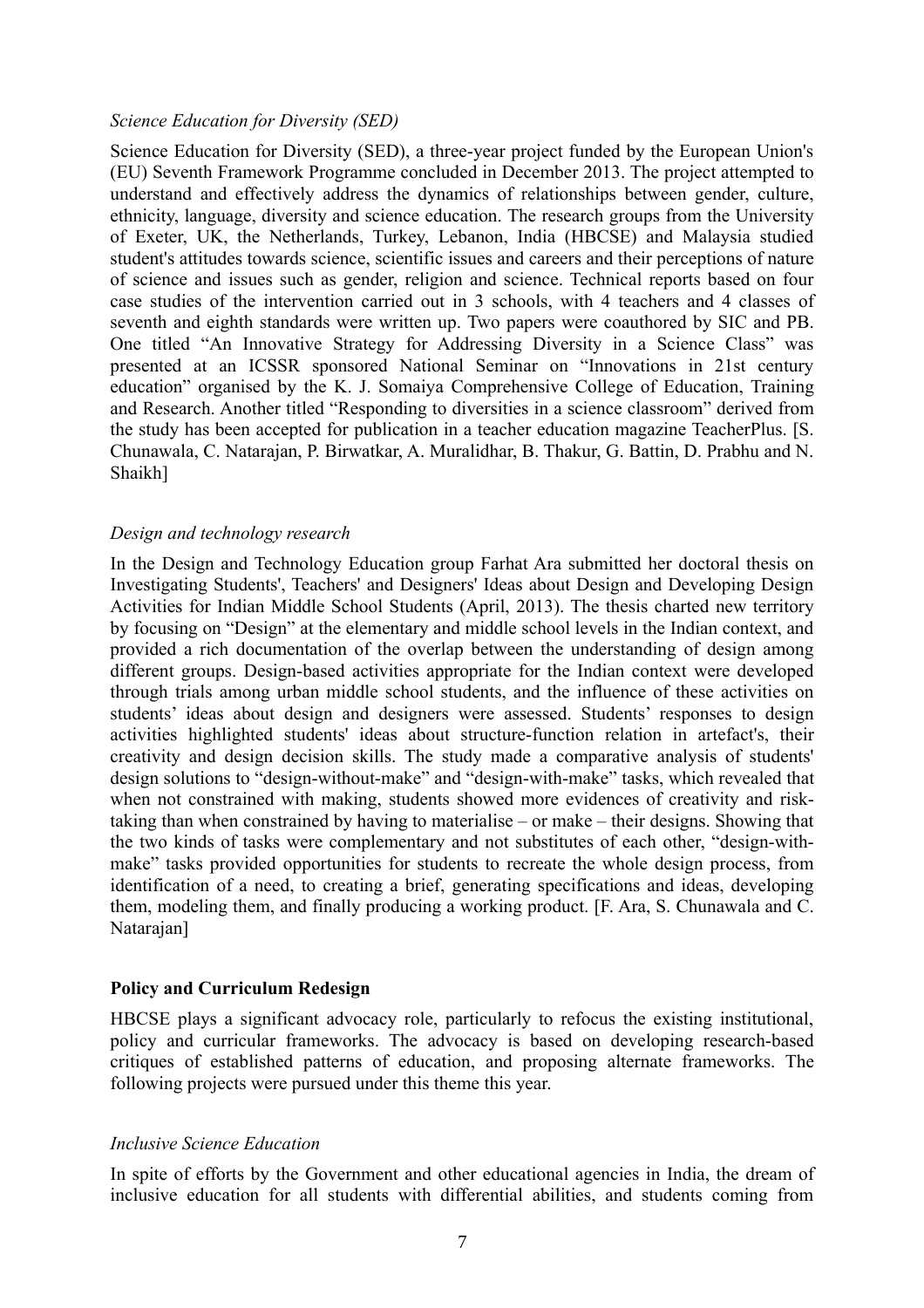*Science Education for Diversity (SED)*

Science Education for Diversity (SED), a three-year project funded by the European Union's (EU) Seventh Framework Programme concluded in December 2013. The project attempted to understand and effectively address the dynamics of relationships between gender, culture, ethnicity, language, diversity and science education. The research groups from the University of Exeter, UK, the Netherlands, Turkey, Lebanon, India (HBCSE) and Malaysia studied student's attitudes towards science, scientific issues and careers and their perceptions of nature of science and issues such as gender, religion and science. Technical reports based on four case studies of the intervention carried out in 3 schools, with 4 teachers and 4 classes of seventh and eighth standards were written up. Two papers were coauthored by SIC and PB. One titled "An Innovative Strategy for Addressing Diversity in a Science Class" was presented at an ICSSR sponsored National Seminar on "Innovations in 21st century education" organised by the K. J. Somaiya Comprehensive College of Education, Training and Research. Another titled "Responding to diversities in a science classroom" derived from the study has been accepted for publication in a teacher education magazine TeacherPlus. [S. Chunawala, C. Natarajan, P. Birwatkar, A. Muralidhar, B. Thakur, G. Battin, D. Prabhu and N. Shaikh]

*Design and technology research*

In the Design and Technology Education group Farhat Ara submitted her doctoral thesis on Investigating Students', Teachers' and Designers' Ideas about Design and Developing Design Activities for Indian Middle School Students (April, 2013). The thesis charted new territory by focusing on "Design" at the elementary and middle school levels in the Indian context, and provided a rich documentation of the overlap between the understanding of design among different groups. Design-based activities appropriate for the Indian context were developed through trials among urban middle school students, and the influence of these activities on students' ideas about design and designers were assessed. Students' responses to design activities highlighted students' ideas about structure-function relation in artefact's, their creativity and design decision skills. The study made a comparative analysis of students' design solutions to "design-without-make" and "design-with-make" tasks, which revealed that when not constrained with making, students showed more evidences of creativity and risk-taking than when constrained by having to materialise – or make – their designs. Showing that the two kinds of tasks were complementary and not substitutes of each other, "design-with-make" tasks provided opportunities for students to recreate the whole design process, from identification of a need, to creating a brief, generating specifications and ideas, developing them, modeling them, and finally producing a working product. [F. Ara, S. Chunawala and C. Natarajan]

**Policy and Curriculum Redesign**

HBCSE plays a significant advocacy role, particularly to refocus the existing institutional, policy and curricular frameworks. The advocacy is based on developing research-based critiques of established patterns of education, and proposing alternate frameworks. The following projects were pursued under this theme this year.

*Inclusive Science Education*

In spite of efforts by the Government and other educational agencies in India, the dream of inclusive education for all students with differential abilities, and students coming from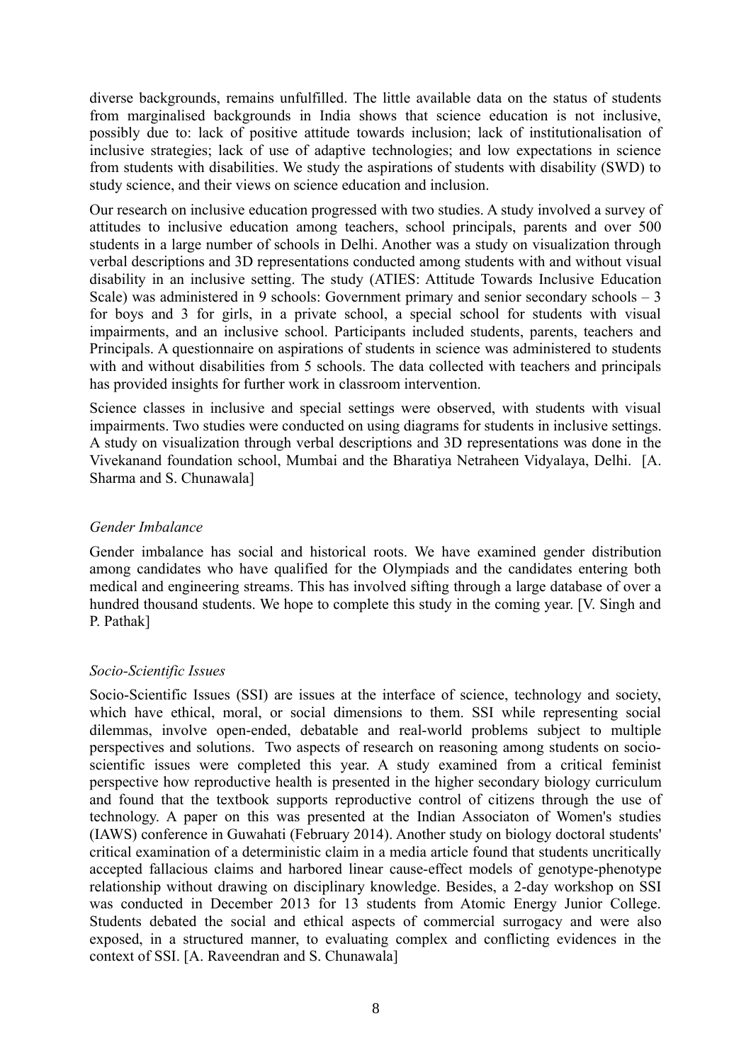diverse backgrounds, remains unfulfilled. The little available data on the status of students from marginalised backgrounds in India shows that science education is not inclusive, possibly due to: lack of positive attitude towards inclusion; lack of institutionalisation of inclusive strategies; lack of use of adaptive technologies; and low expectations in science from students with disabilities. We study the aspirations of students with disability (SWD) to study science, and their views on science education and inclusion.

Our research on inclusive education progressed with two studies. A study involved a survey of attitudes to inclusive education among teachers, school principals, parents and over 500 students in a large number of schools in Delhi. Another was a study on visualization through verbal descriptions and 3D representations conducted among students with and without visual disability in an inclusive setting. The study (ATIES: Attitude Towards Inclusive Education Scale) was administered in 9 schools: Government primary and senior secondary schools – 3 for boys and 3 for girls, in a private school, a special school for students with visual impairments, and an inclusive school. Participants included students, parents, teachers and Principals. A questionnaire on aspirations of students in science was administered to students with and without disabilities from 5 schools. The data collected with teachers and principals has provided insights for further work in classroom intervention.

Science classes in inclusive and special settings were observed, with students with visual impairments. Two studies were conducted on using diagrams for students in inclusive settings. A study on visualization through verbal descriptions and 3D representations was done in the Vivekanand foundation school, Mumbai and the Bharatiya Netraheen Vidyalaya, Delhi. [A. Sharma and S. Chunawala]

*Gender Imbalance*

Gender imbalance has social and historical roots. We have examined gender distribution among candidates who have qualified for the Olympiads and the candidates entering both medical and engineering streams. This has involved sifting through a large database of over a hundred thousand students. We hope to complete this study in the coming year. [V. Singh and P. Pathak]

*Socio-Scientific Issues*

Socio-Scientific Issues (SSI) are issues at the interface of science, technology and society, which have ethical, moral, or social dimensions to them. SSI while representing social dilemmas, involve open-ended, debatable and real-world problems subject to multiple perspectives and solutions. Two aspects of research on reasoning among students on socio-scientific issues were completed this year. A study examined from a critical feminist perspective how reproductive health is presented in the higher secondary biology curriculum and found that the textbook supports reproductive control of citizens through the use of technology. A paper on this was presented at the Indian Associaton of Women's studies (IAWS) conference in Guwahati (February 2014). Another study on biology doctoral students' critical examination of a deterministic claim in a media article found that students uncritically accepted fallacious claims and harbored linear cause-effect models of genotype-phenotype relationship without drawing on disciplinary knowledge. Besides, a 2-day workshop on SSI was conducted in December 2013 for 13 students from Atomic Energy Junior College. Students debated the social and ethical aspects of commercial surrogacy and were also exposed, in a structured manner, to evaluating complex and conflicting evidences in the context of SSI. [A. Raveendran and S. Chunawala]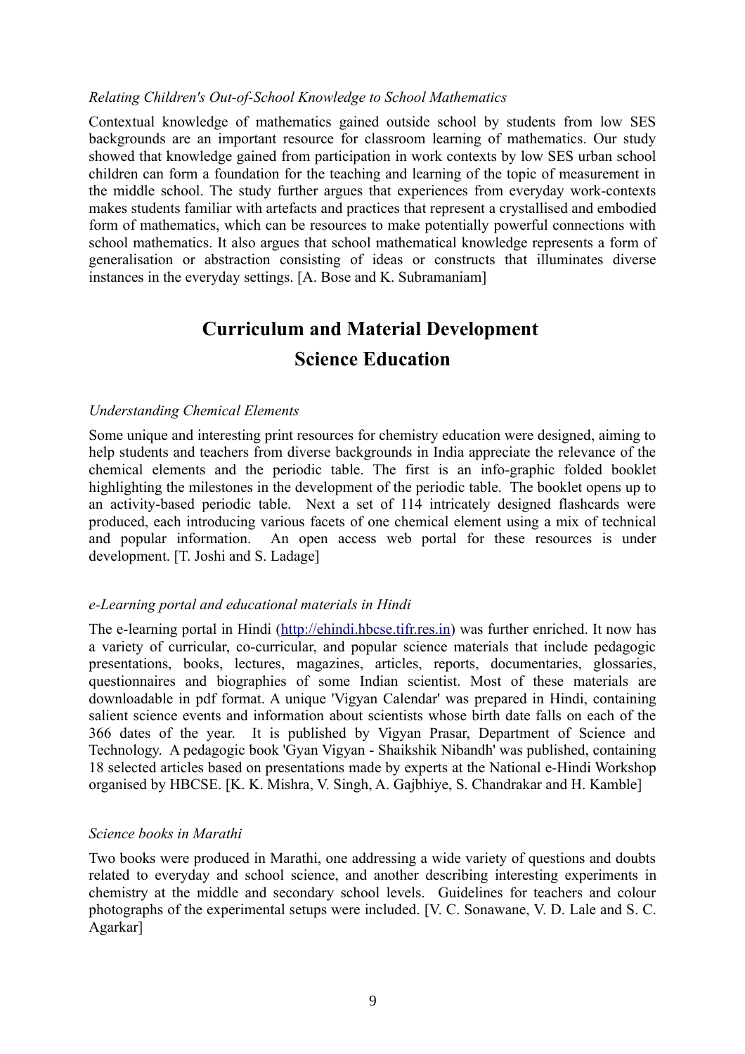*Relating Children's Out-of-School Knowledge to School Mathematics*

Contextual knowledge of mathematics gained outside school by students from low SES backgrounds are an important resource for classroom learning of mathematics. Our study showed that knowledge gained from participation in work contexts by low SES urban school children can form a foundation for the teaching and learning of the topic of measurement in the middle school. The study further argues that experiences from everyday work-contexts makes students familiar with artefacts and practices that represent a crystallised and embodied form of mathematics, which can be resources to make potentially powerful connections with school mathematics. It also argues that school mathematical knowledge represents a form of generalisation or abstraction consisting of ideas or constructs that illuminates diverse instances in the everyday settings. [A. Bose and K. Subramaniam]

## Curriculum and Material Development

## Science Education

*Understanding Chemical Elements*

Some unique and interesting print resources for chemistry education were designed, aiming to help students and teachers from diverse backgrounds in India appreciate the relevance of the chemical elements and the periodic table. The first is an info-graphic folded booklet highlighting the milestones in the development of the periodic table. The booklet opens up to an activity-based periodic table. Next a set of 114 intricately designed flashcards were produced, each introducing various facets of one chemical element using a mix of technical and popular information. An open access web portal for these resources is under development. [T. Joshi and S. Ladage]

*e-Learning portal and educational materials in Hindi*

The e-learning portal in Hindi (http://ehindi.hbcse.tifr.res.in) was further enriched. It now has a variety of curricular, co-curricular, and popular science materials that include pedagogic presentations, books, lectures, magazines, articles, reports, documentaries, glossaries, questionnaires and biographies of some Indian scientist. Most of these materials are downloadable in pdf format. A unique 'Vigyan Calendar' was prepared in Hindi, containing salient science events and information about scientists whose birth date falls on each of the 366 dates of the year. It is published by Vigyan Prasar, Department of Science and Technology. A pedagogic book 'Gyan Vigyan - Shaikshik Nibandh' was published, containing 18 selected articles based on presentations made by experts at the National e-Hindi Workshop organised by HBCSE. [K. K. Mishra, V. Singh, A. Gajbhiye, S. Chandrakar and H. Kamble]

*Science books in Marathi*

Two books were produced in Marathi, one addressing a wide variety of questions and doubts related to everyday and school science, and another describing interesting experiments in chemistry at the middle and secondary school levels. Guidelines for teachers and colour photographs of the experimental setups were included. [V. C. Sonawane, V. D. Lale and S. C. Agarkar]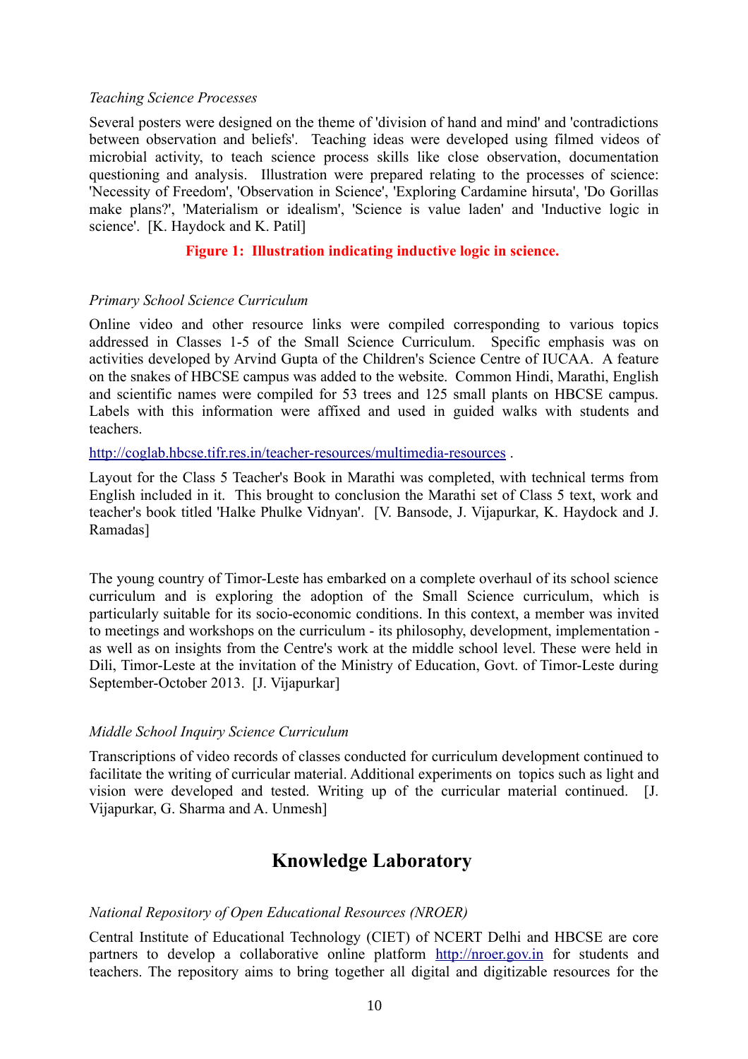*Teaching Science Processes*

Several posters were designed on the theme of 'division of hand and mind' and 'contradictions between observation and beliefs'. Teaching ideas were developed using filmed videos of microbial activity, to teach science process skills like close observation, documentation questioning and analysis. Illustration were prepared relating to the processes of science: 'Necessity of Freedom', 'Observation in Science', 'Exploring Cardamine hirsuta', 'Do Gorillas make plans?', 'Materialism or idealism', 'Science is value laden' and 'Inductive logic in science'. [K. Haydock and K. Patil]

**Figure 1: Illustration indicating inductive logic in science.**

*Primary School Science Curriculum*

Online video and other resource links were compiled corresponding to various topics addressed in Classes 1-5 of the Small Science Curriculum. Specific emphasis was on activities developed by Arvind Gupta of the Children's Science Centre of IUCAA. A feature on the snakes of HBCSE campus was added to the website. Common Hindi, Marathi, English and scientific names were compiled for 53 trees and 125 small plants on HBCSE campus. Labels with this information were affixed and used in guided walks with students and teachers.

http://coglab.hbcse.tifr.res.in/teacher-resources/multimedia-resources .

Layout for the Class 5 Teacher's Book in Marathi was completed, with technical terms from English included in it. This brought to conclusion the Marathi set of Class 5 text, work and teacher's book titled 'Halke Phulke Vidnyan'. [V. Bansode, J. Vijapurkar, K. Haydock and J. Ramadas]

The young country of Timor-Leste has embarked on a complete overhaul of its school science curriculum and is exploring the adoption of the Small Science curriculum, which is particularly suitable for its socio-economic conditions. In this context, a member was invited to meetings and workshops on the curriculum - its philosophy, development, implementation - as well as on insights from the Centre's work at the middle school level. These were held in Dili, Timor-Leste at the invitation of the Ministry of Education, Govt. of Timor-Leste during September-October 2013. [J. Vijapurkar]

*Middle School Inquiry Science Curriculum*

Transcriptions of video records of classes conducted for curriculum development continued to facilitate the writing of curricular material. Additional experiments on topics such as light and vision were developed and tested. Writing up of the curricular material continued. [J. Vijapurkar, G. Sharma and A. Unmesh]

## Knowledge Laboratory

*National Repository of Open Educational Resources (NROER)*

Central Institute of Educational Technology (CIET) of NCERT Delhi and HBCSE are core partners to develop a collaborative online platform http://nroer.gov.in for students and teachers. The repository aims to bring together all digital and digitizable resources for the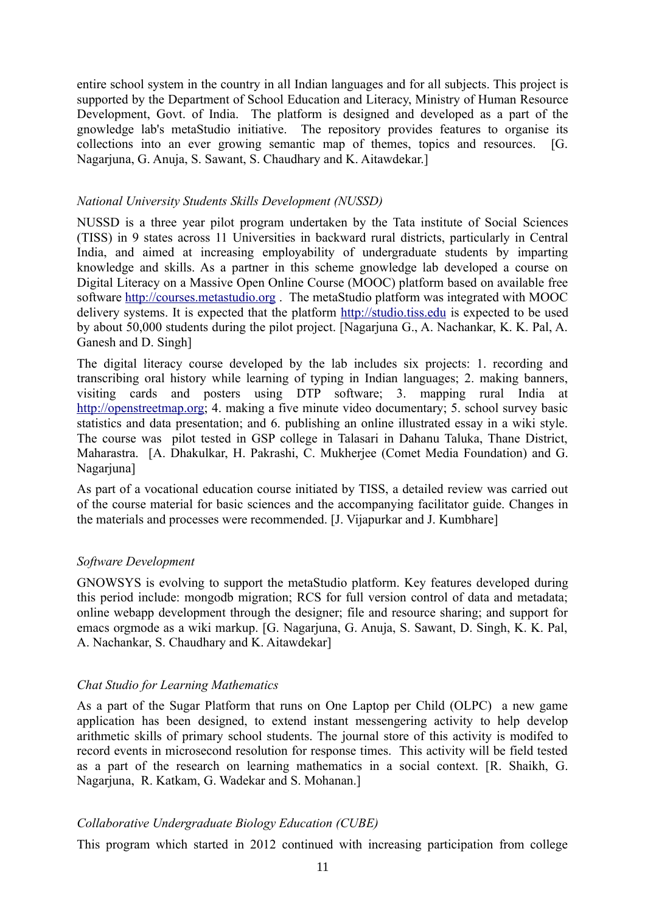entire school system in the country in all Indian languages and for all subjects. This project is supported by the Department of School Education and Literacy, Ministry of Human Resource Development, Govt. of India. The platform is designed and developed as a part of the gnowledge lab's metaStudio initiative. The repository provides features to organise its collections into an ever growing semantic map of themes, topics and resources. [G. Nagarjuna, G. Anuja, S. Sawant, S. Chaudhary and K. Aitawdekar.]

*National University Students Skills Development (NUSSD)*

NUSSD is a three year pilot program undertaken by the Tata institute of Social Sciences (TISS) in 9 states across 11 Universities in backward rural districts, particularly in Central India, and aimed at increasing employability of undergraduate students by imparting knowledge and skills. As a partner in this scheme gnowledge lab developed a course on Digital Literacy on a Massive Open Online Course (MOOC) platform based on available free software http://courses.metastudio.org . The metaStudio platform was integrated with MOOC delivery systems. It is expected that the platform http://studio.tiss.edu is expected to be used by about 50,000 students during the pilot project. [Nagarjuna G., A. Nachankar, K. K. Pal, A. Ganesh and D. Singh]

The digital literacy course developed by the lab includes six projects: 1. recording and transcribing oral history while learning of typing in Indian languages; 2. making banners, visiting cards and posters using DTP software; 3. mapping rural India at http://openstreetmap.org; 4. making a five minute video documentary; 5. school survey basic statistics and data presentation; and 6. publishing an online illustrated essay in a wiki style. The course was pilot tested in GSP college in Talasari in Dahanu Taluka, Thane District, Maharastra. [A. Dhakulkar, H. Pakrashi, C. Mukherjee (Comet Media Foundation) and G. Nagarjuna]

As part of a vocational education course initiated by TISS, a detailed review was carried out of the course material for basic sciences and the accompanying facilitator guide. Changes in the materials and processes were recommended. [J. Vijapurkar and J. Kumbhare]

*Software Development*

GNOWSYS is evolving to support the metaStudio platform. Key features developed during this period include: mongodb migration; RCS for full version control of data and metadata; online webapp development through the designer; file and resource sharing; and support for emacs orgmode as a wiki markup. [G. Nagarjuna, G. Anuja, S. Sawant, D. Singh, K. K. Pal, A. Nachankar, S. Chaudhary and K. Aitawdekar]

*Chat Studio for Learning Mathematics*

As a part of the Sugar Platform that runs on One Laptop per Child (OLPC) a new game application has been designed, to extend instant messengering activity to help develop arithmetic skills of primary school students. The journal store of this activity is modifed to record events in microsecond resolution for response times. This activity will be field tested as a part of the research on learning mathematics in a social context. [R. Shaikh, G. Nagarjuna, R. Katkam, G. Wadekar and S. Mohanan.]

*Collaborative Undergraduate Biology Education (CUBE)*

This program which started in 2012 continued with increasing participation from college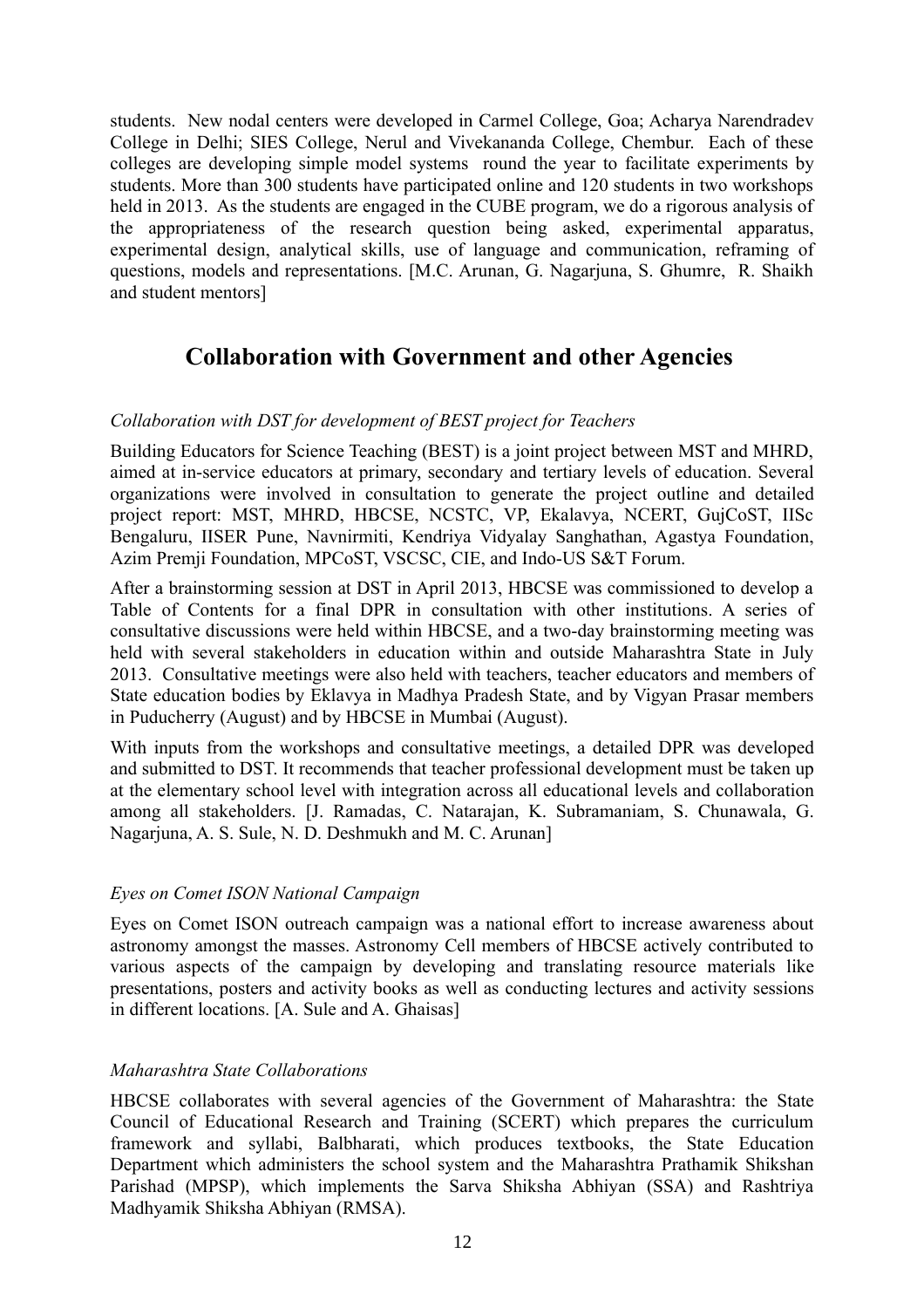students. New nodal centers were developed in Carmel College, Goa; Acharya Narendradev College in Delhi; SIES College, Nerul and Vivekananda College, Chembur. Each of these colleges are developing simple model systems round the year to facilitate experiments by students. More than 300 students have participated online and 120 students in two workshops held in 2013. As the students are engaged in the CUBE program, we do a rigorous analysis of the appropriateness of the research question being asked, experimental apparatus, experimental design, analytical skills, use of language and communication, reframing of questions, models and representations. [M.C. Arunan, G. Nagarjuna, S. Ghumre, R. Shaikh and student mentors]

## Collaboration with Government and other Agencies

*Collaboration with DST for development of BEST project for Teachers*

Building Educators for Science Teaching (BEST) is a joint project between MST and MHRD, aimed at in-service educators at primary, secondary and tertiary levels of education. Several organizations were involved in consultation to generate the project outline and detailed project report: MST, MHRD, HBCSE, NCSTC, VP, Ekalavya, NCERT, GujCoST, IISc Bengaluru, IISER Pune, Navnirmiti, Kendriya Vidyalay Sanghathan, Agastya Foundation, Azim Premji Foundation, MPCoST, VSCSC, CIE, and Indo-US S&T Forum.

After a brainstorming session at DST in April 2013, HBCSE was commissioned to develop a Table of Contents for a final DPR in consultation with other institutions. A series of consultative discussions were held within HBCSE, and a two-day brainstorming meeting was held with several stakeholders in education within and outside Maharashtra State in July 2013. Consultative meetings were also held with teachers, teacher educators and members of State education bodies by Eklavya in Madhya Pradesh State, and by Vigyan Prasar members in Puducherry (August) and by HBCSE in Mumbai (August).

With inputs from the workshops and consultative meetings, a detailed DPR was developed and submitted to DST. It recommends that teacher professional development must be taken up at the elementary school level with integration across all educational levels and collaboration among all stakeholders. [J. Ramadas, C. Natarajan, K. Subramaniam, S. Chunawala, G. Nagarjuna, A. S. Sule, N. D. Deshmukh and M. C. Arunan]

*Eyes on Comet ISON National Campaign*

Eyes on Comet ISON outreach campaign was a national effort to increase awareness about astronomy amongst the masses. Astronomy Cell members of HBCSE actively contributed to various aspects of the campaign by developing and translating resource materials like presentations, posters and activity books as well as conducting lectures and activity sessions in different locations. [A. Sule and A. Ghaisas]

*Maharashtra State Collaborations*

HBCSE collaborates with several agencies of the Government of Maharashtra: the State Council of Educational Research and Training (SCERT) which prepares the curriculum framework and syllabi, Balbharati, which produces textbooks, the State Education Department which administers the school system and the Maharashtra Prathamik Shikshan Parishad (MPSP), which implements the Sarva Shiksha Abhiyan (SSA) and Rashtriya Madhyamik Shiksha Abhiyan (RMSA).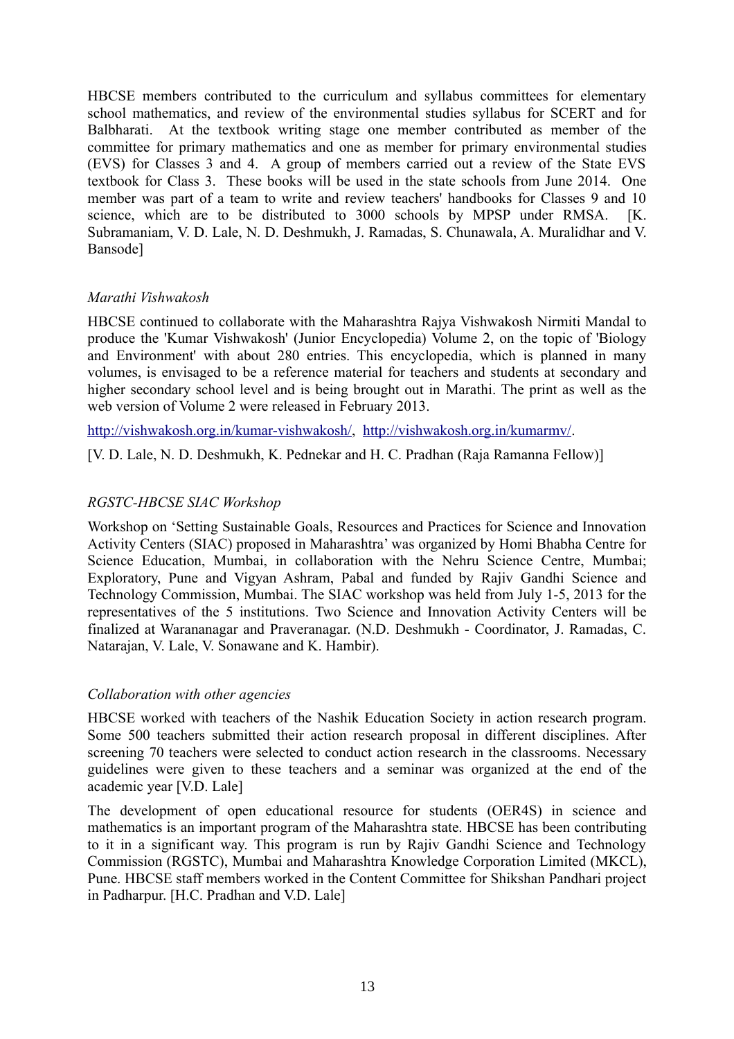HBCSE members contributed to the curriculum and syllabus committees for elementary school mathematics, and review of the environmental studies syllabus for SCERT and for Balbharati. At the textbook writing stage one member contributed as member of the committee for primary mathematics and one as member for primary environmental studies (EVS) for Classes 3 and 4. A group of members carried out a review of the State EVS textbook for Class 3. These books will be used in the state schools from June 2014. One member was part of a team to write and review teachers' handbooks for Classes 9 and 10 science, which are to be distributed to 3000 schools by MPSP under RMSA. [K. Subramaniam, V. D. Lale, N. D. Deshmukh, J. Ramadas, S. Chunawala, A. Muralidhar and V. Bansode]

*Marathi Vishwakosh*

HBCSE continued to collaborate with the Maharashtra Rajya Vishwakosh Nirmiti Mandal to produce the 'Kumar Vishwakosh' (Junior Encyclopedia) Volume 2, on the topic of 'Biology and Environment' with about 280 entries. This encyclopedia, which is planned in many volumes, is envisaged to be a reference material for teachers and students at secondary and higher secondary school level and is being brought out in Marathi. The print as well as the web version of Volume 2 were released in February 2013.

http://vishwakosh.org.in/kumar-vishwakosh/, http://vishwakosh.org.in/kumarmv/.

[V. D. Lale, N. D. Deshmukh, K. Pednekar and H. C. Pradhan (Raja Ramanna Fellow)]

*RGSTC-HBCSE SIAC Workshop*

Workshop on 'Setting Sustainable Goals, Resources and Practices for Science and Innovation Activity Centers (SIAC) proposed in Maharashtra' was organized by Homi Bhabha Centre for Science Education, Mumbai, in collaboration with the Nehru Science Centre, Mumbai; Exploratory, Pune and Vigyan Ashram, Pabal and funded by Rajiv Gandhi Science and Technology Commission, Mumbai. The SIAC workshop was held from July 1-5, 2013 for the representatives of the 5 institutions. Two Science and Innovation Activity Centers will be finalized at Warananagar and Praveranagar. (N.D. Deshmukh - Coordinator, J. Ramadas, C. Natarajan, V. Lale, V. Sonawane and K. Hambir).

*Collaboration with other agencies*

HBCSE worked with teachers of the Nashik Education Society in action research program. Some 500 teachers submitted their action research proposal in different disciplines. After screening 70 teachers were selected to conduct action research in the classrooms. Necessary guidelines were given to these teachers and a seminar was organized at the end of the academic year [V.D. Lale]

The development of open educational resource for students (OER4S) in science and mathematics is an important program of the Maharashtra state. HBCSE has been contributing to it in a significant way. This program is run by Rajiv Gandhi Science and Technology Commission (RGSTC), Mumbai and Maharashtra Knowledge Corporation Limited (MKCL), Pune. HBCSE staff members worked in the Content Committee for Shikshan Pandhari project in Padharpur. [H.C. Pradhan and V.D. Lale]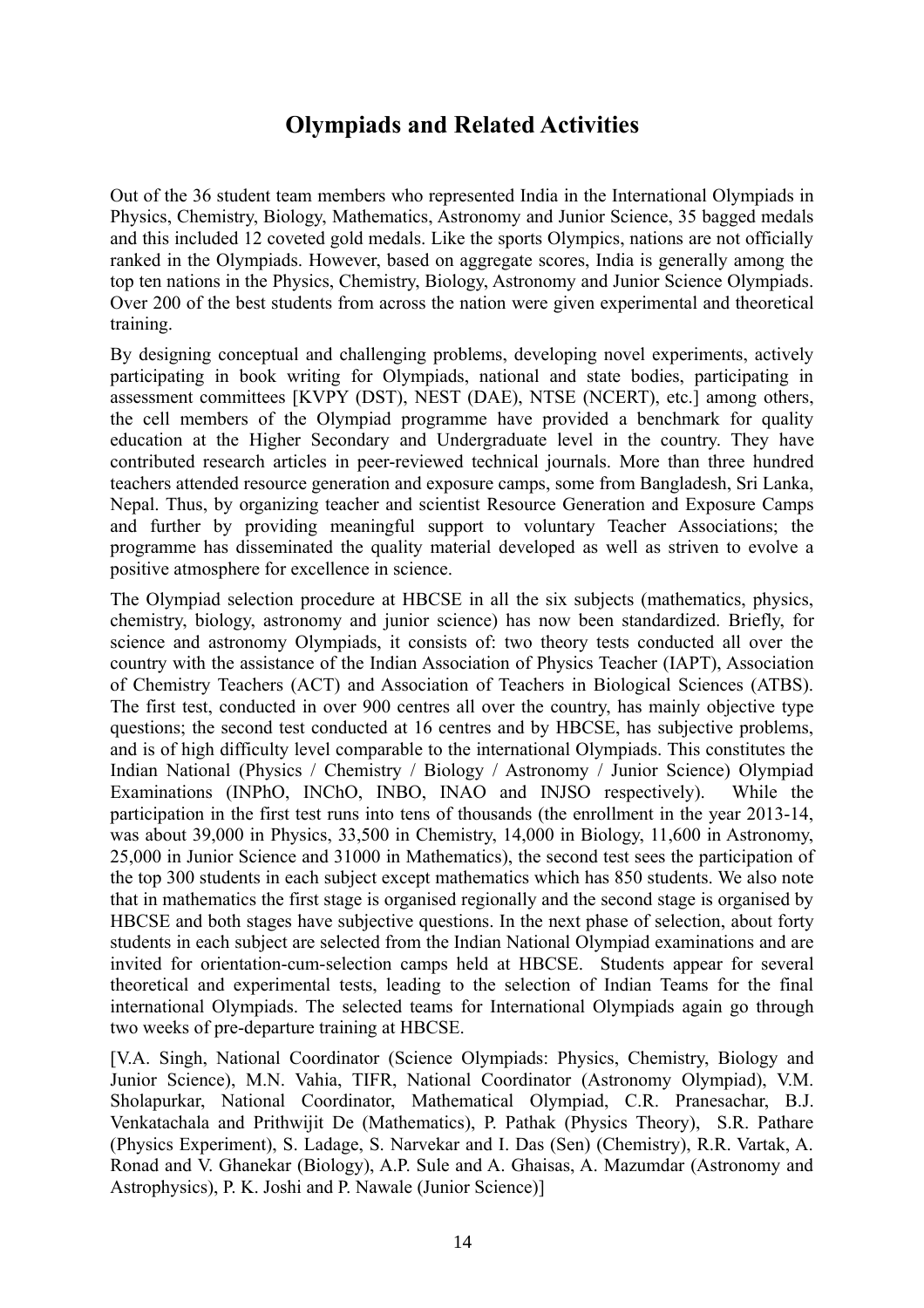# Olympiads and Related Activities

Out of the 36 student team members who represented India in the International Olympiads in Physics, Chemistry, Biology, Mathematics, Astronomy and Junior Science, 35 bagged medals and this included 12 coveted gold medals. Like the sports Olympics, nations are not officially ranked in the Olympiads. However, based on aggregate scores, India is generally among the top ten nations in the Physics, Chemistry, Biology, Astronomy and Junior Science Olympiads. Over 200 of the best students from across the nation were given experimental and theoretical training.

By designing conceptual and challenging problems, developing novel experiments, actively participating in book writing for Olympiads, national and state bodies, participating in assessment committees [KVPY (DST), NEST (DAE), NTSE (NCERT), etc.] among others, the cell members of the Olympiad programme have provided a benchmark for quality education at the Higher Secondary and Undergraduate level in the country. They have contributed research articles in peer-reviewed technical journals. More than three hundred teachers attended resource generation and exposure camps, some from Bangladesh, Sri Lanka, Nepal. Thus, by organizing teacher and scientist Resource Generation and Exposure Camps and further by providing meaningful support to voluntary Teacher Associations; the programme has disseminated the quality material developed as well as striven to evolve a positive atmosphere for excellence in science.

The Olympiad selection procedure at HBCSE in all the six subjects (mathematics, physics, chemistry, biology, astronomy and junior science) has now been standardized. Briefly, for science and astronomy Olympiads, it consists of: two theory tests conducted all over the country with the assistance of the Indian Association of Physics Teacher (IAPT), Association of Chemistry Teachers (ACT) and Association of Teachers in Biological Sciences (ATBS). The first test, conducted in over 900 centres all over the country, has mainly objective type questions; the second test conducted at 16 centres and by HBCSE, has subjective problems, and is of high difficulty level comparable to the international Olympiads. This constitutes the Indian National (Physics / Chemistry / Biology / Astronomy / Junior Science) Olympiad Examinations (INPhO, INChO, INBO, INAO and INJSO respectively). While the participation in the first test runs into tens of thousands (the enrollment in the year 2013-14, was about 39,000 in Physics, 33,500 in Chemistry, 14,000 in Biology, 11,600 in Astronomy, 25,000 in Junior Science and 31000 in Mathematics), the second test sees the participation of the top 300 students in each subject except mathematics which has 850 students. We also note that in mathematics the first stage is organised regionally and the second stage is organised by HBCSE and both stages have subjective questions. In the next phase of selection, about forty students in each subject are selected from the Indian National Olympiad examinations and are invited for orientation-cum-selection camps held at HBCSE. Students appear for several theoretical and experimental tests, leading to the selection of Indian Teams for the final international Olympiads. The selected teams for International Olympiads again go through two weeks of pre-departure training at HBCSE.

[V.A. Singh, National Coordinator (Science Olympiads: Physics, Chemistry, Biology and Junior Science), M.N. Vahia, TIFR, National Coordinator (Astronomy Olympiad), V.M. Sholapurkar, National Coordinator, Mathematical Olympiad, C.R. Pranesachar, B.J. Venkatachala and Prithwijit De (Mathematics), P. Pathak (Physics Theory), S.R. Pathare (Physics Experiment), S. Ladage, S. Narvekar and I. Das (Sen) (Chemistry), R.R. Vartak, A. Ronad and V. Ghanekar (Biology), A.P. Sule and A. Ghaisas, A. Mazumdar (Astronomy and Astrophysics), P. K. Joshi and P. Nawale (Junior Science)]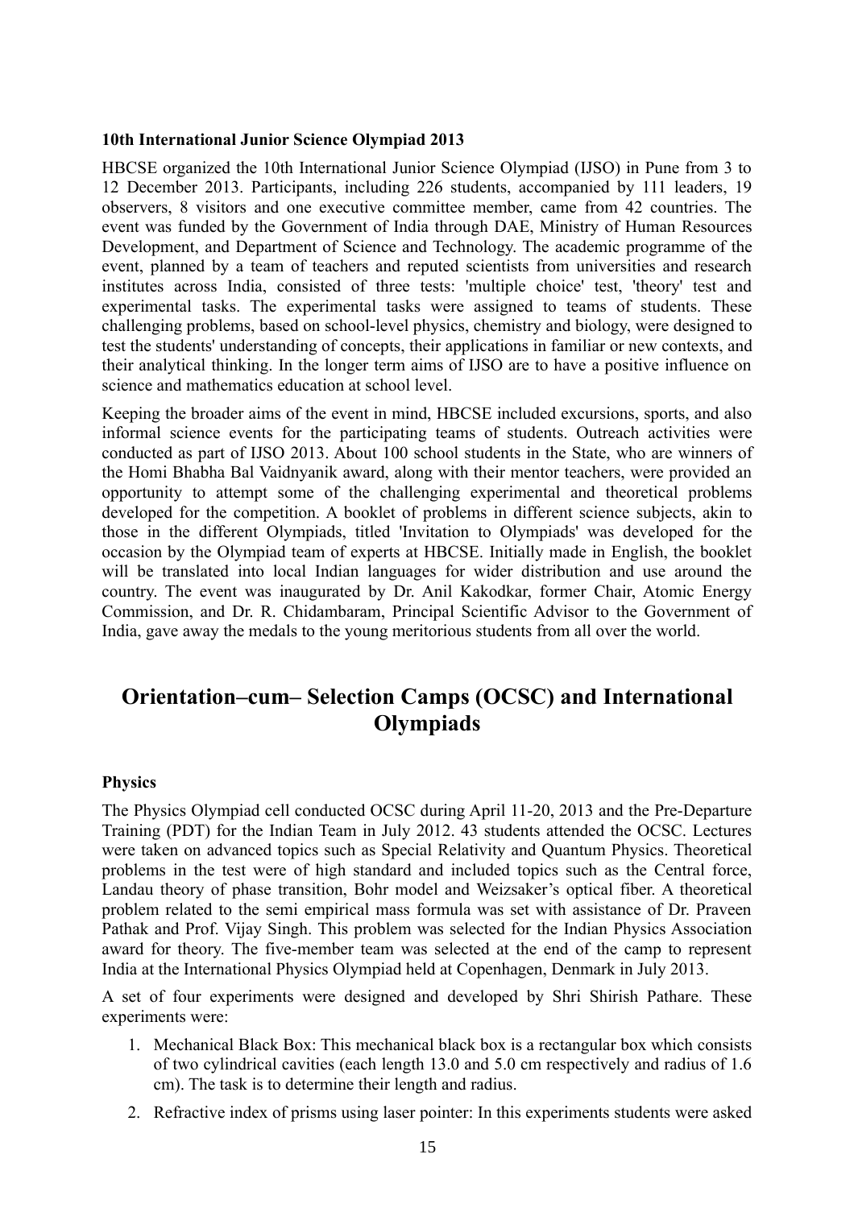**10th International Junior Science Olympiad 2013**

HBCSE organized the 10th International Junior Science Olympiad (IJSO) in Pune from 3 to 12 December 2013. Participants, including 226 students, accompanied by 111 leaders, 19 observers, 8 visitors and one executive committee member, came from 42 countries. The event was funded by the Government of India through DAE, Ministry of Human Resources Development, and Department of Science and Technology. The academic programme of the event, planned by a team of teachers and reputed scientists from universities and research institutes across India, consisted of three tests: 'multiple choice' test, 'theory' test and experimental tasks. The experimental tasks were assigned to teams of students. These challenging problems, based on school-level physics, chemistry and biology, were designed to test the students' understanding of concepts, their applications in familiar or new contexts, and their analytical thinking. In the longer term aims of IJSO are to have a positive influence on science and mathematics education at school level.

Keeping the broader aims of the event in mind, HBCSE included excursions, sports, and also informal science events for the participating teams of students. Outreach activities were conducted as part of IJSO 2013. About 100 school students in the State, who are winners of the Homi Bhabha Bal Vaidnyanik award, along with their mentor teachers, were provided an opportunity to attempt some of the challenging experimental and theoretical problems developed for the competition. A booklet of problems in different science subjects, akin to those in the different Olympiads, titled 'Invitation to Olympiads' was developed for the occasion by the Olympiad team of experts at HBCSE. Initially made in English, the booklet will be translated into local Indian languages for wider distribution and use around the country. The event was inaugurated by Dr. Anil Kakodkar, former Chair, Atomic Energy Commission, and Dr. R. Chidambaram, Principal Scientific Advisor to the Government of India, gave away the medals to the young meritorious students from all over the world.

## Orientation–cum– Selection Camps (OCSC) and International Olympiads

**Physics**

The Physics Olympiad cell conducted OCSC during April 11-20, 2013 and the Pre-Departure Training (PDT) for the Indian Team in July 2012. 43 students attended the OCSC. Lectures were taken on advanced topics such as Special Relativity and Quantum Physics. Theoretical problems in the test were of high standard and included topics such as the Central force, Landau theory of phase transition, Bohr model and Weizsaker's optical fiber. A theoretical problem related to the semi empirical mass formula was set with assistance of Dr. Praveen Pathak and Prof. Vijay Singh. This problem was selected for the Indian Physics Association award for theory. The five-member team was selected at the end of the camp to represent India at the International Physics Olympiad held at Copenhagen, Denmark in July 2013.

A set of four experiments were designed and developed by Shri Shirish Pathare. These experiments were:

1. Mechanical Black Box: This mechanical black box is a rectangular box which consists of two cylindrical cavities (each length 13.0 and 5.0 cm respectively and radius of 1.6 cm). The task is to determine their length and radius.
2. Refractive index of prisms using laser pointer: In this experiments students were asked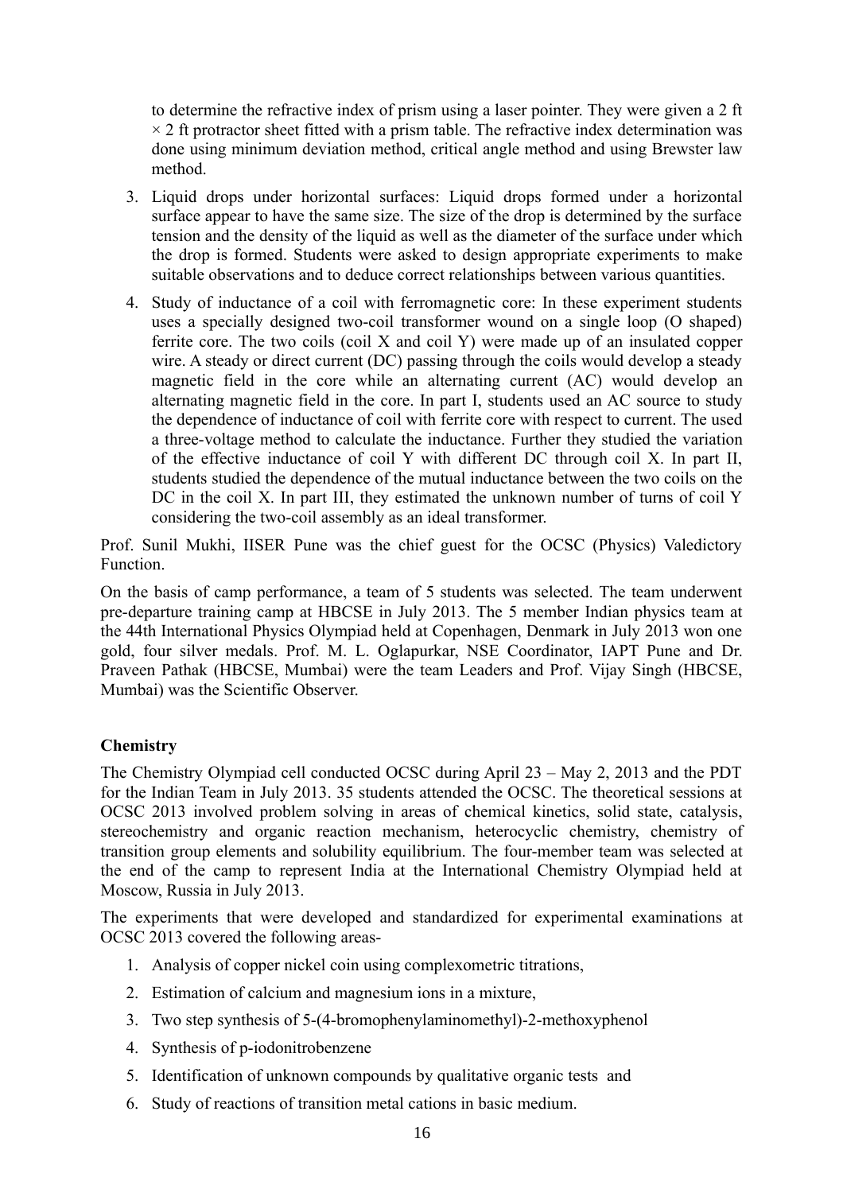to determine the refractive index of prism using a laser pointer. They were given a 2 ft $\times$ 2 ft protractor sheet fitted with a prism table. The refractive index determination was done using minimum deviation method, critical angle method and using Brewster law method.

3. Liquid drops under horizontal surfaces: Liquid drops formed under a horizontal surface appear to have the same size. The size of the drop is determined by the surface tension and the density of the liquid as well as the diameter of the surface under which the drop is formed. Students were asked to design appropriate experiments to make suitable observations and to deduce correct relationships between various quantities.

4. Study of inductance of a coil with ferromagnetic core: In these experiment students uses a specially designed two-coil transformer wound on a single loop (O shaped) ferrite core. The two coils (coil X and coil Y) were made up of an insulated copper wire. A steady or direct current (DC) passing through the coils would develop a steady magnetic field in the core while an alternating current (AC) would develop an alternating magnetic field in the core. In part I, students used an AC source to study the dependence of inductance of coil with ferrite core with respect to current. The used a three-voltage method to calculate the inductance. Further they studied the variation of the effective inductance of coil Y with different DC through coil X. In part II, students studied the dependence of the mutual inductance between the two coils on the DC in the coil X. In part III, they estimated the unknown number of turns of coil Y considering the two-coil assembly as an ideal transformer.

Prof. Sunil Mukhi, IISER Pune was the chief guest for the OCSC (Physics) Valedictory Function.

On the basis of camp performance, a team of 5 students was selected. The team underwent pre-departure training camp at HBCSE in July 2013. The 5 member Indian physics team at the 44th International Physics Olympiad held at Copenhagen, Denmark in July 2013 won one gold, four silver medals. Prof. M. L. Oglapurkar, NSE Coordinator, IAPT Pune and Dr. Praveen Pathak (HBCSE, Mumbai) were the team Leaders and Prof. Vijay Singh (HBCSE, Mumbai) was the Scientific Observer.

**Chemistry**

The Chemistry Olympiad cell conducted OCSC during April 23 – May 2, 2013 and the PDT for the Indian Team in July 2013. 35 students attended the OCSC. The theoretical sessions at OCSC 2013 involved problem solving in areas of chemical kinetics, solid state, catalysis, stereochemistry and organic reaction mechanism, heterocyclic chemistry, chemistry of transition group elements and solubility equilibrium. The four-member team was selected at the end of the camp to represent India at the International Chemistry Olympiad held at Moscow, Russia in July 2013.

The experiments that were developed and standardized for experimental examinations at OCSC 2013 covered the following areas-

1. Analysis of copper nickel coin using complexometric titrations,
2. Estimation of calcium and magnesium ions in a mixture,
3. Two step synthesis of 5-(4-bromophenylaminomethyl)-2-methoxyphenol
4. Synthesis of p-iodonitrobenzene
5. Identification of unknown compounds by qualitative organic tests and
6. Study of reactions of transition metal cations in basic medium.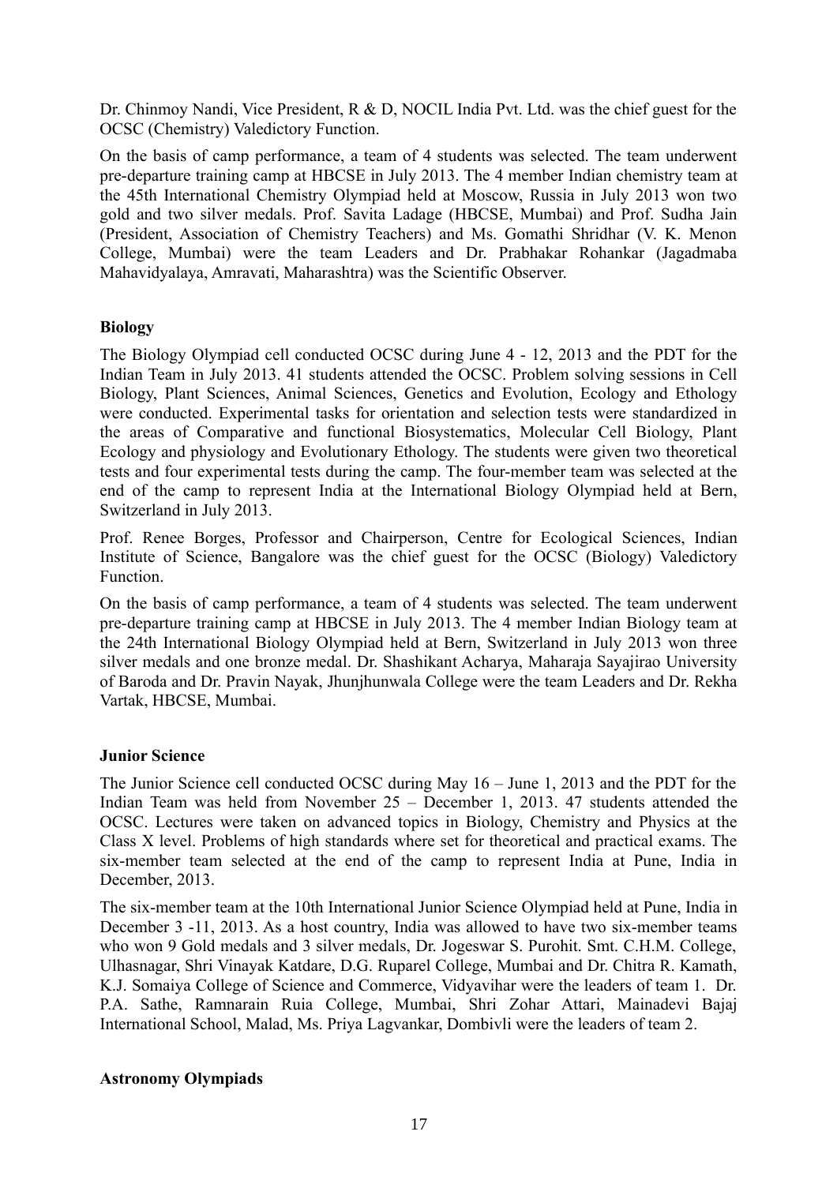Dr. Chinmoy Nandi, Vice President, R & D, NOCIL India Pvt. Ltd. was the chief guest for the OCSC (Chemistry) Valedictory Function.

On the basis of camp performance, a team of 4 students was selected. The team underwent pre-departure training camp at HBCSE in July 2013. The 4 member Indian chemistry team at the 45th International Chemistry Olympiad held at Moscow, Russia in July 2013 won two gold and two silver medals. Prof. Savita Ladage (HBCSE, Mumbai) and Prof. Sudha Jain (President, Association of Chemistry Teachers) and Ms. Gomathi Shridhar (V. K. Menon College, Mumbai) were the team Leaders and Dr. Prabhakar Rohankar (Jagadmaba Mahavidyalaya, Amravati, Maharashtra) was the Scientific Observer.

**Biology**

The Biology Olympiad cell conducted OCSC during June 4 - 12, 2013 and the PDT for the Indian Team in July 2013. 41 students attended the OCSC. Problem solving sessions in Cell Biology, Plant Sciences, Animal Sciences, Genetics and Evolution, Ecology and Ethology were conducted. Experimental tasks for orientation and selection tests were standardized in the areas of Comparative and functional Biosystematics, Molecular Cell Biology, Plant Ecology and physiology and Evolutionary Ethology. The students were given two theoretical tests and four experimental tests during the camp. The four-member team was selected at the end of the camp to represent India at the International Biology Olympiad held at Bern, Switzerland in July 2013.

Prof. Renee Borges, Professor and Chairperson, Centre for Ecological Sciences, Indian Institute of Science, Bangalore was the chief guest for the OCSC (Biology) Valedictory Function.

On the basis of camp performance, a team of 4 students was selected. The team underwent pre-departure training camp at HBCSE in July 2013. The 4 member Indian Biology team at the 24th International Biology Olympiad held at Bern, Switzerland in July 2013 won three silver medals and one bronze medal. Dr. Shashikant Acharya, Maharaja Sayajirao University of Baroda and Dr. Pravin Nayak, Jhunjhunwala College were the team Leaders and Dr. Rekha Vartak, HBCSE, Mumbai.

**Junior Science**

The Junior Science cell conducted OCSC during May 16 – June 1, 2013 and the PDT for the Indian Team was held from November 25 – December 1, 2013. 47 students attended the OCSC. Lectures were taken on advanced topics in Biology, Chemistry and Physics at the Class X level. Problems of high standards where set for theoretical and practical exams. The six-member team selected at the end of the camp to represent India at Pune, India in December, 2013.

The six-member team at the 10th International Junior Science Olympiad held at Pune, India in December 3 -11, 2013. As a host country, India was allowed to have two six-member teams who won 9 Gold medals and 3 silver medals, Dr. Jogeswar S. Purohit. Smt. C.H.M. College, Ulhasnagar, Shri Vinayak Katdare, D.G. Ruparel College, Mumbai and Dr. Chitra R. Kamath, K.J. Somaiya College of Science and Commerce, Vidyavihar were the leaders of team 1. Dr. P.A. Sathe, Ramnarain Ruia College, Mumbai, Shri Zohar Attari, Mainadevi Bajaj International School, Malad, Ms. Priya Lagvankar, Dombivli were the leaders of team 2.

**Astronomy Olympiads**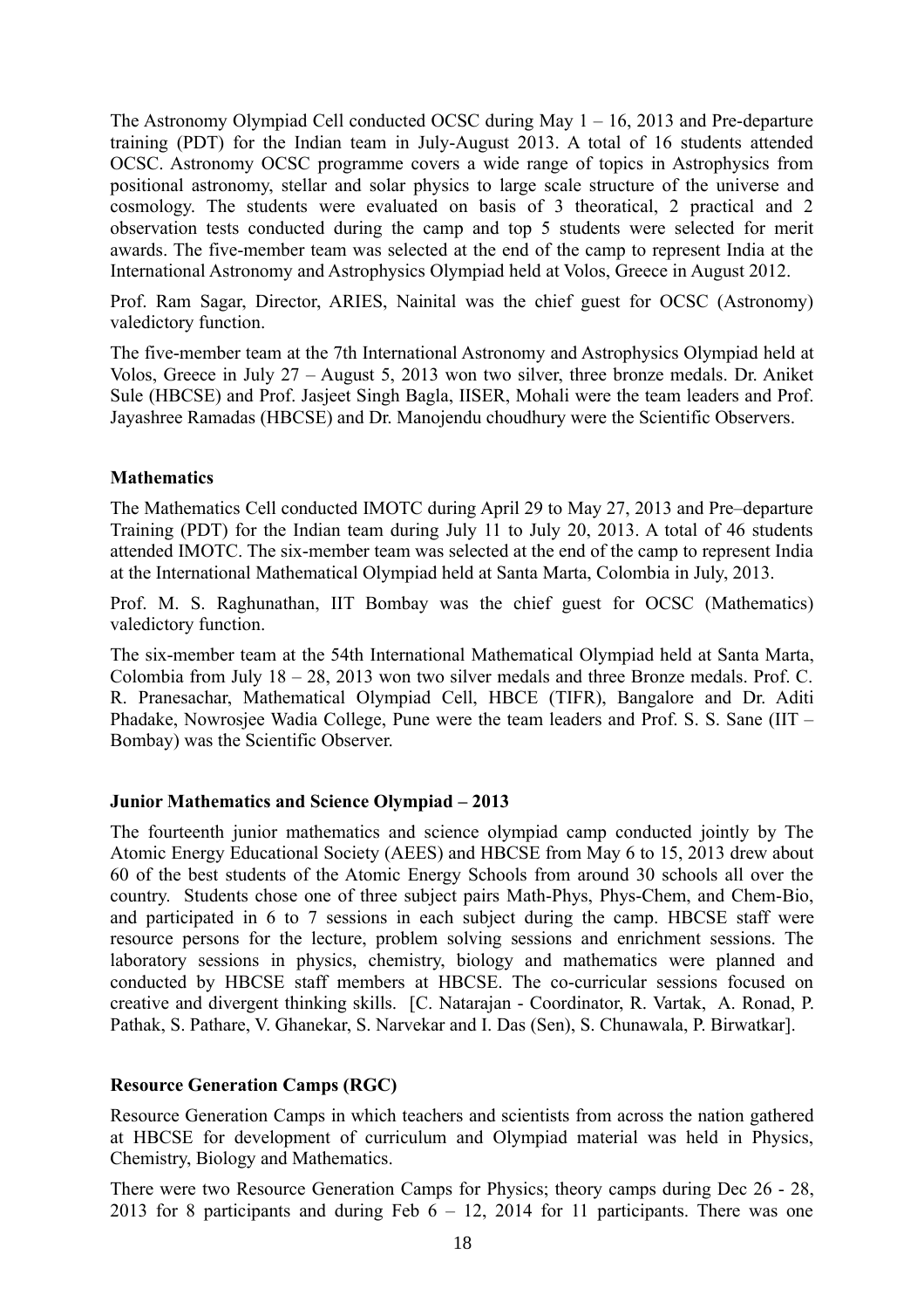The Astronomy Olympiad Cell conducted OCSC during May 1 – 16, 2013 and Pre-departure training (PDT) for the Indian team in July-August 2013. A total of 16 students attended OCSC. Astronomy OCSC programme covers a wide range of topics in Astrophysics from positional astronomy, stellar and solar physics to large scale structure of the universe and cosmology. The students were evaluated on basis of 3 theoratical, 2 practical and 2 observation tests conducted during the camp and top 5 students were selected for merit awards. The five-member team was selected at the end of the camp to represent India at the International Astronomy and Astrophysics Olympiad held at Volos, Greece in August 2012.

Prof. Ram Sagar, Director, ARIES, Nainital was the chief guest for OCSC (Astronomy) valedictory function.

The five-member team at the 7th International Astronomy and Astrophysics Olympiad held at Volos, Greece in July 27 – August 5, 2013 won two silver, three bronze medals. Dr. Aniket Sule (HBCSE) and Prof. Jasjeet Singh Bagla, IISER, Mohali were the team leaders and Prof. Jayashree Ramadas (HBCSE) and Dr. Manojendu choudhury were the Scientific Observers.

**Mathematics**

The Mathematics Cell conducted IMOTC during April 29 to May 27, 2013 and Pre–departure Training (PDT) for the Indian team during July 11 to July 20, 2013. A total of 46 students attended IMOTC. The six-member team was selected at the end of the camp to represent India at the International Mathematical Olympiad held at Santa Marta, Colombia in July, 2013.

Prof. M. S. Raghunathan, IIT Bombay was the chief guest for OCSC (Mathematics) valedictory function.

The six-member team at the 54th International Mathematical Olympiad held at Santa Marta, Colombia from July 18 – 28, 2013 won two silver medals and three Bronze medals. Prof. C. R. Pranesachar, Mathematical Olympiad Cell, HBCE (TIFR), Bangalore and Dr. Aditi Phadake, Nowrosjee Wadia College, Pune were the team leaders and Prof. S. S. Sane (IIT – Bombay) was the Scientific Observer.

**Junior Mathematics and Science Olympiad – 2013**

The fourteenth junior mathematics and science olympiad camp conducted jointly by The Atomic Energy Educational Society (AEES) and HBCSE from May 6 to 15, 2013 drew about 60 of the best students of the Atomic Energy Schools from around 30 schools all over the country. Students chose one of three subject pairs Math-Phys, Phys-Chem, and Chem-Bio, and participated in 6 to 7 sessions in each subject during the camp. HBCSE staff were resource persons for the lecture, problem solving sessions and enrichment sessions. The laboratory sessions in physics, chemistry, biology and mathematics were planned and conducted by HBCSE staff members at HBCSE. The co-curricular sessions focused on creative and divergent thinking skills. [C. Natarajan - Coordinator, R. Vartak, A. Ronad, P. Pathak, S. Pathare, V. Ghanekar, S. Narvekar and I. Das (Sen), S. Chunawala, P. Birwatkar].

**Resource Generation Camps (RGC)**

Resource Generation Camps in which teachers and scientists from across the nation gathered at HBCSE for development of curriculum and Olympiad material was held in Physics, Chemistry, Biology and Mathematics.

There were two Resource Generation Camps for Physics; theory camps during Dec 26 - 28, 2013 for 8 participants and during Feb 6 – 12, 2014 for 11 participants. There was one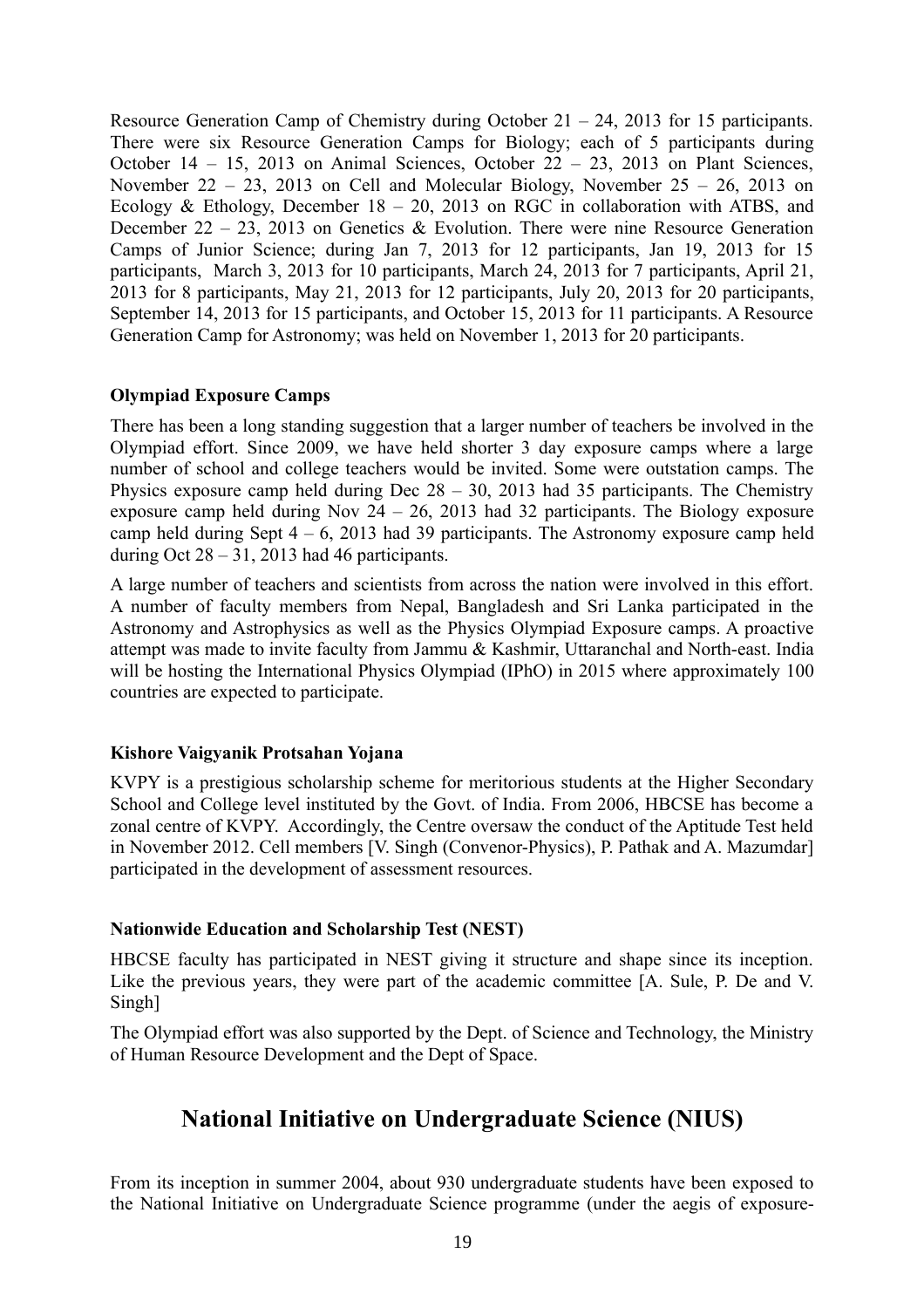Resource Generation Camp of Chemistry during October 21 – 24, 2013 for 15 participants. There were six Resource Generation Camps for Biology; each of 5 participants during October 14 – 15, 2013 on Animal Sciences, October 22 – 23, 2013 on Plant Sciences, November 22 – 23, 2013 on Cell and Molecular Biology, November 25 – 26, 2013 on Ecology & Ethology, December 18 – 20, 2013 on RGC in collaboration with ATBS, and December 22 – 23, 2013 on Genetics & Evolution. There were nine Resource Generation Camps of Junior Science; during Jan 7, 2013 for 12 participants, Jan 19, 2013 for 15 participants, March 3, 2013 for 10 participants, March 24, 2013 for 7 participants, April 21, 2013 for 8 participants, May 21, 2013 for 12 participants, July 20, 2013 for 20 participants, September 14, 2013 for 15 participants, and October 15, 2013 for 11 participants. A Resource Generation Camp for Astronomy; was held on November 1, 2013 for 20 participants.

**Olympiad Exposure Camps**

There has been a long standing suggestion that a larger number of teachers be involved in the Olympiad effort. Since 2009, we have held shorter 3 day exposure camps where a large number of school and college teachers would be invited. Some were outstation camps. The Physics exposure camp held during Dec 28 – 30, 2013 had 35 participants. The Chemistry exposure camp held during Nov 24 – 26, 2013 had 32 participants. The Biology exposure camp held during Sept 4 – 6, 2013 had 39 participants. The Astronomy exposure camp held during Oct 28 – 31, 2013 had 46 participants.

A large number of teachers and scientists from across the nation were involved in this effort. A number of faculty members from Nepal, Bangladesh and Sri Lanka participated in the Astronomy and Astrophysics as well as the Physics Olympiad Exposure camps. A proactive attempt was made to invite faculty from Jammu & Kashmir, Uttaranchal and North-east. India will be hosting the International Physics Olympiad (IPhO) in 2015 where approximately 100 countries are expected to participate.

**Kishore Vaigyanik Protsahan Yojana**

KVPY is a prestigious scholarship scheme for meritorious students at the Higher Secondary School and College level instituted by the Govt. of India. From 2006, HBCSE has become a zonal centre of KVPY. Accordingly, the Centre oversaw the conduct of the Aptitude Test held in November 2012. Cell members [V. Singh (Convenor-Physics), P. Pathak and A. Mazumdar] participated in the development of assessment resources.

**Nationwide Education and Scholarship Test (NEST)**

HBCSE faculty has participated in NEST giving it structure and shape since its inception. Like the previous years, they were part of the academic committee [A. Sule, P. De and V. Singh]

The Olympiad effort was also supported by the Dept. of Science and Technology, the Ministry of Human Resource Development and the Dept of Space.

## National Initiative on Undergraduate Science (NIUS)

From its inception in summer 2004, about 930 undergraduate students have been exposed to the National Initiative on Undergraduate Science programme (under the aegis of exposure-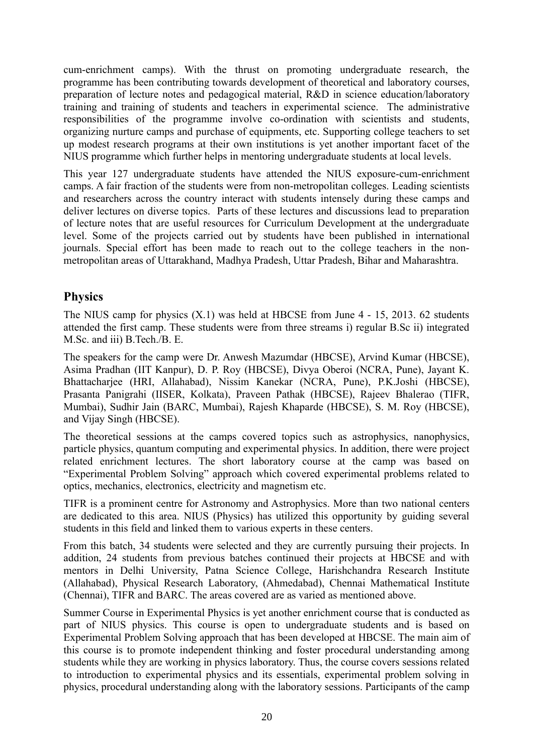cum-enrichment camps). With the thrust on promoting undergraduate research, the programme has been contributing towards development of theoretical and laboratory courses, preparation of lecture notes and pedagogical material, R&D in science education/laboratory training and training of students and teachers in experimental science. The administrative responsibilities of the programme involve co-ordination with scientists and students, organizing nurture camps and purchase of equipments, etc. Supporting college teachers to set up modest research programs at their own institutions is yet another important facet of the NIUS programme which further helps in mentoring undergraduate students at local levels.

This year 127 undergraduate students have attended the NIUS exposure-cum-enrichment camps. A fair fraction of the students were from non-metropolitan colleges. Leading scientists and researchers across the country interact with students intensely during these camps and deliver lectures on diverse topics. Parts of these lectures and discussions lead to preparation of lecture notes that are useful resources for Curriculum Development at the undergraduate level. Some of the projects carried out by students have been published in international journals. Special effort has been made to reach out to the college teachers in the non-metropolitan areas of Uttarakhand, Madhya Pradesh, Uttar Pradesh, Bihar and Maharashtra.

## Physics

The NIUS camp for physics (X.1) was held at HBCSE from June 4 - 15, 2013. 62 students attended the first camp. These students were from three streams i) regular B.Sc ii) integrated M.Sc. and iii) B.Tech./B. E.

The speakers for the camp were Dr. Anwesh Mazumdar (HBCSE), Arvind Kumar (HBCSE), Asima Pradhan (IIT Kanpur), D. P. Roy (HBCSE), Divya Oberoi (NCRA, Pune), Jayant K. Bhattacharjee (HRI, Allahabad), Nissim Kanekar (NCRA, Pune), P.K.Joshi (HBCSE), Prasanta Panigrahi (IISER, Kolkata), Praveen Pathak (HBCSE), Rajeev Bhalerao (TIFR, Mumbai), Sudhir Jain (BARC, Mumbai), Rajesh Khaparde (HBCSE), S. M. Roy (HBCSE), and Vijay Singh (HBCSE).

The theoretical sessions at the camps covered topics such as astrophysics, nanophysics, particle physics, quantum computing and experimental physics. In addition, there were project related enrichment lectures. The short laboratory course at the camp was based on "Experimental Problem Solving" approach which covered experimental problems related to optics, mechanics, electronics, electricity and magnetism etc.

TIFR is a prominent centre for Astronomy and Astrophysics. More than two national centers are dedicated to this area. NIUS (Physics) has utilized this opportunity by guiding several students in this field and linked them to various experts in these centers.

From this batch, 34 students were selected and they are currently pursuing their projects. In addition, 24 students from previous batches continued their projects at HBCSE and with mentors in Delhi University, Patna Science College, Harishchandra Research Institute (Allahabad), Physical Research Laboratory, (Ahmedabad), Chennai Mathematical Institute (Chennai), TIFR and BARC. The areas covered are as varied as mentioned above.

Summer Course in Experimental Physics is yet another enrichment course that is conducted as part of NIUS physics. This course is open to undergraduate students and is based on Experimental Problem Solving approach that has been developed at HBCSE. The main aim of this course is to promote independent thinking and foster procedural understanding among students while they are working in physics laboratory. Thus, the course covers sessions related to introduction to experimental physics and its essentials, experimental problem solving in physics, procedural understanding along with the laboratory sessions. Participants of the camp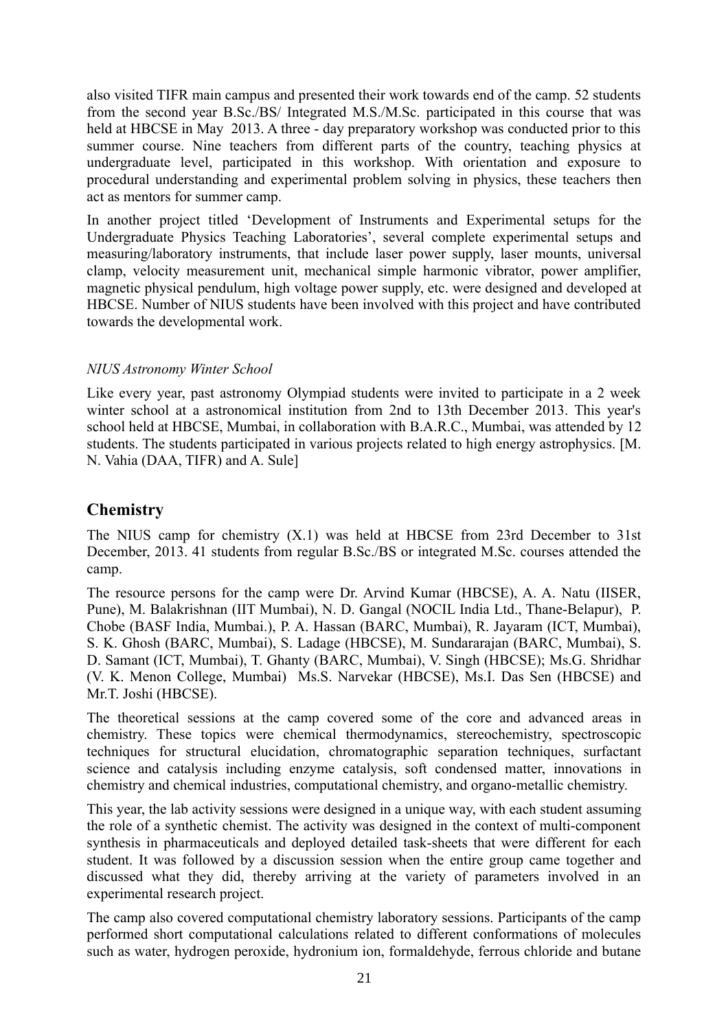also visited TIFR main campus and presented their work towards end of the camp. 52 students from the second year B.Sc./BS/ Integrated M.S./M.Sc. participated in this course that was held at HBCSE in May 2013. A three - day preparatory workshop was conducted prior to this summer course. Nine teachers from different parts of the country, teaching physics at undergraduate level, participated in this workshop. With orientation and exposure to procedural understanding and experimental problem solving in physics, these teachers then act as mentors for summer camp.

In another project titled 'Development of Instruments and Experimental setups for the Undergraduate Physics Teaching Laboratories', several complete experimental setups and measuring/laboratory instruments, that include laser power supply, laser mounts, universal clamp, velocity measurement unit, mechanical simple harmonic vibrator, power amplifier, magnetic physical pendulum, high voltage power supply, etc. were designed and developed at HBCSE. Number of NIUS students have been involved with this project and have contributed towards the developmental work.

*NIUS Astronomy Winter School*

Like every year, past astronomy Olympiad students were invited to participate in a 2 week winter school at a astronomical institution from 2nd to 13th December 2013. This year's school held at HBCSE, Mumbai, in collaboration with B.A.R.C., Mumbai, was attended by 12 students. The students participated in various projects related to high energy astrophysics. [M. N. Vahia (DAA, TIFR) and A. Sule]

## Chemistry

The NIUS camp for chemistry (X.1) was held at HBCSE from 23rd December to 31st December, 2013. 41 students from regular B.Sc./BS or integrated M.Sc. courses attended the camp.

The resource persons for the camp were Dr. Arvind Kumar (HBCSE), A. A. Natu (IISER, Pune), M. Balakrishnan (IIT Mumbai), N. D. Gangal (NOCIL India Ltd., Thane-Belapur), P. Chobe (BASF India, Mumbai.), P. A. Hassan (BARC, Mumbai), R. Jayaram (ICT, Mumbai), S. K. Ghosh (BARC, Mumbai), S. Ladage (HBCSE), M. Sundararajan (BARC, Mumbai), S. D. Samant (ICT, Mumbai), T. Ghanty (BARC, Mumbai), V. Singh (HBCSE); Ms.G. Shridhar (V. K. Menon College, Mumbai) Ms.S. Narvekar (HBCSE), Ms.I. Das Sen (HBCSE) and Mr.T. Joshi (HBCSE).

The theoretical sessions at the camp covered some of the core and advanced areas in chemistry. These topics were chemical thermodynamics, stereochemistry, spectroscopic techniques for structural elucidation, chromatographic separation techniques, surfactant science and catalysis including enzyme catalysis, soft condensed matter, innovations in chemistry and chemical industries, computational chemistry, and organo-metallic chemistry.

This year, the lab activity sessions were designed in a unique way, with each student assuming the role of a synthetic chemist. The activity was designed in the context of multi-component synthesis in pharmaceuticals and deployed detailed task-sheets that were different for each student. It was followed by a discussion session when the entire group came together and discussed what they did, thereby arriving at the variety of parameters involved in an experimental research project.

The camp also covered computational chemistry laboratory sessions. Participants of the camp performed short computational calculations related to different conformations of molecules such as water, hydrogen peroxide, hydronium ion, formaldehyde, ferrous chloride and butane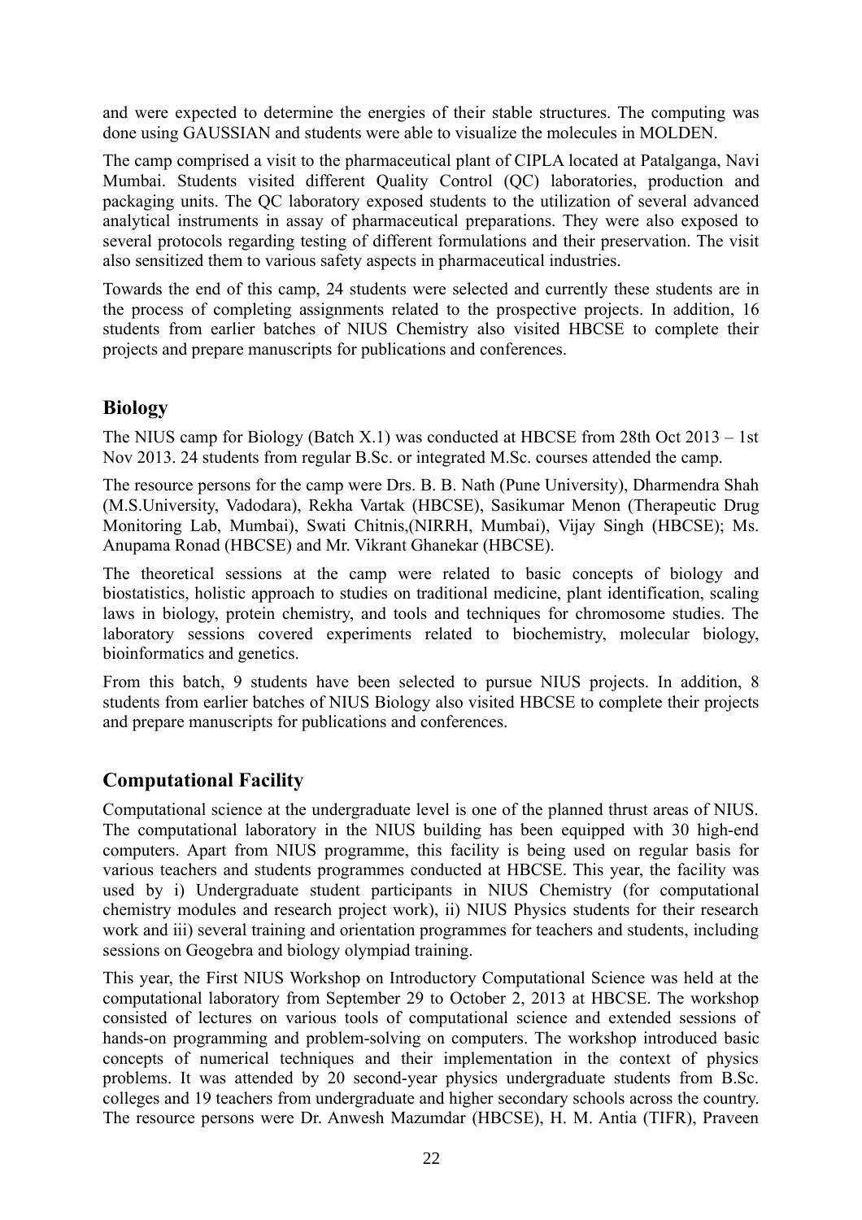and were expected to determine the energies of their stable structures. The computing was done using GAUSSIAN and students were able to visualize the molecules in MOLDEN.

The camp comprised a visit to the pharmaceutical plant of CIPLA located at Patalganga, Navi Mumbai. Students visited different Quality Control (QC) laboratories, production and packaging units. The QC laboratory exposed students to the utilization of several advanced analytical instruments in assay of pharmaceutical preparations. They were also exposed to several protocols regarding testing of different formulations and their preservation. The visit also sensitized them to various safety aspects in pharmaceutical industries.

Towards the end of this camp, 24 students were selected and currently these students are in the process of completing assignments related to the prospective projects. In addition, 16 students from earlier batches of NIUS Chemistry also visited HBCSE to complete their projects and prepare manuscripts for publications and conferences.

## Biology

The NIUS camp for Biology (Batch X.1) was conducted at HBCSE from 28th Oct 2013 – 1st Nov 2013. 24 students from regular B.Sc. or integrated M.Sc. courses attended the camp.

The resource persons for the camp were Drs. B. B. Nath (Pune University), Dharmendra Shah (M.S.University, Vadodara), Rekha Vartak (HBCSE), Sasikumar Menon (Therapeutic Drug Monitoring Lab, Mumbai), Swati Chitnis,(NIRRH, Mumbai), Vijay Singh (HBCSE); Ms. Anupama Ronad (HBCSE) and Mr. Vikrant Ghanekar (HBCSE).

The theoretical sessions at the camp were related to basic concepts of biology and biostatistics, holistic approach to studies on traditional medicine, plant identification, scaling laws in biology, protein chemistry, and tools and techniques for chromosome studies. The laboratory sessions covered experiments related to biochemistry, molecular biology, bioinformatics and genetics.

From this batch, 9 students have been selected to pursue NIUS projects. In addition, 8 students from earlier batches of NIUS Biology also visited HBCSE to complete their projects and prepare manuscripts for publications and conferences.

## Computational Facility

Computational science at the undergraduate level is one of the planned thrust areas of NIUS. The computational laboratory in the NIUS building has been equipped with 30 high-end computers. Apart from NIUS programme, this facility is being used on regular basis for various teachers and students programmes conducted at HBCSE. This year, the facility was used by i) Undergraduate student participants in NIUS Chemistry (for computational chemistry modules and research project work), ii) NIUS Physics students for their research work and iii) several training and orientation programmes for teachers and students, including sessions on Geogebra and biology olympiad training.

This year, the First NIUS Workshop on Introductory Computational Science was held at the computational laboratory from September 29 to October 2, 2013 at HBCSE. The workshop consisted of lectures on various tools of computational science and extended sessions of hands-on programming and problem-solving on computers. The workshop introduced basic concepts of numerical techniques and their implementation in the context of physics problems. It was attended by 20 second-year physics undergraduate students from B.Sc. colleges and 19 teachers from undergraduate and higher secondary schools across the country. The resource persons were Dr. Anwesh Mazumdar (HBCSE), H. M. Antia (TIFR), Praveen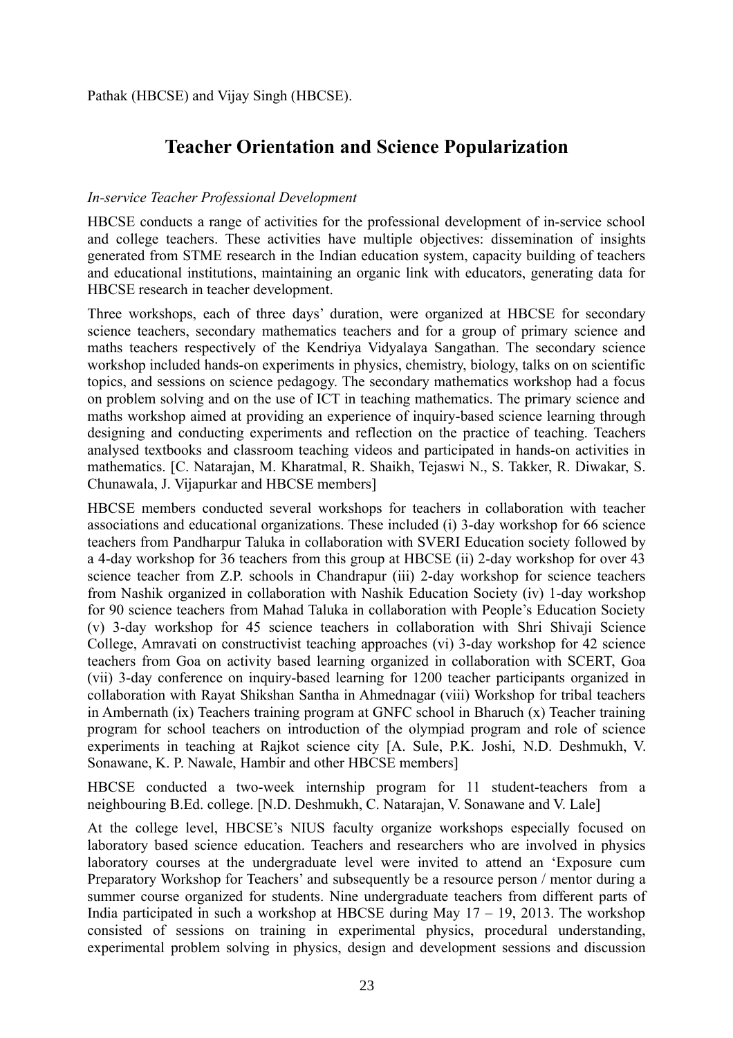Pathak (HBCSE) and Vijay Singh (HBCSE).

## Teacher Orientation and Science Popularization

*In-service Teacher Professional Development*

HBCSE conducts a range of activities for the professional development of in-service school and college teachers. These activities have multiple objectives: dissemination of insights generated from STME research in the Indian education system, capacity building of teachers and educational institutions, maintaining an organic link with educators, generating data for HBCSE research in teacher development.

Three workshops, each of three days' duration, were organized at HBCSE for secondary science teachers, secondary mathematics teachers and for a group of primary science and maths teachers respectively of the Kendriya Vidyalaya Sangathan. The secondary science workshop included hands-on experiments in physics, chemistry, biology, talks on on scientific topics, and sessions on science pedagogy. The secondary mathematics workshop had a focus on problem solving and on the use of ICT in teaching mathematics. The primary science and maths workshop aimed at providing an experience of inquiry-based science learning through designing and conducting experiments and reflection on the practice of teaching. Teachers analysed textbooks and classroom teaching videos and participated in hands-on activities in mathematics. [C. Natarajan, M. Kharatmal, R. Shaikh, Tejaswi N., S. Takker, R. Diwakar, S. Chunawala, J. Vijapurkar and HBCSE members]

HBCSE members conducted several workshops for teachers in collaboration with teacher associations and educational organizations. These included (i) 3-day workshop for 66 science teachers from Pandharpur Taluka in collaboration with SVERI Education society followed by a 4-day workshop for 36 teachers from this group at HBCSE (ii) 2-day workshop for over 43 science teacher from Z.P. schools in Chandrapur (iii) 2-day workshop for science teachers from Nashik organized in collaboration with Nashik Education Society (iv) 1-day workshop for 90 science teachers from Mahad Taluka in collaboration with People's Education Society (v) 3-day workshop for 45 science teachers in collaboration with Shri Shivaji Science College, Amravati on constructivist teaching approaches (vi) 3-day workshop for 42 science teachers from Goa on activity based learning organized in collaboration with SCERT, Goa (vii) 3-day conference on inquiry-based learning for 1200 teacher participants organized in collaboration with Rayat Shikshan Santha in Ahmednagar (viii) Workshop for tribal teachers in Ambernath (ix) Teachers training program at GNFC school in Bharuch (x) Teacher training program for school teachers on introduction of the olympiad program and role of science experiments in teaching at Rajkot science city [A. Sule, P.K. Joshi, N.D. Deshmukh, V. Sonawane, K. P. Nawale, Hambir and other HBCSE members]

HBCSE conducted a two-week internship program for 11 student-teachers from a neighbouring B.Ed. college. [N.D. Deshmukh, C. Natarajan, V. Sonawane and V. Lale]

At the college level, HBCSE's NIUS faculty organize workshops especially focused on laboratory based science education. Teachers and researchers who are involved in physics laboratory courses at the undergraduate level were invited to attend an 'Exposure cum Preparatory Workshop for Teachers' and subsequently be a resource person / mentor during a summer course organized for students. Nine undergraduate teachers from different parts of India participated in such a workshop at HBCSE during May 17 – 19, 2013. The workshop consisted of sessions on training in experimental physics, procedural understanding, experimental problem solving in physics, design and development sessions and discussion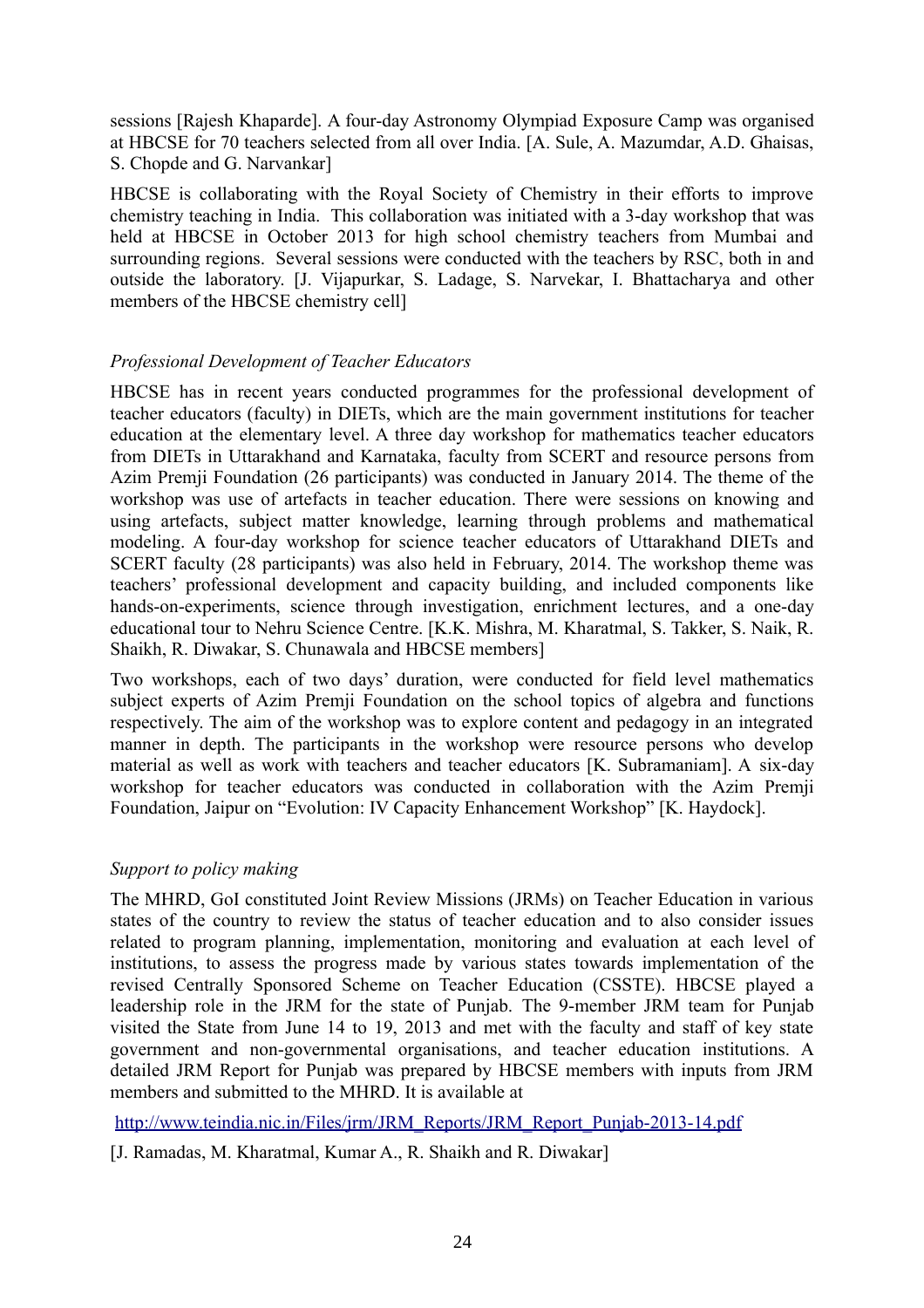sessions [Rajesh Khaparde]. A four-day Astronomy Olympiad Exposure Camp was organised at HBCSE for 70 teachers selected from all over India. [A. Sule, A. Mazumdar, A.D. Ghaisas, S. Chopde and G. Narvankar]

HBCSE is collaborating with the Royal Society of Chemistry in their efforts to improve chemistry teaching in India. This collaboration was initiated with a 3-day workshop that was held at HBCSE in October 2013 for high school chemistry teachers from Mumbai and surrounding regions. Several sessions were conducted with the teachers by RSC, both in and outside the laboratory. [J. Vijapurkar, S. Ladage, S. Narvekar, I. Bhattacharya and other members of the HBCSE chemistry cell]

*Professional Development of Teacher Educators*

HBCSE has in recent years conducted programmes for the professional development of teacher educators (faculty) in DIETs, which are the main government institutions for teacher education at the elementary level. A three day workshop for mathematics teacher educators from DIETs in Uttarakhand and Karnataka, faculty from SCERT and resource persons from Azim Premji Foundation (26 participants) was conducted in January 2014. The theme of the workshop was use of artefacts in teacher education. There were sessions on knowing and using artefacts, subject matter knowledge, learning through problems and mathematical modeling. A four-day workshop for science teacher educators of Uttarakhand DIETs and SCERT faculty (28 participants) was also held in February, 2014. The workshop theme was teachers' professional development and capacity building, and included components like hands-on-experiments, science through investigation, enrichment lectures, and a one-day educational tour to Nehru Science Centre. [K.K. Mishra, M. Kharatmal, S. Takker, S. Naik, R. Shaikh, R. Diwakar, S. Chunawala and HBCSE members]

Two workshops, each of two days' duration, were conducted for field level mathematics subject experts of Azim Premji Foundation on the school topics of algebra and functions respectively. The aim of the workshop was to explore content and pedagogy in an integrated manner in depth. The participants in the workshop were resource persons who develop material as well as work with teachers and teacher educators [K. Subramaniam]. A six-day workshop for teacher educators was conducted in collaboration with the Azim Premji Foundation, Jaipur on "Evolution: IV Capacity Enhancement Workshop" [K. Haydock].

*Support to policy making*

The MHRD, GoI constituted Joint Review Missions (JRMs) on Teacher Education in various states of the country to review the status of teacher education and to also consider issues related to program planning, implementation, monitoring and evaluation at each level of institutions, to assess the progress made by various states towards implementation of the revised Centrally Sponsored Scheme on Teacher Education (CSSTE). HBCSE played a leadership role in the JRM for the state of Punjab. The 9-member JRM team for Punjab visited the State from June 14 to 19, 2013 and met with the faculty and staff of key state government and non-governmental organisations, and teacher education institutions. A detailed JRM Report for Punjab was prepared by HBCSE members with inputs from JRM members and submitted to the MHRD. It is available at

http://www.teindia.nic.in/Files/jrm/JRM_Reports/JRM_Report_Punjab-2013-14.pdf

[J. Ramadas, M. Kharatmal, Kumar A., R. Shaikh and R. Diwakar]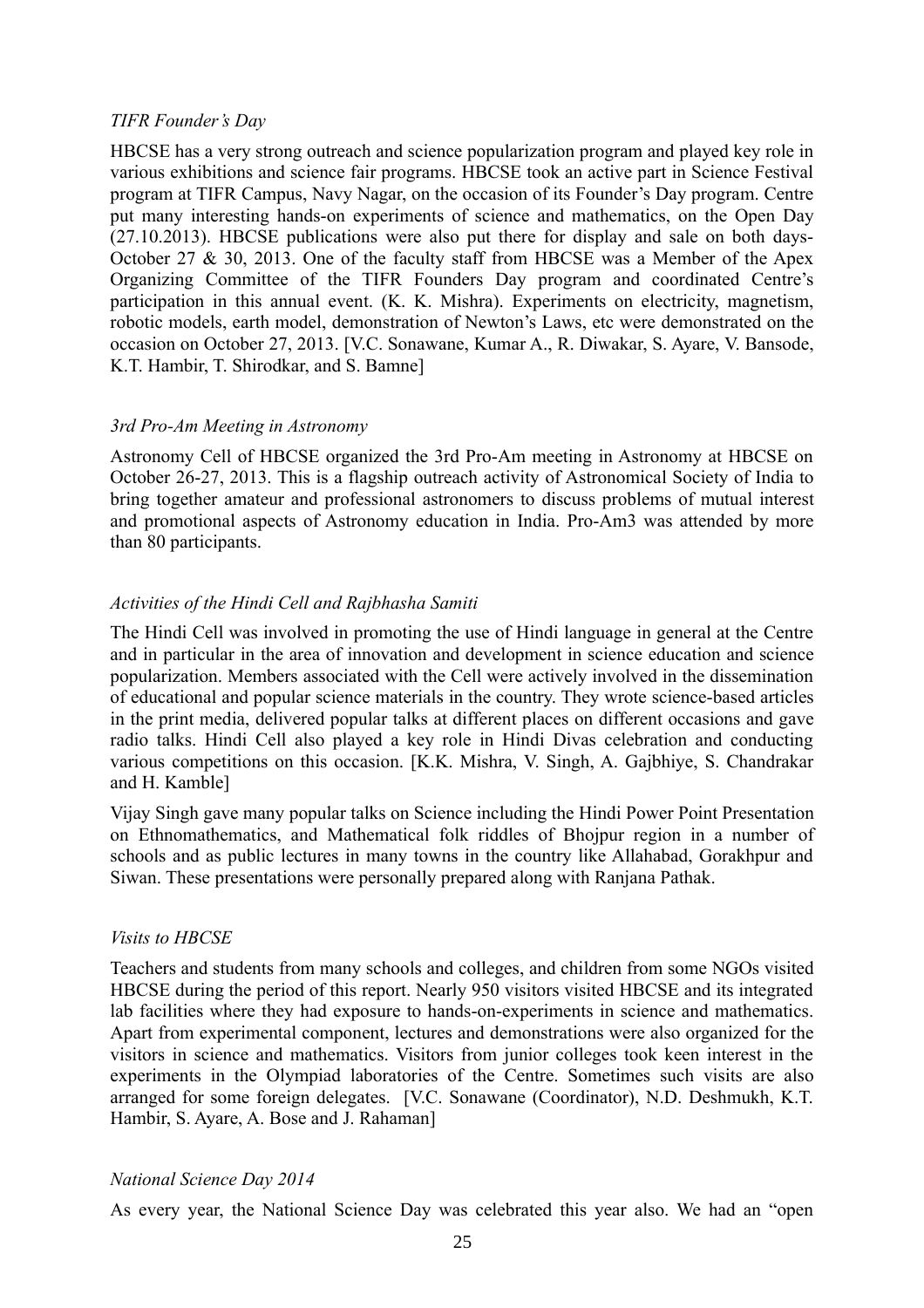*TIFR Founder's Day*

HBCSE has a very strong outreach and science popularization program and played key role in various exhibitions and science fair programs. HBCSE took an active part in Science Festival program at TIFR Campus, Navy Nagar, on the occasion of its Founder's Day program. Centre put many interesting hands-on experiments of science and mathematics, on the Open Day (27.10.2013). HBCSE publications were also put there for display and sale on both days-October 27 & 30, 2013. One of the faculty staff from HBCSE was a Member of the Apex Organizing Committee of the TIFR Founders Day program and coordinated Centre's participation in this annual event. (K. K. Mishra). Experiments on electricity, magnetism, robotic models, earth model, demonstration of Newton's Laws, etc were demonstrated on the occasion on October 27, 2013. [V.C. Sonawane, Kumar A., R. Diwakar, S. Ayare, V. Bansode, K.T. Hambir, T. Shirodkar, and S. Bamne]

*3rd Pro-Am Meeting in Astronomy*

Astronomy Cell of HBCSE organized the 3rd Pro-Am meeting in Astronomy at HBCSE on October 26-27, 2013. This is a flagship outreach activity of Astronomical Society of India to bring together amateur and professional astronomers to discuss problems of mutual interest and promotional aspects of Astronomy education in India. Pro-Am3 was attended by more than 80 participants.

*Activities of the Hindi Cell and Rajbhasha Samiti*

The Hindi Cell was involved in promoting the use of Hindi language in general at the Centre and in particular in the area of innovation and development in science education and science popularization. Members associated with the Cell were actively involved in the dissemination of educational and popular science materials in the country. They wrote science-based articles in the print media, delivered popular talks at different places on different occasions and gave radio talks. Hindi Cell also played a key role in Hindi Divas celebration and conducting various competitions on this occasion. [K.K. Mishra, V. Singh, A. Gajbhiye, S. Chandrakar and H. Kamble]

Vijay Singh gave many popular talks on Science including the Hindi Power Point Presentation on Ethnomathematics, and Mathematical folk riddles of Bhojpur region in a number of schools and as public lectures in many towns in the country like Allahabad, Gorakhpur and Siwan. These presentations were personally prepared along with Ranjana Pathak.

*Visits to HBCSE*

Teachers and students from many schools and colleges, and children from some NGOs visited HBCSE during the period of this report. Nearly 950 visitors visited HBCSE and its integrated lab facilities where they had exposure to hands-on-experiments in science and mathematics. Apart from experimental component, lectures and demonstrations were also organized for the visitors in science and mathematics. Visitors from junior colleges took keen interest in the experiments in the Olympiad laboratories of the Centre. Sometimes such visits are also arranged for some foreign delegates. [V.C. Sonawane (Coordinator), N.D. Deshmukh, K.T. Hambir, S. Ayare, A. Bose and J. Rahaman]

*National Science Day 2014*

As every year, the National Science Day was celebrated this year also. We had an "open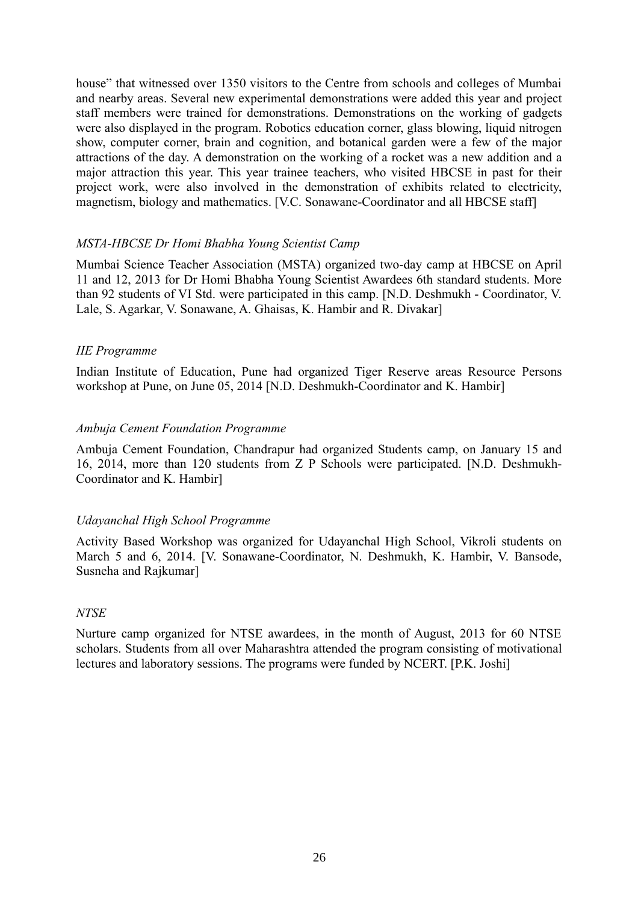house" that witnessed over 1350 visitors to the Centre from schools and colleges of Mumbai and nearby areas. Several new experimental demonstrations were added this year and project staff members were trained for demonstrations. Demonstrations on the working of gadgets were also displayed in the program. Robotics education corner, glass blowing, liquid nitrogen show, computer corner, brain and cognition, and botanical garden were a few of the major attractions of the day. A demonstration on the working of a rocket was a new addition and a major attraction this year. This year trainee teachers, who visited HBCSE in past for their project work, were also involved in the demonstration of exhibits related to electricity, magnetism, biology and mathematics. [V.C. Sonawane-Coordinator and all HBCSE staff]

*MSTA-HBCSE Dr Homi Bhabha Young Scientist Camp*

Mumbai Science Teacher Association (MSTA) organized two-day camp at HBCSE on April 11 and 12, 2013 for Dr Homi Bhabha Young Scientist Awardees 6th standard students. More than 92 students of VI Std. were participated in this camp. [N.D. Deshmukh - Coordinator, V. Lale, S. Agarkar, V. Sonawane, A. Ghaisas, K. Hambir and R. Divakar]

*IIE Programme*

Indian Institute of Education, Pune had organized Tiger Reserve areas Resource Persons workshop at Pune, on June 05, 2014 [N.D. Deshmukh-Coordinator and K. Hambir]

*Ambuja Cement Foundation Programme*

Ambuja Cement Foundation, Chandrapur had organized Students camp, on January 15 and 16, 2014, more than 120 students from Z P Schools were participated. [N.D. Deshmukh-Coordinator and K. Hambir]

*Udayanchal High School Programme*

Activity Based Workshop was organized for Udayanchal High School, Vikroli students on March 5 and 6, 2014. [V. Sonawane-Coordinator, N. Deshmukh, K. Hambir, V. Bansode, Susneha and Rajkumar]

*NTSE*

Nurture camp organized for NTSE awardees, in the month of August, 2013 for 60 NTSE scholars. Students from all over Maharashtra attended the program consisting of motivational lectures and laboratory sessions. The programs were funded by NCERT. [P.K. Joshi]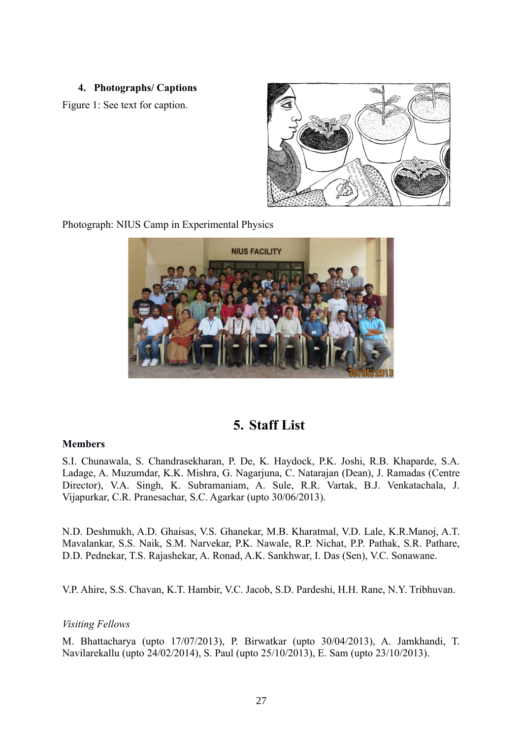#### 4. Photographs/ Captions

Figure 1: See text for caption.

Photograph: NIUS Camp in Experimental Physics

## 5. Staff List

**Members**

S.I. Chunawala, S. Chandrasekharan, P. De, K. Haydock, P.K. Joshi, R.B. Khaparde, S.A. Ladage, A. Muzumdar, K.K. Mishra, G. Nagarjuna, C. Natarajan (Dean), J. Ramadas (Centre Director), V.A. Singh, K. Subramaniam, A. Sule, R.R. Vartak, B.J. Venkatachala, J. Vijapurkar, C.R. Pranesachar, S.C. Agarkar (upto 30/06/2013).

N.D. Deshmukh, A.D. Ghaisas, V.S. Ghanekar, M.B. Kharatmal, V.D. Lale, K.R.Manoj, A.T. Mavalankar, S.S. Naik, S.M. Narvekar, P.K. Nawale, R.P. Nichat, P.P. Pathak, S.R. Pathare, D.D. Pednekar, T.S. Rajashekar, A. Ronad, A.K. Sankhwar, I. Das (Sen), V.C. Sonawane.

V.P. Ahire, S.S. Chavan, K.T. Hambir, V.C. Jacob, S.D. Pardeshi, H.H. Rane, N.Y. Tribhuvan.

*Visiting Fellows*

M. Bhattacharya (upto 17/07/2013), P. Birwatkar (upto 30/04/2013), A. Jamkhandi, T. Navilarekallu (upto 24/02/2014), S. Paul (upto 25/10/2013), E. Sam (upto 23/10/2013).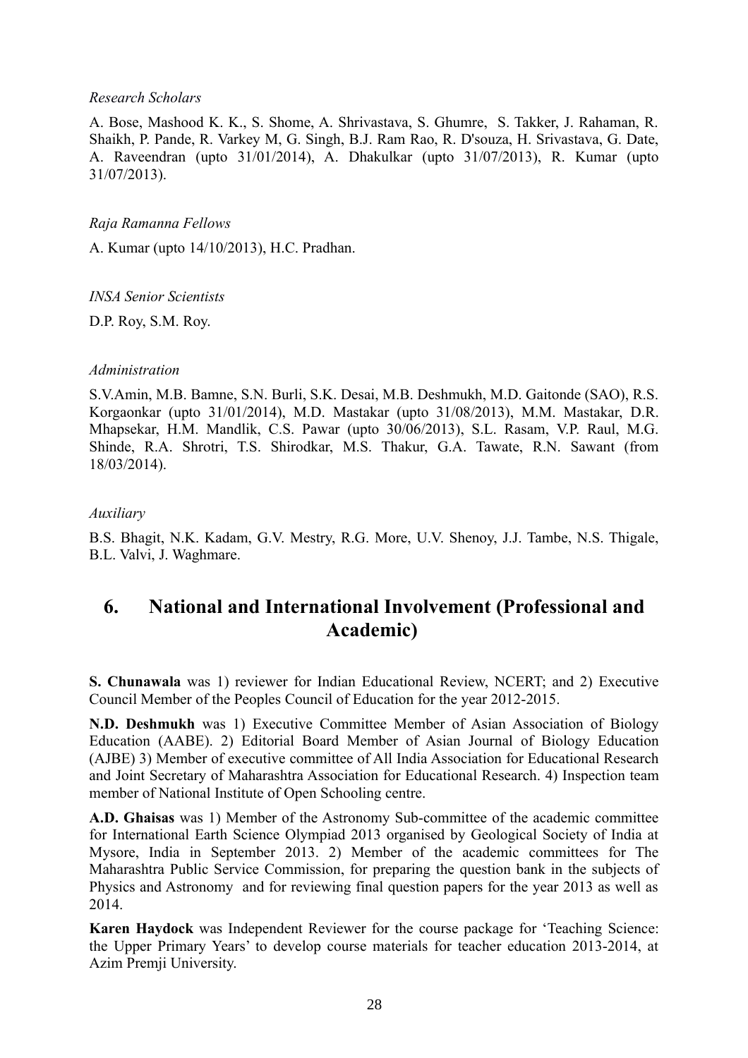*Research Scholars*

A. Bose, Mashood K. K., S. Shome, A. Shrivastava, S. Ghumre, S. Takker, J. Rahaman, R. Shaikh, P. Pande, R. Varkey M, G. Singh, B.J. Ram Rao, R. D'souza, H. Srivastava, G. Date, A. Raveendran (upto 31/01/2014), A. Dhakulkar (upto 31/07/2013), R. Kumar (upto 31/07/2013).

*Raja Ramanna Fellows*

A. Kumar (upto 14/10/2013), H.C. Pradhan.

*INSA Senior Scientists*

D.P. Roy, S.M. Roy.

*Administration*

S.V.Amin, M.B. Bamne, S.N. Burli, S.K. Desai, M.B. Deshmukh, M.D. Gaitonde (SAO), R.S. Korgaonkar (upto 31/01/2014), M.D. Mastakar (upto 31/08/2013), M.M. Mastakar, D.R. Mhapsekar, H.M. Mandlik, C.S. Pawar (upto 30/06/2013), S.L. Rasam, V.P. Raul, M.G. Shinde, R.A. Shrotri, T.S. Shirodkar, M.S. Thakur, G.A. Tawate, R.N. Sawant (from 18/03/2014).

*Auxiliary*

B.S. Bhagit, N.K. Kadam, G.V. Mestry, R.G. More, U.V. Shenoy, J.J. Tambe, N.S. Thigale, B.L. Valvi, J. Waghmare.

# 6. National and International Involvement (Professional and Academic)

**S. Chunawala** was 1) reviewer for Indian Educational Review, NCERT; and 2) Executive Council Member of the Peoples Council of Education for the year 2012-2015.

**N.D. Deshmukh** was 1) Executive Committee Member of Asian Association of Biology Education (AABE). 2) Editorial Board Member of Asian Journal of Biology Education (AJBE) 3) Member of executive committee of All India Association for Educational Research and Joint Secretary of Maharashtra Association for Educational Research. 4) Inspection team member of National Institute of Open Schooling centre.

**A.D. Ghaisas** was 1) Member of the Astronomy Sub-committee of the academic committee for International Earth Science Olympiad 2013 organised by Geological Society of India at Mysore, India in September 2013. 2) Member of the academic committees for The Maharashtra Public Service Commission, for preparing the question bank in the subjects of Physics and Astronomy and for reviewing final question papers for the year 2013 as well as 2014.

**Karen Haydock** was Independent Reviewer for the course package for 'Teaching Science: the Upper Primary Years' to develop course materials for teacher education 2013-2014, at Azim Premji University.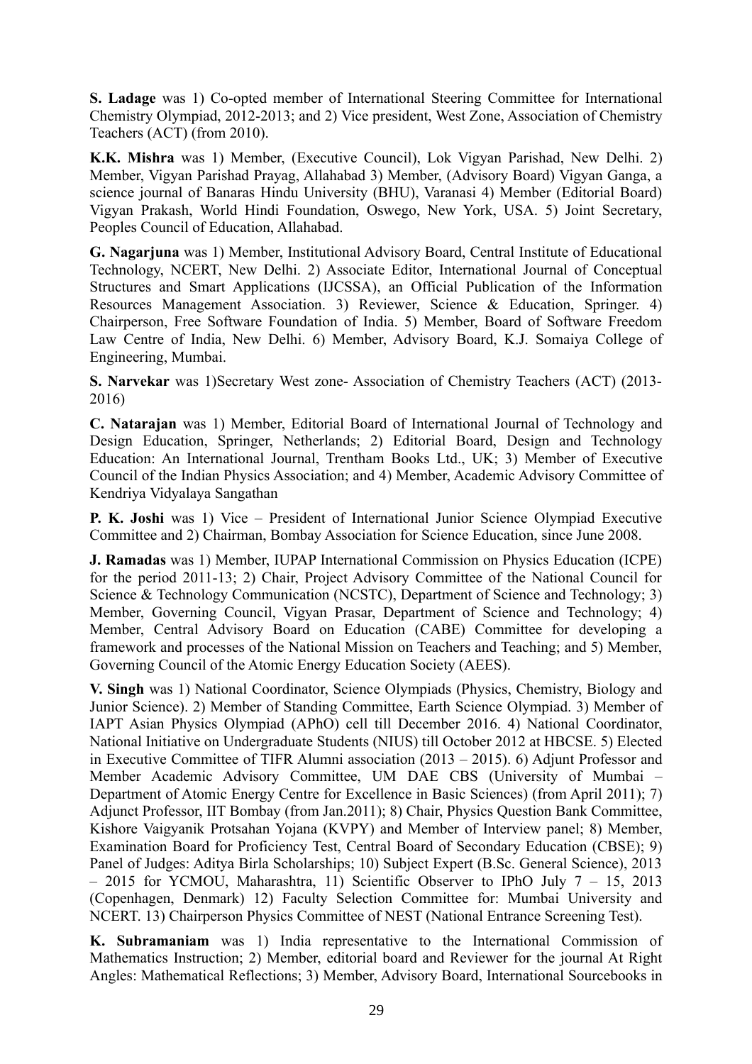**S. Ladage** was 1) Co-opted member of International Steering Committee for International Chemistry Olympiad, 2012-2013; and 2) Vice president, West Zone, Association of Chemistry Teachers (ACT) (from 2010).

**K.K. Mishra** was 1) Member, (Executive Council), Lok Vigyan Parishad, New Delhi. 2) Member, Vigyan Parishad Prayag, Allahabad 3) Member, (Advisory Board) Vigyan Ganga, a science journal of Banaras Hindu University (BHU), Varanasi 4) Member (Editorial Board) Vigyan Prakash, World Hindi Foundation, Oswego, New York, USA. 5) Joint Secretary, Peoples Council of Education, Allahabad.

**G. Nagarjuna** was 1) Member, Institutional Advisory Board, Central Institute of Educational Technology, NCERT, New Delhi. 2) Associate Editor, International Journal of Conceptual Structures and Smart Applications (IJCSSA), an Official Publication of the Information Resources Management Association. 3) Reviewer, Science & Education, Springer. 4) Chairperson, Free Software Foundation of India. 5) Member, Board of Software Freedom Law Centre of India, New Delhi. 6) Member, Advisory Board, K.J. Somaiya College of Engineering, Mumbai.

**S. Narvekar** was 1)Secretary West zone- Association of Chemistry Teachers (ACT) (2013-2016)

**C. Natarajan** was 1) Member, Editorial Board of International Journal of Technology and Design Education, Springer, Netherlands; 2) Editorial Board, Design and Technology Education: An International Journal, Trentham Books Ltd., UK; 3) Member of Executive Council of the Indian Physics Association; and 4) Member, Academic Advisory Committee of Kendriya Vidyalaya Sangathan

**P. K. Joshi** was 1) Vice – President of International Junior Science Olympiad Executive Committee and 2) Chairman, Bombay Association for Science Education, since June 2008.

**J. Ramadas** was 1) Member, IUPAP International Commission on Physics Education (ICPE) for the period 2011-13; 2) Chair, Project Advisory Committee of the National Council for Science & Technology Communication (NCSTC), Department of Science and Technology; 3) Member, Governing Council, Vigyan Prasar, Department of Science and Technology; 4) Member, Central Advisory Board on Education (CABE) Committee for developing a framework and processes of the National Mission on Teachers and Teaching; and 5) Member, Governing Council of the Atomic Energy Education Society (AEES).

**V. Singh** was 1) National Coordinator, Science Olympiads (Physics, Chemistry, Biology and Junior Science). 2) Member of Standing Committee, Earth Science Olympiad. 3) Member of IAPT Asian Physics Olympiad (APhO) cell till December 2016. 4) National Coordinator, National Initiative on Undergraduate Students (NIUS) till October 2012 at HBCSE. 5) Elected in Executive Committee of TIFR Alumni association (2013 – 2015). 6) Adjunt Professor and Member Academic Advisory Committee, UM DAE CBS (University of Mumbai – Department of Atomic Energy Centre for Excellence in Basic Sciences) (from April 2011); 7) Adjunct Professor, IIT Bombay (from Jan.2011); 8) Chair, Physics Question Bank Committee, Kishore Vaigyanik Protsahan Yojana (KVPY) and Member of Interview panel; 8) Member, Examination Board for Proficiency Test, Central Board of Secondary Education (CBSE); 9) Panel of Judges: Aditya Birla Scholarships; 10) Subject Expert (B.Sc. General Science), 2013 – 2015 for YCMOU, Maharashtra, 11) Scientific Observer to IPhO July 7 – 15, 2013 (Copenhagen, Denmark) 12) Faculty Selection Committee for: Mumbai University and NCERT. 13) Chairperson Physics Committee of NEST (National Entrance Screening Test).

**K. Subramaniam** was 1) India representative to the International Commission of Mathematics Instruction; 2) Member, editorial board and Reviewer for the journal At Right Angles: Mathematical Reflections; 3) Member, Advisory Board, International Sourcebooks in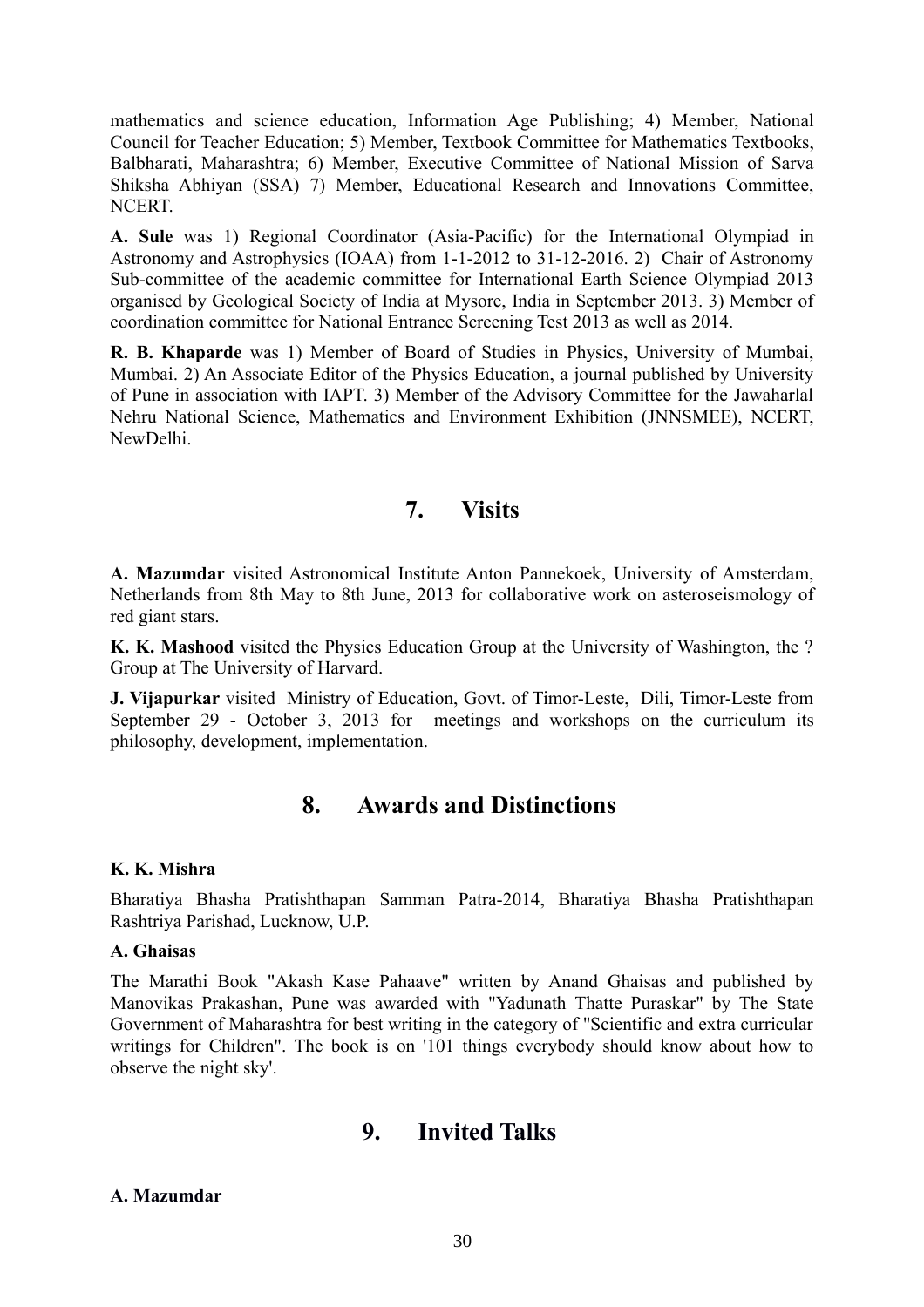mathematics and science education, Information Age Publishing; 4) Member, National Council for Teacher Education; 5) Member, Textbook Committee for Mathematics Textbooks, Balbharati, Maharashtra; 6) Member, Executive Committee of National Mission of Sarva Shiksha Abhiyan (SSA) 7) Member, Educational Research and Innovations Committee, NCERT.

**A. Sule** was 1) Regional Coordinator (Asia-Pacific) for the International Olympiad in Astronomy and Astrophysics (IOAA) from 1-1-2012 to 31-12-2016. 2) Chair of Astronomy Sub-committee of the academic committee for International Earth Science Olympiad 2013 organised by Geological Society of India at Mysore, India in September 2013. 3) Member of coordination committee for National Entrance Screening Test 2013 as well as 2014.

**R. B. Khaparde** was 1) Member of Board of Studies in Physics, University of Mumbai, Mumbai. 2) An Associate Editor of the Physics Education, a journal published by University of Pune in association with IAPT. 3) Member of the Advisory Committee for the Jawaharlal Nehru National Science, Mathematics and Environment Exhibition (JNNSMEE), NCERT, NewDelhi.

## 7. Visits

**A. Mazumdar** visited Astronomical Institute Anton Pannekoek, University of Amsterdam, Netherlands from 8th May to 8th June, 2013 for collaborative work on asteroseismology of red giant stars.

**K. K. Mashood** visited the Physics Education Group at the University of Washington, the ? Group at The University of Harvard.

**J. Vijapurkar** visited Ministry of Education, Govt. of Timor-Leste, Dili, Timor-Leste from September 29 - October 3, 2013 for meetings and workshops on the curriculum its philosophy, development, implementation.

## 8. Awards and Distinctions

**K. K. Mishra**

Bharatiya Bhasha Pratishthapan Samman Patra-2014, Bharatiya Bhasha Pratishthapan Rashtriya Parishad, Lucknow, U.P.

**A. Ghaisas**

The Marathi Book "Akash Kase Pahaave" written by Anand Ghaisas and published by Manovikas Prakashan, Pune was awarded with "Yadunath Thatte Puraskar" by The State Government of Maharashtra for best writing in the category of "Scientific and extra curricular writings for Children". The book is on '101 things everybody should know about how to observe the night sky'.

## 9. Invited Talks

**A. Mazumdar**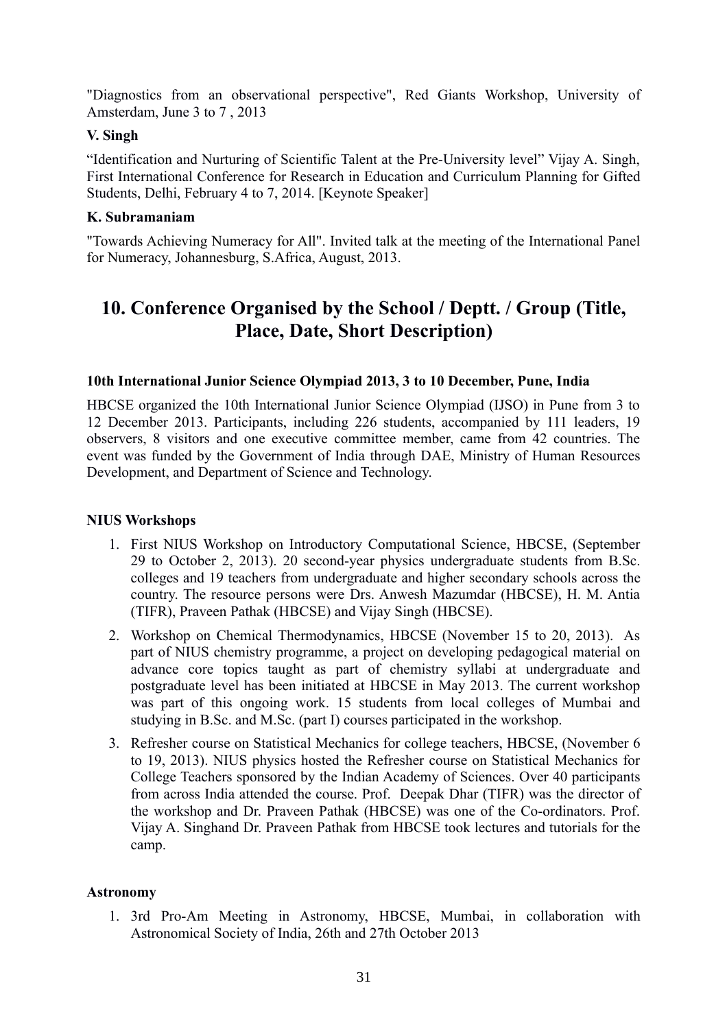"Diagnostics from an observational perspective", Red Giants Workshop, University of Amsterdam, June 3 to 7 , 2013

**V. Singh**

“Identification and Nurturing of Scientific Talent at the Pre-University level” Vijay A. Singh, First International Conference for Research in Education and Curriculum Planning for Gifted Students, Delhi, February 4 to 7, 2014. [Keynote Speaker]

**K. Subramaniam**

"Towards Achieving Numeracy for All". Invited talk at the meeting of the International Panel for Numeracy, Johannesburg, S.Africa, August, 2013.

## 10. Conference Organised by the School / Deptt. / Group (Title, Place, Date, Short Description)

**10th International Junior Science Olympiad 2013, 3 to 10 December, Pune, India**

HBCSE organized the 10th International Junior Science Olympiad (IJSO) in Pune from 3 to 12 December 2013. Participants, including 226 students, accompanied by 111 leaders, 19 observers, 8 visitors and one executive committee member, came from 42 countries. The event was funded by the Government of India through DAE, Ministry of Human Resources Development, and Department of Science and Technology.

**NIUS Workshops**

1. First NIUS Workshop on Introductory Computational Science, HBCSE, (September 29 to October 2, 2013). 20 second-year physics undergraduate students from B.Sc. colleges and 19 teachers from undergraduate and higher secondary schools across the country. The resource persons were Drs. Anwesh Mazumdar (HBCSE), H. M. Antia (TIFR), Praveen Pathak (HBCSE) and Vijay Singh (HBCSE).
2. Workshop on Chemical Thermodynamics, HBCSE (November 15 to 20, 2013). As part of NIUS chemistry programme, a project on developing pedagogical material on advance core topics taught as part of chemistry syllabi at undergraduate and postgraduate level has been initiated at HBCSE in May 2013. The current workshop was part of this ongoing work. 15 students from local colleges of Mumbai and studying in B.Sc. and M.Sc. (part I) courses participated in the workshop.
3. Refresher course on Statistical Mechanics for college teachers, HBCSE, (November 6 to 19, 2013). NIUS physics hosted the Refresher course on Statistical Mechanics for College Teachers sponsored by the Indian Academy of Sciences. Over 40 participants from across India attended the course. Prof. Deepak Dhar (TIFR) was the director of the workshop and Dr. Praveen Pathak (HBCSE) was one of the Co-ordinators. Prof. Vijay A. Singhand Dr. Praveen Pathak from HBCSE took lectures and tutorials for the camp.

**Astronomy**

1. 3rd Pro-Am Meeting in Astronomy, HBCSE, Mumbai, in collaboration with Astronomical Society of India, 26th and 27th October 2013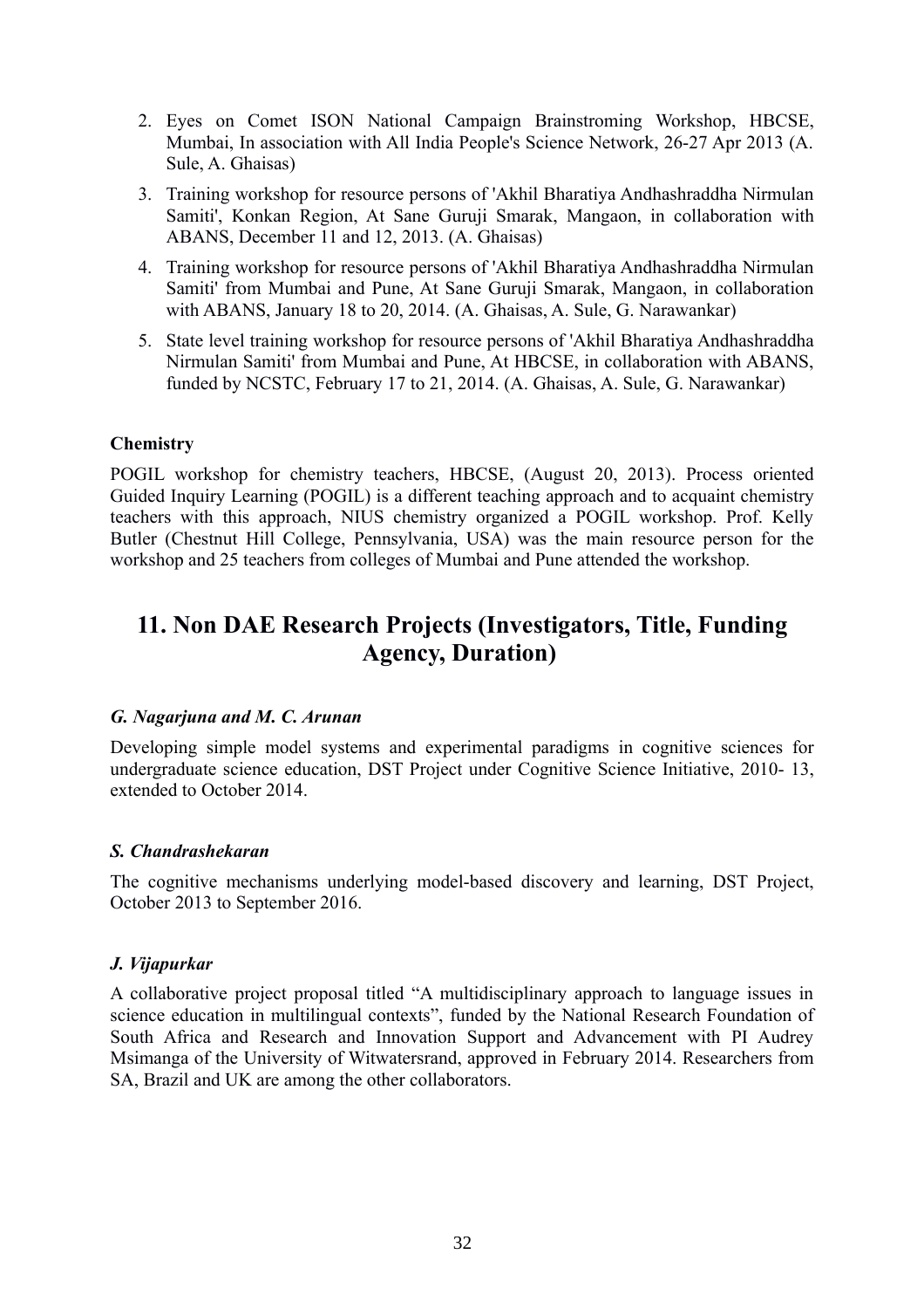2. Eyes on Comet ISON National Campaign Brainstroming Workshop, HBCSE, Mumbai, In association with All India People's Science Network, 26-27 Apr 2013 (A. Sule, A. Ghaisas)
3. Training workshop for resource persons of 'Akhil Bharatiya Andhashraddha Nirmulan Samiti', Konkan Region, At Sane Guruji Smarak, Mangaon, in collaboration with ABANS, December 11 and 12, 2013. (A. Ghaisas)
4. Training workshop for resource persons of 'Akhil Bharatiya Andhashraddha Nirmulan Samiti' from Mumbai and Pune, At Sane Guruji Smarak, Mangaon, in collaboration with ABANS, January 18 to 20, 2014. (A. Ghaisas, A. Sule, G. Narawankar)
5. State level training workshop for resource persons of 'Akhil Bharatiya Andhashraddha Nirmulan Samiti' from Mumbai and Pune, At HBCSE, in collaboration with ABANS, funded by NCSTC, February 17 to 21, 2014. (A. Ghaisas, A. Sule, G. Narawankar)

**Chemistry**

POGIL workshop for chemistry teachers, HBCSE, (August 20, 2013). Process oriented Guided Inquiry Learning (POGIL) is a different teaching approach and to acquaint chemistry teachers with this approach, NIUS chemistry organized a POGIL workshop. Prof. Kelly Butler (Chestnut Hill College, Pennsylvania, USA) was the main resource person for the workshop and 25 teachers from colleges of Mumbai and Pune attended the workshop.

## 11. Non DAE Research Projects (Investigators, Title, Funding Agency, Duration)

***G. Nagarjuna and M. C. Arunan***

Developing simple model systems and experimental paradigms in cognitive sciences for undergraduate science education, DST Project under Cognitive Science Initiative, 2010- 13, extended to October 2014.

***S. Chandrashekaran***

The cognitive mechanisms underlying model-based discovery and learning, DST Project, October 2013 to September 2016.

***J. Vijapurkar***

A collaborative project proposal titled “A multidisciplinary approach to language issues in science education in multilingual contexts”, funded by the National Research Foundation of South Africa and Research and Innovation Support and Advancement with PI Audrey Msimanga of the University of Witwatersrand, approved in February 2014. Researchers from SA, Brazil and UK are among the other collaborators.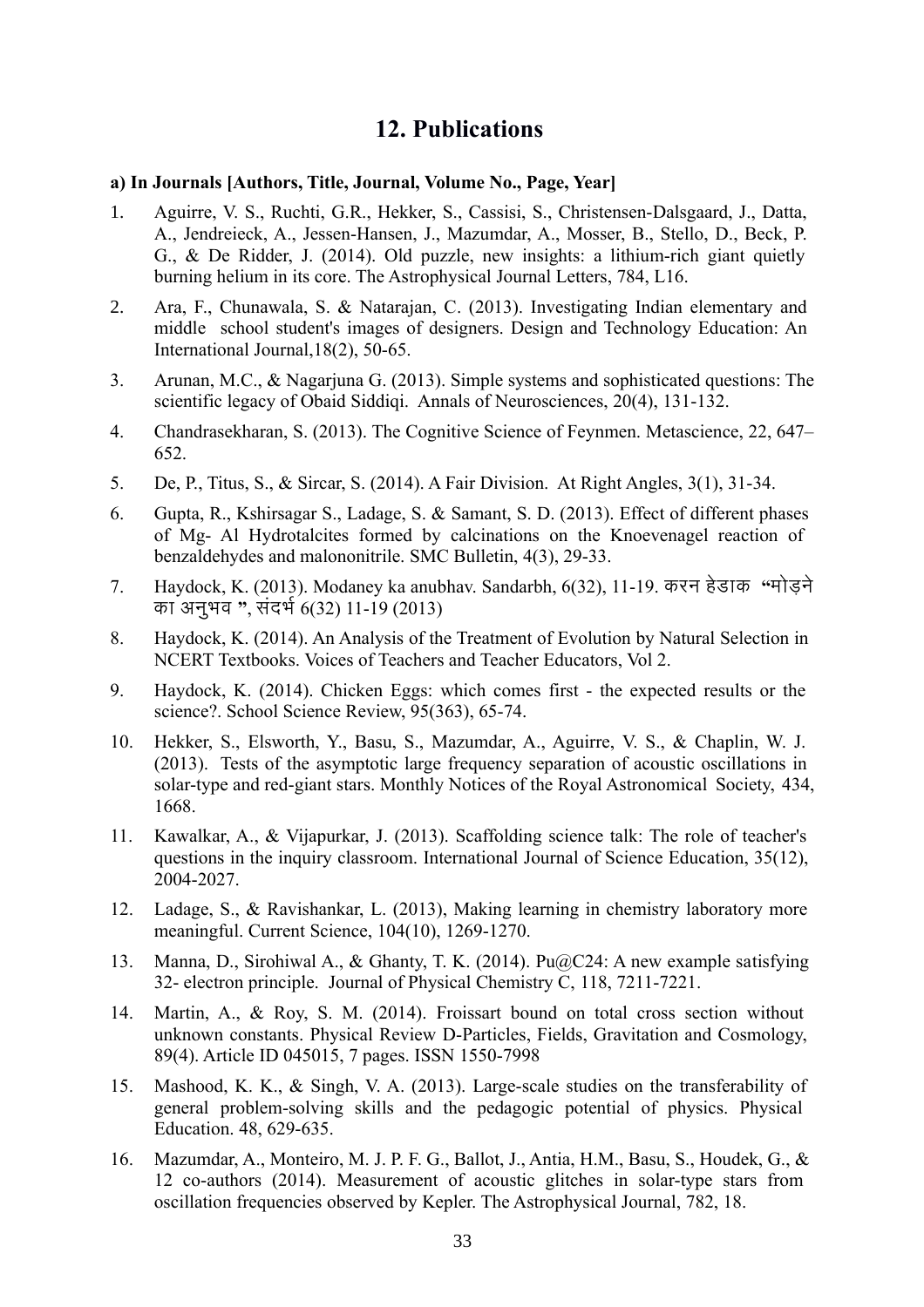## 12. Publications

**a) In Journals [Authors, Title, Journal, Volume No., Page, Year]**

1. Aguirre, V. S., Ruchti, G.R., Hekker, S., Cassisi, S., Christensen-Dalsgaard, J., Datta, A., Jendreieck, A., Jessen-Hansen, J., Mazumdar, A., Mosser, B., Stello, D., Beck, P. G., & De Ridder, J. (2014). Old puzzle, new insights: a lithium-rich giant quietly burning helium in its core. The Astrophysical Journal Letters, 784, L16.
2. Ara, F., Chunawala, S. & Natarajan, C. (2013). Investigating Indian elementary and middle school student's images of designers. Design and Technology Education: An International Journal,18(2), 50-65.
3. Arunan, M.C., & Nagarjuna G. (2013). Simple systems and sophisticated questions: The scientific legacy of Obaid Siddiqi. Annals of Neurosciences, 20(4), 131-132.
4. Chandrasekharan, S. (2013). The Cognitive Science of Feynmen. Metascience, 22, 647–652.
5. De, P., Titus, S., & Sircar, S. (2014). A Fair Division. At Right Angles, 3(1), 31-34.
6. Gupta, R., Kshirsagar S., Ladage, S. & Samant, S. D. (2013). Effect of different phases of Mg- Al Hydrotalcites formed by calcinations on the Knoevenagel reaction of benzaldehydes and malononitrile. SMC Bulletin, 4(3), 29-33.
7. Haydock, K. (2013). Modaney ka anubhav. Sandarbh, 6(32), 11-19. करन हेडाक "मोड़ने का अनुभव ", संदर्भ 6(32) 11-19 (2013)
8. Haydock, K. (2014). An Analysis of the Treatment of Evolution by Natural Selection in NCERT Textbooks. Voices of Teachers and Teacher Educators, Vol 2.
9. Haydock, K. (2014). Chicken Eggs: which comes first - the expected results or the science?. School Science Review, 95(363), 65-74.
10. Hekker, S., Elsworth, Y., Basu, S., Mazumdar, A., Aguirre, V. S., & Chaplin, W. J. (2013). Tests of the asymptotic large frequency separation of acoustic oscillations in solar-type and red-giant stars. Monthly Notices of the Royal Astronomical Society, 434, 1668.
11. Kawalkar, A., & Vijapurkar, J. (2013). Scaffolding science talk: The role of teacher's questions in the inquiry classroom. International Journal of Science Education, 35(12), 2004-2027.
12. Ladage, S., & Ravishankar, L. (2013), Making learning in chemistry laboratory more meaningful. Current Science, 104(10), 1269-1270.
13. Manna, D., Sirohiwal A., & Ghanty, T. K. (2014). Pu@C24: A new example satisfying 32- electron principle. Journal of Physical Chemistry C, 118, 7211-7221.
14. Martin, A., & Roy, S. M. (2014). Froissart bound on total cross section without unknown constants. Physical Review D-Particles, Fields, Gravitation and Cosmology, 89(4). Article ID 045015, 7 pages. ISSN 1550-7998
15. Mashood, K. K., & Singh, V. A. (2013). Large-scale studies on the transferability of general problem-solving skills and the pedagogic potential of physics. Physical Education. 48, 629-635.
16. Mazumdar, A., Monteiro, M. J. P. F. G., Ballot, J., Antia, H.M., Basu, S., Houdek, G., & 12 co-authors (2014). Measurement of acoustic glitches in solar-type stars from oscillation frequencies observed by Kepler. The Astrophysical Journal, 782, 18.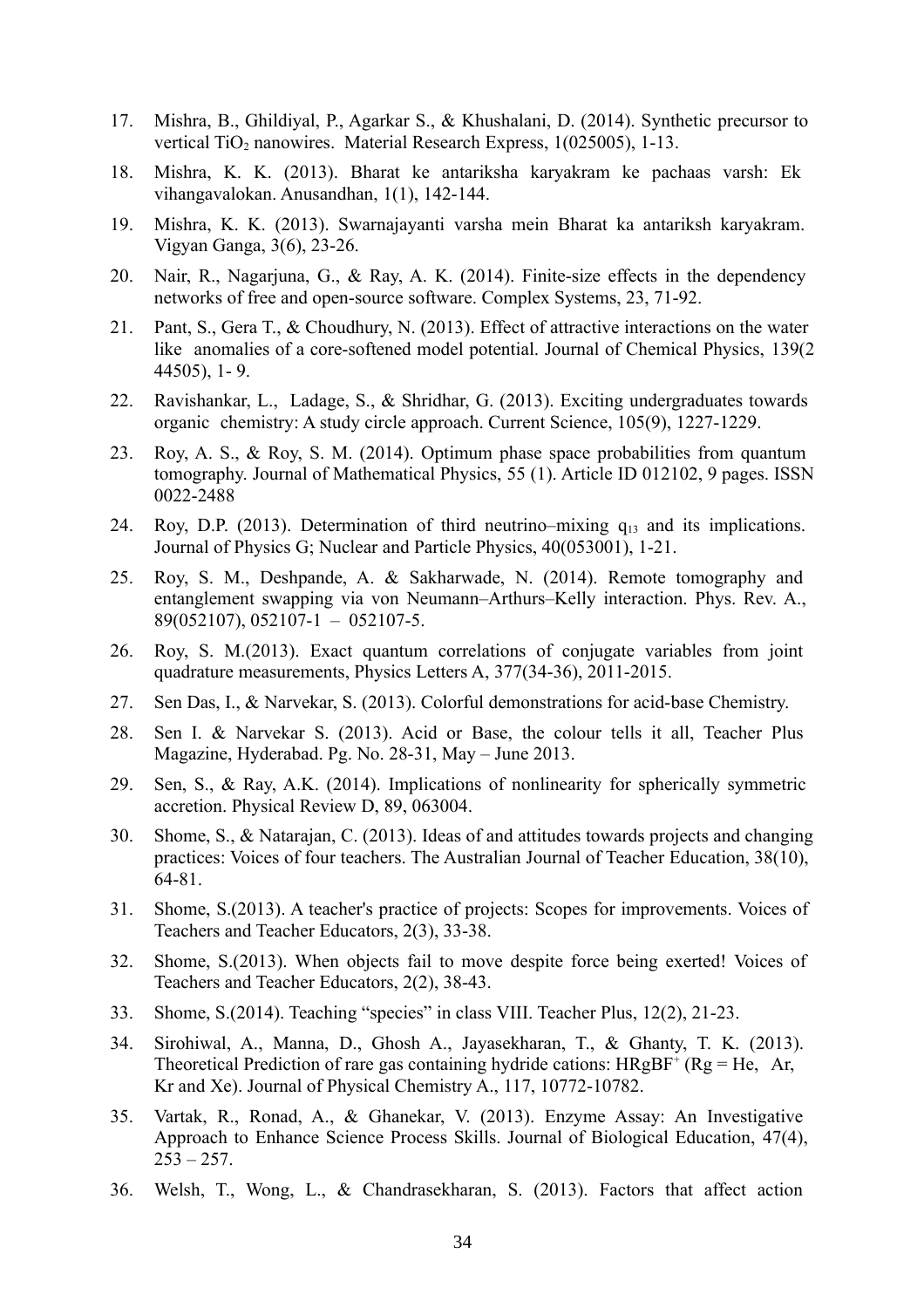17. Mishra, B., Ghildiyal, P., Agarkar S., & Khushalani, D. (2014). Synthetic precursor to vertical $TiO_2$ nanowires. Material Research Express, 1(025005), 1-13.
18. Mishra, K. K. (2013). Bharat ke antariksha karyakram ke pachaas varsh: Ek vihangavalokan. Anusandhan, 1(1), 142-144.
19. Mishra, K. K. (2013). Swarnajayanti varsha mein Bharat ka antariksh karyakram. Vigyan Ganga, 3(6), 23-26.
20. Nair, R., Nagarjuna, G., & Ray, A. K. (2014). Finite-size effects in the dependency networks of free and open-source software. Complex Systems, 23, 71-92.
21. Pant, S., Gera T., & Choudhury, N. (2013). Effect of attractive interactions on the water like anomalies of a core-softened model potential. Journal of Chemical Physics, 139(2 44505), 1- 9.
22. Ravishankar, L., Ladage, S., & Shridhar, G. (2013). Exciting undergraduates towards organic chemistry: A study circle approach. Current Science, 105(9), 1227-1229.
23. Roy, A. S., & Roy, S. M. (2014). Optimum phase space probabilities from quantum tomography. Journal of Mathematical Physics, 55 (1). Article ID 012102, 9 pages. ISSN 0022-2488
24. Roy, D.P. (2013). Determination of third neutrino–mixing $q_{13}$ and its implications. Journal of Physics G; Nuclear and Particle Physics, 40(053001), 1-21.
25. Roy, S. M., Deshpande, A. & Sakharwade, N. (2014). Remote tomography and entanglement swapping via von Neumann–Arthurs–Kelly interaction. Phys. Rev. A., 89(052107), 052107-1 – 052107-5.
26. Roy, S. M.(2013). Exact quantum correlations of conjugate variables from joint quadrature measurements, Physics Letters A, 377(34-36), 2011-2015.
27. Sen Das, I., & Narvekar, S. (2013). Colorful demonstrations for acid-base Chemistry.
28. Sen I. & Narvekar S. (2013). Acid or Base, the colour tells it all, Teacher Plus Magazine, Hyderabad. Pg. No. 28-31, May – June 2013.
29. Sen, S., & Ray, A.K. (2014). Implications of nonlinearity for spherically symmetric accretion. Physical Review D, 89, 063004.
30. Shome, S., & Natarajan, C. (2013). Ideas of and attitudes towards projects and changing practices: Voices of four teachers. The Australian Journal of Teacher Education, 38(10), 64-81.
31. Shome, S.(2013). A teacher's practice of projects: Scopes for improvements. Voices of Teachers and Teacher Educators, 2(3), 33-38.
32. Shome, S.(2013). When objects fail to move despite force being exerted! Voices of Teachers and Teacher Educators, 2(2), 38-43.
33. Shome, S.(2014). Teaching "species" in class VIII. Teacher Plus, 12(2), 21-23.
34. Sirohiwal, A., Manna, D., Ghosh A., Jayasekharan, T., & Ghanty, T. K. (2013). Theoretical Prediction of rare gas containing hydride cations: $HRgBF^+$ (Rg = He, Ar, Kr and Xe). Journal of Physical Chemistry A., 117, 10772-10782.
35. Vartak, R., Ronad, A., & Ghanekar, V. (2013). Enzyme Assay: An Investigative Approach to Enhance Science Process Skills. Journal of Biological Education, 47(4), 253 – 257.
36. Welsh, T., Wong, L., & Chandrasekharan, S. (2013). Factors that affect action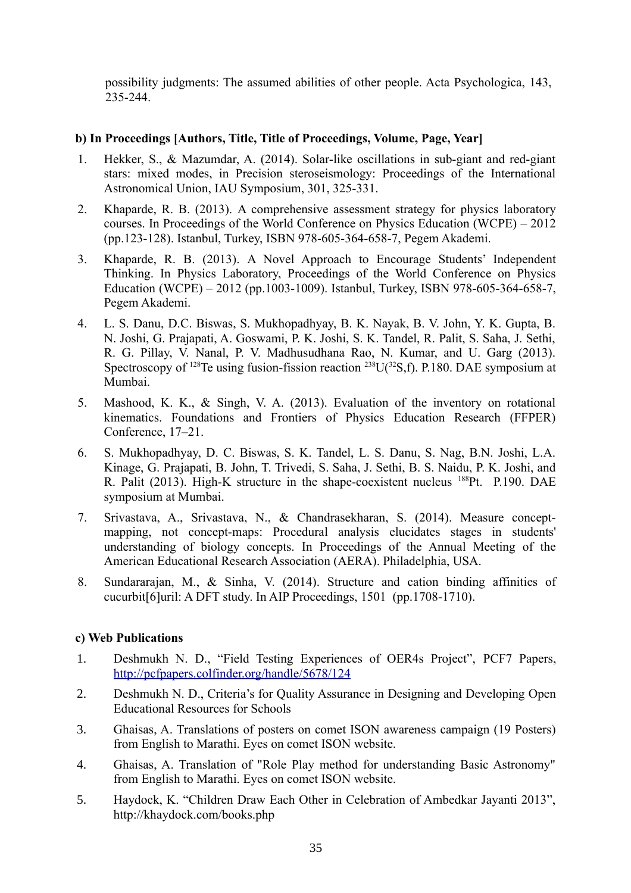possibility judgments: The assumed abilities of other people. Acta Psychologica, 143, 235-244.

**b) In Proceedings [Authors, Title, Title of Proceedings, Volume, Page, Year]**

1. Hekker, S., & Mazumdar, A. (2014). Solar-like oscillations in sub-giant and red-giant stars: mixed modes, in Precision steroseismology: Proceedings of the International Astronomical Union, IAU Symposium, 301, 325-331.
2. Khaparde, R. B. (2013). A comprehensive assessment strategy for physics laboratory courses. In Proceedings of the World Conference on Physics Education (WCPE) – 2012 (pp.123-128). Istanbul, Turkey, ISBN 978-605-364-658-7, Pegem Akademi.
3. Khaparde, R. B. (2013). A Novel Approach to Encourage Students' Independent Thinking. In Physics Laboratory, Proceedings of the World Conference on Physics Education (WCPE) – 2012 (pp.1003-1009). Istanbul, Turkey, ISBN 978-605-364-658-7, Pegem Akademi.
4. L. S. Danu, D.C. Biswas, S. Mukhopadhyay, B. K. Nayak, B. V. John, Y. K. Gupta, B. N. Joshi, G. Prajapati, A. Goswami, P. K. Joshi, S. K. Tandel, R. Palit, S. Saha, J. Sethi, R. G. Pillay, V. Nanal, P. V. Madhusudhana Rao, N. Kumar, and U. Garg (2013). Spectroscopy of $^{128}$Te using fusion-fission reaction $^{238}$U($^{32}$S,f). P.180. DAE symposium at Mumbai.
5. Mashood, K. K., & Singh, V. A. (2013). Evaluation of the inventory on rotational kinematics. Foundations and Frontiers of Physics Education Research (FFPER) Conference, 17–21.
6. S. Mukhopadhyay, D. C. Biswas, S. K. Tandel, L. S. Danu, S. Nag, B.N. Joshi, L.A. Kinage, G. Prajapati, B. John, T. Trivedi, S. Saha, J. Sethi, B. S. Naidu, P. K. Joshi, and R. Palit (2013). High-K structure in the shape-coexistent nucleus $^{188}$Pt. P.190. DAE symposium at Mumbai.
7. Srivastava, A., Srivastava, N., & Chandrasekharan, S. (2014). Measure concept-mapping, not concept-maps: Procedural analysis elucidates stages in students' understanding of biology concepts. In Proceedings of the Annual Meeting of the American Educational Research Association (AERA). Philadelphia, USA.
8. Sundararajan, M., & Sinha, V. (2014). Structure and cation binding affinities of cucurbit[6]uril: A DFT study. In AIP Proceedings, 1501 (pp.1708-1710).

**c) Web Publications**

1. Deshmukh N. D., "Field Testing Experiences of OER4s Project", PCF7 Papers, http://pcfpapers.colfinder.org/handle/5678/124
2. Deshmukh N. D., Criteria's for Quality Assurance in Designing and Developing Open Educational Resources for Schools
3. Ghaisas, A. Translations of posters on comet ISON awareness campaign (19 Posters) from English to Marathi. Eyes on comet ISON website.
4. Ghaisas, A. Translation of "Role Play method for understanding Basic Astronomy" from English to Marathi. Eyes on comet ISON website.
5. Haydock, K. "Children Draw Each Other in Celebration of Ambedkar Jayanti 2013", http://khaydock.com/books.php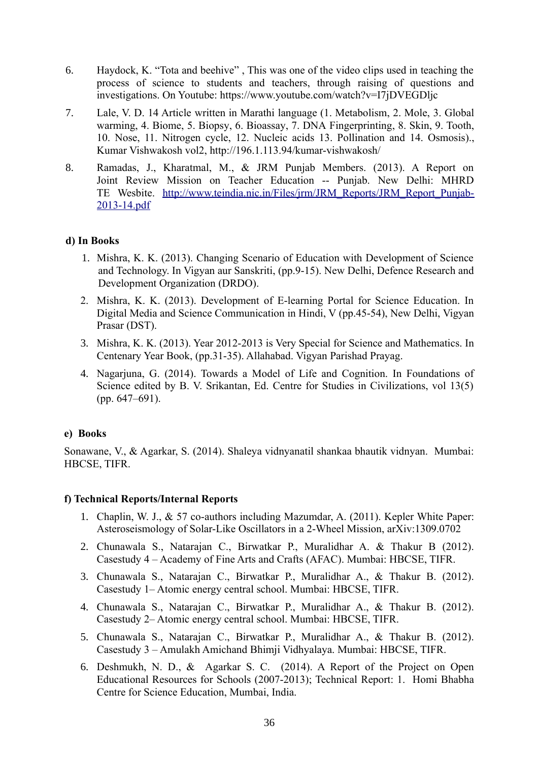6. Haydock, K. "Tota and beehive" , This was one of the video clips used in teaching the process of science to students and teachers, through raising of questions and investigations. On Youtube: https://www.youtube.com/watch?v=I7jDVEGDljc

7. Lale, V. D. 14 Article written in Marathi language (1. Metabolism, 2. Mole, 3. Global warming, 4. Biome, 5. Biopsy, 6. Bioassay, 7. DNA Fingerprinting, 8. Skin, 9. Tooth, 10. Nose, 11. Nitrogen cycle, 12. Nucleic acids 13. Pollination and 14. Osmosis)., Kumar Vishwakosh vol2, http://196.1.113.94/kumar-vishwakosh/

8. Ramadas, J., Kharatmal, M., & JRM Punjab Members. (2013). A Report on Joint Review Mission on Teacher Education -- Punjab. New Delhi: MHRD TE Wesbite. http://www.teindia.nic.in/Files/jrm/JRM_Reports/JRM_Report_Punjab-2013-14.pdf

**d) In Books**

1. Mishra, K. K. (2013). Changing Scenario of Education with Development of Science and Technology. In Vigyan aur Sanskriti, (pp.9-15). New Delhi, Defence Research and Development Organization (DRDO).
2. Mishra, K. K. (2013). Development of E-learning Portal for Science Education. In Digital Media and Science Communication in Hindi, V (pp.45-54), New Delhi, Vigyan Prasar (DST).
3. Mishra, K. K. (2013). Year 2012-2013 is Very Special for Science and Mathematics. In Centenary Year Book, (pp.31-35). Allahabad. Vigyan Parishad Prayag.
4. Nagarjuna, G. (2014). Towards a Model of Life and Cognition. In Foundations of Science edited by B. V. Srikantan, Ed. Centre for Studies in Civilizations, vol 13(5) (pp. 647–691).

**e) Books**

Sonawane, V., & Agarkar, S. (2014). Shaleya vidnyanatil shankaa bhautik vidnyan. Mumbai: HBCSE, TIFR.

**f) Technical Reports/Internal Reports**

1. Chaplin, W. J., & 57 co-authors including Mazumdar, A. (2011). Kepler White Paper: Asteroseismology of Solar-Like Oscillators in a 2-Wheel Mission, arXiv:1309.0702
2. Chunawala S., Natarajan C., Birwatkar P., Muralidhar A. & Thakur B (2012). Casestudy 4 – Academy of Fine Arts and Crafts (AFAC). Mumbai: HBCSE, TIFR.
3. Chunawala S., Natarajan C., Birwatkar P., Muralidhar A., & Thakur B. (2012). Casestudy 1– Atomic energy central school. Mumbai: HBCSE, TIFR.
4. Chunawala S., Natarajan C., Birwatkar P., Muralidhar A., & Thakur B. (2012). Casestudy 2– Atomic energy central school. Mumbai: HBCSE, TIFR.
5. Chunawala S., Natarajan C., Birwatkar P., Muralidhar A., & Thakur B. (2012). Casestudy 3 – Amulakh Amichand Bhimji Vidhyalaya. Mumbai: HBCSE, TIFR.
6. Deshmukh, N. D., & Agarkar S. C. (2014). A Report of the Project on Open Educational Resources for Schools (2007-2013); Technical Report: 1. Homi Bhabha Centre for Science Education, Mumbai, India.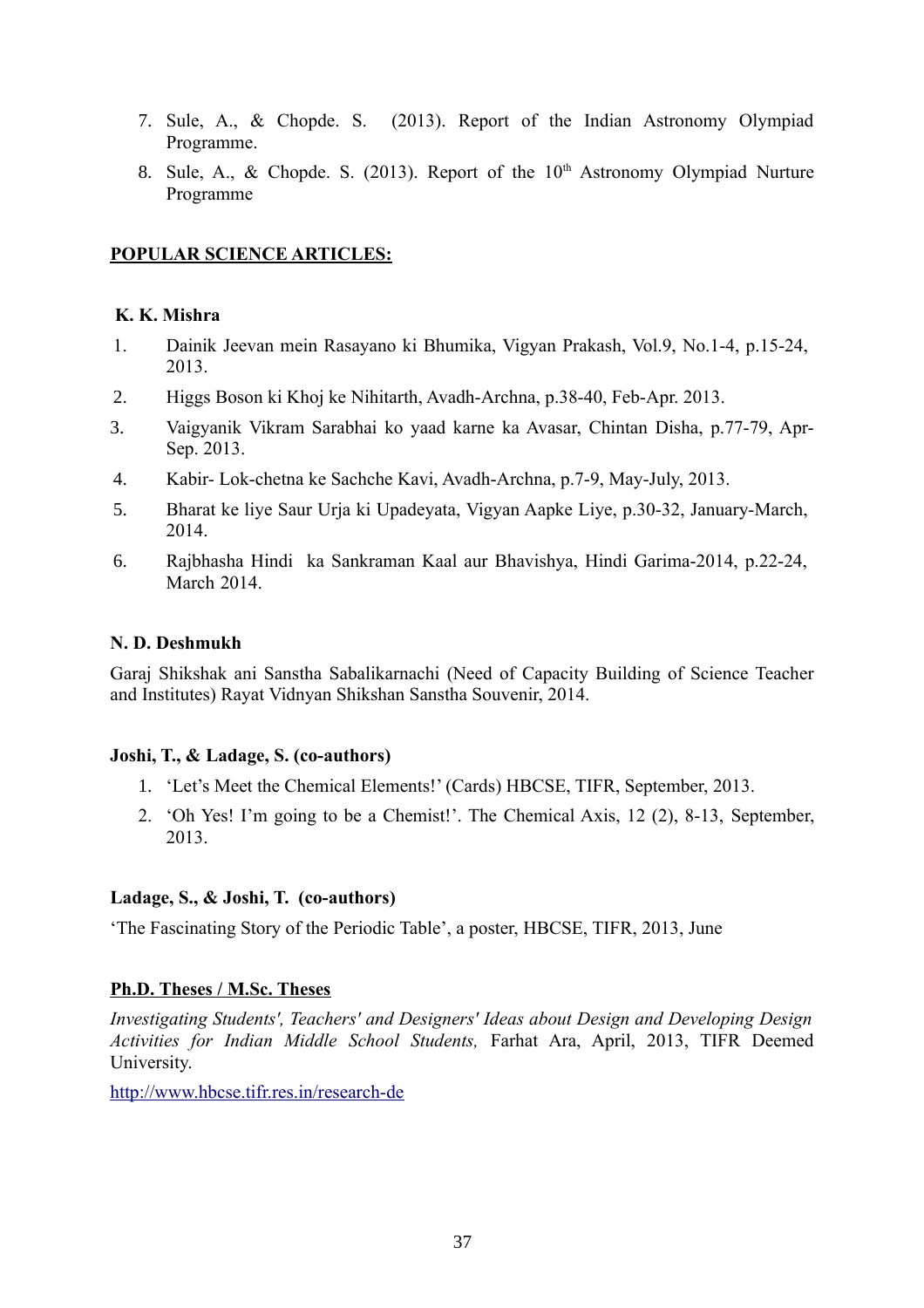7. Sule, A., & Chopde. S. (2013). Report of the Indian Astronomy Olympiad Programme.
8. Sule, A., & Chopde. S. (2013). Report of the 10th Astronomy Olympiad Nurture Programme

## POPULAR SCIENCE ARTICLES:

### K. K. Mishra

1. Dainik Jeevan mein Rasayano ki Bhumika, Vigyan Prakash, Vol.9, No.1-4, p.15-24, 2013.
2. Higgs Boson ki Khoj ke Nihitarth, Avadh-Archna, p.38-40, Feb-Apr. 2013.
3. Vaigyanik Vikram Sarabhai ko yaad karne ka Avasar, Chintan Disha, p.77-79, Apr-Sep. 2013.
4. Kabir- Lok-chetna ke Sachche Kavi, Avadh-Archna, p.7-9, May-July, 2013.
5. Bharat ke liye Saur Urja ki Upadeyata, Vigyan Aapke Liye, p.30-32, January-March, 2014.
6. Rajbhasha Hindi ka Sankraman Kaal aur Bhavishya, Hindi Garima-2014, p.22-24, March 2014.

### N. D. Deshmukh

Garaj Shikshak ani Sanstha Sabalikarnachi (Need of Capacity Building of Science Teacher and Institutes) Rayat Vidnyan Shikshan Sanstha Souvenir, 2014.

### Joshi, T., & Ladage, S. (co-authors)

1. 'Let's Meet the Chemical Elements!' (Cards) HBCSE, TIFR, September, 2013.
2. 'Oh Yes! I'm going to be a Chemist!'. The Chemical Axis, 12 (2), 8-13, September, 2013.

### Ladage, S., & Joshi, T. (co-authors)

'The Fascinating Story of the Periodic Table', a poster, HBCSE, TIFR, 2013, June

## Ph.D. Theses / M.Sc. Theses

*Investigating Students', Teachers' and Designers' Ideas about Design and Developing Design Activities for Indian Middle School Students,* Farhat Ara, April, 2013, TIFR Deemed University.

http://www.hbcse.tifr.res.in/research-de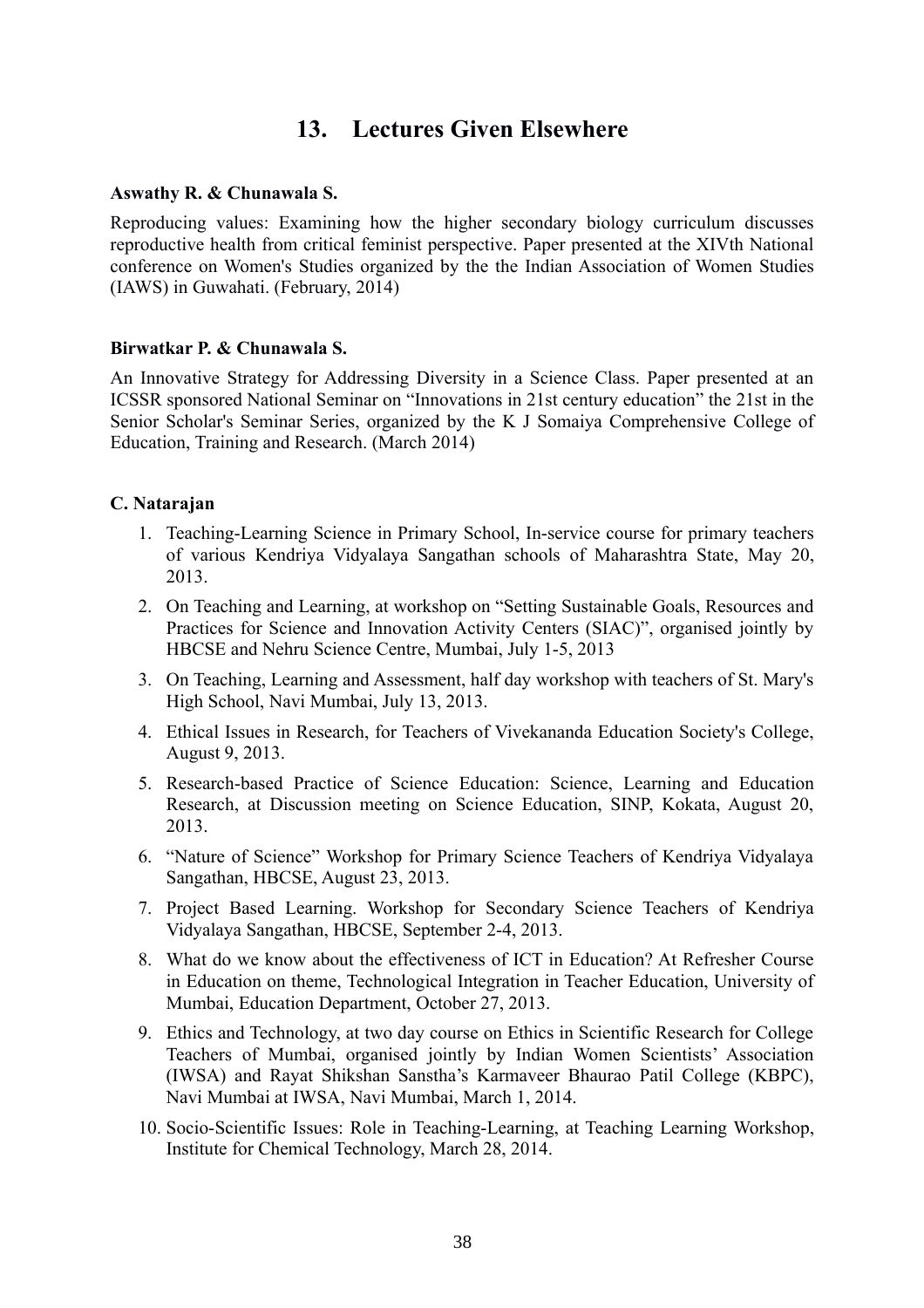# 13. Lectures Given Elsewhere

**Aswathy R. & Chunawala S.**

Reproducing values: Examining how the higher secondary biology curriculum discusses reproductive health from critical feminist perspective. Paper presented at the XIVth National conference on Women's Studies organized by the the Indian Association of Women Studies (IAWS) in Guwahati. (February, 2014)

**Birwatkar P. & Chunawala S.**

An Innovative Strategy for Addressing Diversity in a Science Class. Paper presented at an ICSSR sponsored National Seminar on "Innovations in 21st century education" the 21st in the Senior Scholar's Seminar Series, organized by the K J Somaiya Comprehensive College of Education, Training and Research. (March 2014)

**C. Natarajan**

1. Teaching-Learning Science in Primary School, In-service course for primary teachers of various Kendriya Vidyalaya Sangathan schools of Maharashtra State, May 20, 2013.
2. On Teaching and Learning, at workshop on "Setting Sustainable Goals, Resources and Practices for Science and Innovation Activity Centers (SIAC)", organised jointly by HBCSE and Nehru Science Centre, Mumbai, July 1-5, 2013
3. On Teaching, Learning and Assessment, half day workshop with teachers of St. Mary's High School, Navi Mumbai, July 13, 2013.
4. Ethical Issues in Research, for Teachers of Vivekananda Education Society's College, August 9, 2013.
5. Research-based Practice of Science Education: Science, Learning and Education Research, at Discussion meeting on Science Education, SINP, Kokata, August 20, 2013.
6. "Nature of Science" Workshop for Primary Science Teachers of Kendriya Vidyalaya Sangathan, HBCSE, August 23, 2013.
7. Project Based Learning. Workshop for Secondary Science Teachers of Kendriya Vidyalaya Sangathan, HBCSE, September 2-4, 2013.
8. What do we know about the effectiveness of ICT in Education? At Refresher Course in Education on theme, Technological Integration in Teacher Education, University of Mumbai, Education Department, October 27, 2013.
9. Ethics and Technology, at two day course on Ethics in Scientific Research for College Teachers of Mumbai, organised jointly by Indian Women Scientists' Association (IWSA) and Rayat Shikshan Sanstha's Karmaveer Bhaurao Patil College (KBPC), Navi Mumbai at IWSA, Navi Mumbai, March 1, 2014.
10. Socio-Scientific Issues: Role in Teaching-Learning, at Teaching Learning Workshop, Institute for Chemical Technology, March 28, 2014.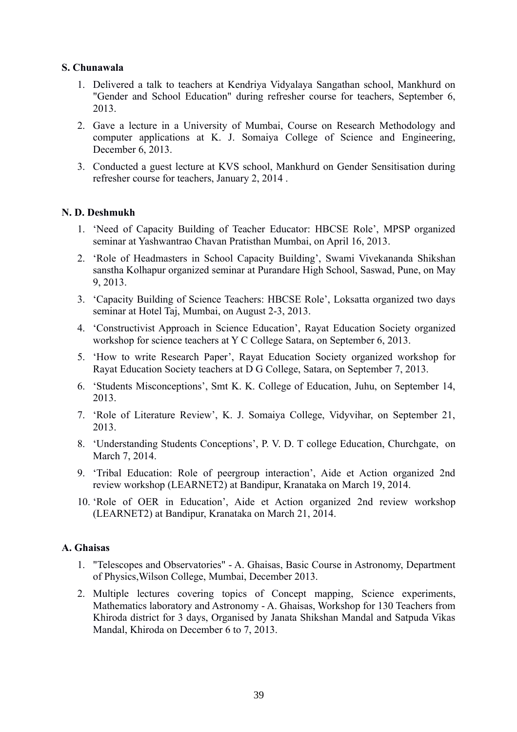**S. Chunawala**

1. Delivered a talk to teachers at Kendriya Vidyalaya Sangathan school, Mankhurd on "Gender and School Education" during refresher course for teachers, September 6, 2013.
2. Gave a lecture in a University of Mumbai, Course on Research Methodology and computer applications at K. J. Somaiya College of Science and Engineering, December 6, 2013.
3. Conducted a guest lecture at KVS school, Mankhurd on Gender Sensitisation during refresher course for teachers, January 2, 2014 .

**N. D. Deshmukh**

1. 'Need of Capacity Building of Teacher Educator: HBCSE Role', MPSP organized seminar at Yashwantrao Chavan Pratisthan Mumbai, on April 16, 2013.
2. 'Role of Headmasters in School Capacity Building', Swami Vivekananda Shikshan sanstha Kolhapur organized seminar at Purandare High School, Saswad, Pune, on May 9, 2013.
3. 'Capacity Building of Science Teachers: HBCSE Role', Loksatta organized two days seminar at Hotel Taj, Mumbai, on August 2-3, 2013.
4. 'Constructivist Approach in Science Education', Rayat Education Society organized workshop for science teachers at Y C College Satara, on September 6, 2013.
5. 'How to write Research Paper', Rayat Education Society organized workshop for Rayat Education Society teachers at D G College, Satara, on September 7, 2013.
6. 'Students Misconceptions', Smt K. K. College of Education, Juhu, on September 14, 2013.
7. 'Role of Literature Review', K. J. Somaiya College, Vidyvihar, on September 21, 2013.
8. 'Understanding Students Conceptions', P. V. D. T college Education, Churchgate, on March 7, 2014.
9. 'Tribal Education: Role of peergroup interaction', Aide et Action organized 2nd review workshop (LEARNET2) at Bandipur, Kranataka on March 19, 2014.
10. 'Role of OER in Education', Aide et Action organized 2nd review workshop (LEARNET2) at Bandipur, Kranataka on March 21, 2014.

**A. Ghaisas**

1. "Telescopes and Observatories" - A. Ghaisas, Basic Course in Astronomy, Department of Physics,Wilson College, Mumbai, December 2013.
2. Multiple lectures covering topics of Concept mapping, Science experiments, Mathematics laboratory and Astronomy - A. Ghaisas, Workshop for 130 Teachers from Khiroda district for 3 days, Organised by Janata Shikshan Mandal and Satpuda Vikas Mandal, Khiroda on December 6 to 7, 2013.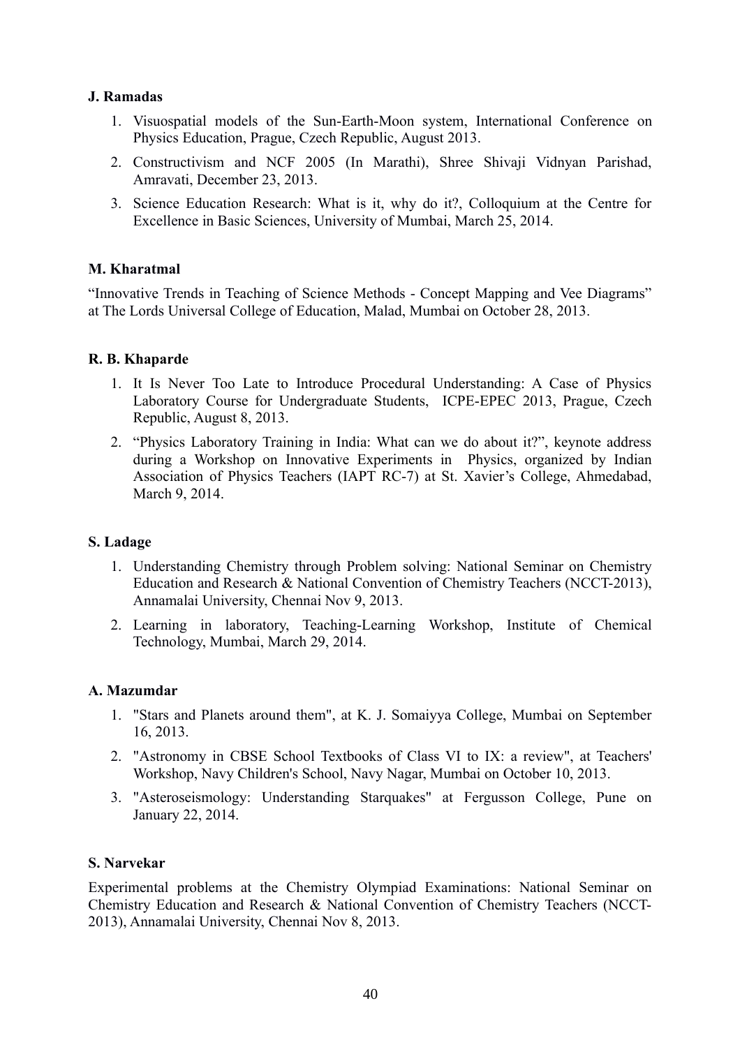**J. Ramadas**

1. Visuospatial models of the Sun-Earth-Moon system, International Conference on Physics Education, Prague, Czech Republic, August 2013.
2. Constructivism and NCF 2005 (In Marathi), Shree Shivaji Vidnyan Parishad, Amravati, December 23, 2013.
3. Science Education Research: What is it, why do it?, Colloquium at the Centre for Excellence in Basic Sciences, University of Mumbai, March 25, 2014.

**M. Kharatmal**

"Innovative Trends in Teaching of Science Methods - Concept Mapping and Vee Diagrams" at The Lords Universal College of Education, Malad, Mumbai on October 28, 2013.

**R. B. Khaparde**

1. It Is Never Too Late to Introduce Procedural Understanding: A Case of Physics Laboratory Course for Undergraduate Students, ICPE-EPEC 2013, Prague, Czech Republic, August 8, 2013.
2. "Physics Laboratory Training in India: What can we do about it?", keynote address during a Workshop on Innovative Experiments in Physics, organized by Indian Association of Physics Teachers (IAPT RC-7) at St. Xavier's College, Ahmedabad, March 9, 2014.

**S. Ladage**

1. Understanding Chemistry through Problem solving: National Seminar on Chemistry Education and Research & National Convention of Chemistry Teachers (NCCT-2013), Annamalai University, Chennai Nov 9, 2013.
2. Learning in laboratory, Teaching-Learning Workshop, Institute of Chemical Technology, Mumbai, March 29, 2014.

**A. Mazumdar**

1. "Stars and Planets around them", at K. J. Somaiyya College, Mumbai on September 16, 2013.
2. "Astronomy in CBSE School Textbooks of Class VI to IX: a review", at Teachers' Workshop, Navy Children's School, Navy Nagar, Mumbai on October 10, 2013.
3. "Asteroseismology: Understanding Starquakes" at Fergusson College, Pune on January 22, 2014.

**S. Narvekar**

Experimental problems at the Chemistry Olympiad Examinations: National Seminar on Chemistry Education and Research & National Convention of Chemistry Teachers (NCCT-2013), Annamalai University, Chennai Nov 8, 2013.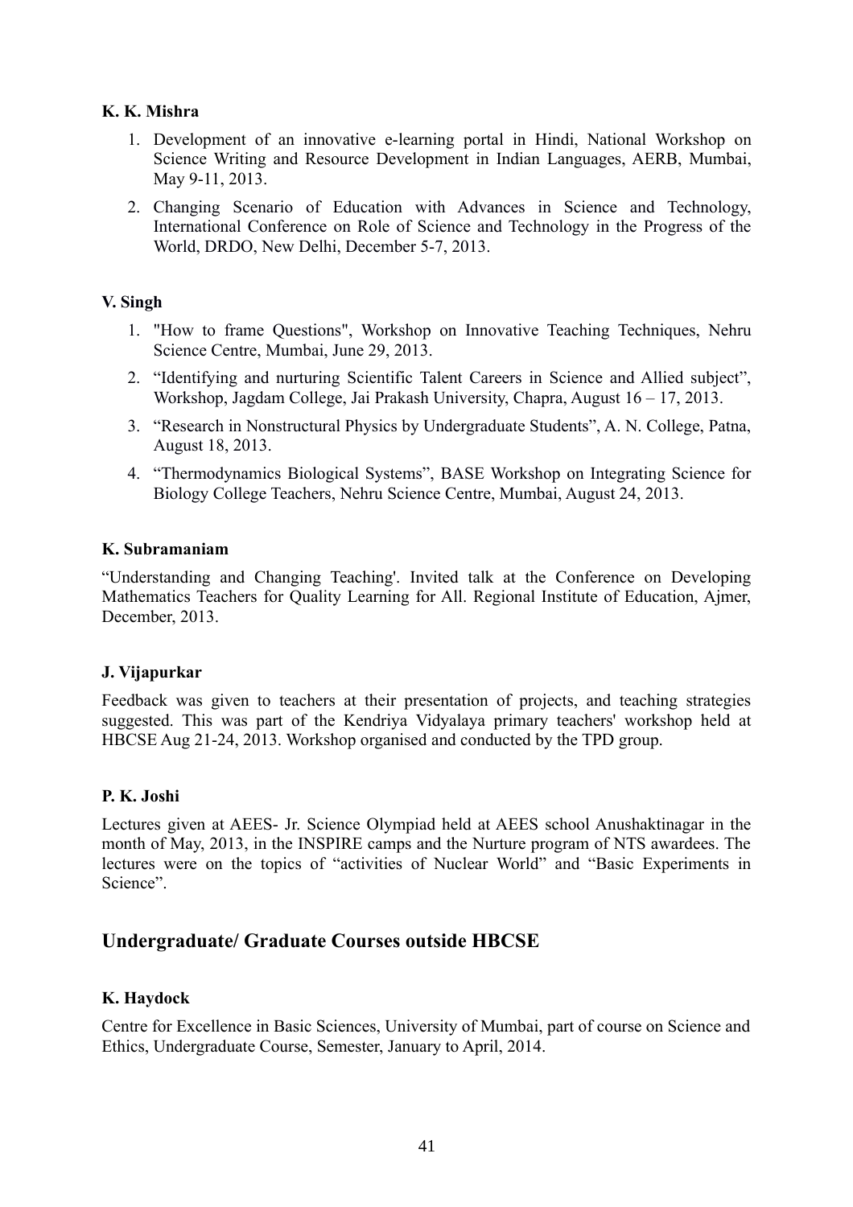**K. K. Mishra**

1. Development of an innovative e-learning portal in Hindi, National Workshop on Science Writing and Resource Development in Indian Languages, AERB, Mumbai, May 9-11, 2013.
2. Changing Scenario of Education with Advances in Science and Technology, International Conference on Role of Science and Technology in the Progress of the World, DRDO, New Delhi, December 5-7, 2013.

**V. Singh**

1. "How to frame Questions", Workshop on Innovative Teaching Techniques, Nehru Science Centre, Mumbai, June 29, 2013.
2. "Identifying and nurturing Scientific Talent Careers in Science and Allied subject", Workshop, Jagdam College, Jai Prakash University, Chapra, August 16 – 17, 2013.
3. "Research in Nonstructural Physics by Undergraduate Students", A. N. College, Patna, August 18, 2013.
4. "Thermodynamics Biological Systems", BASE Workshop on Integrating Science for Biology College Teachers, Nehru Science Centre, Mumbai, August 24, 2013.

**K. Subramaniam**

"Understanding and Changing Teaching'. Invited talk at the Conference on Developing Mathematics Teachers for Quality Learning for All. Regional Institute of Education, Ajmer, December, 2013.

**J. Vijapurkar**

Feedback was given to teachers at their presentation of projects, and teaching strategies suggested. This was part of the Kendriya Vidyalaya primary teachers' workshop held at HBCSE Aug 21-24, 2013. Workshop organised and conducted by the TPD group.

**P. K. Joshi**

Lectures given at AEES- Jr. Science Olympiad held at AEES school Anushaktinagar in the month of May, 2013, in the INSPIRE camps and the Nurture program of NTS awardees. The lectures were on the topics of "activities of Nuclear World" and "Basic Experiments in Science".

## Undergraduate/ Graduate Courses outside HBCSE

**K. Haydock**

Centre for Excellence in Basic Sciences, University of Mumbai, part of course on Science and Ethics, Undergraduate Course, Semester, January to April, 2014.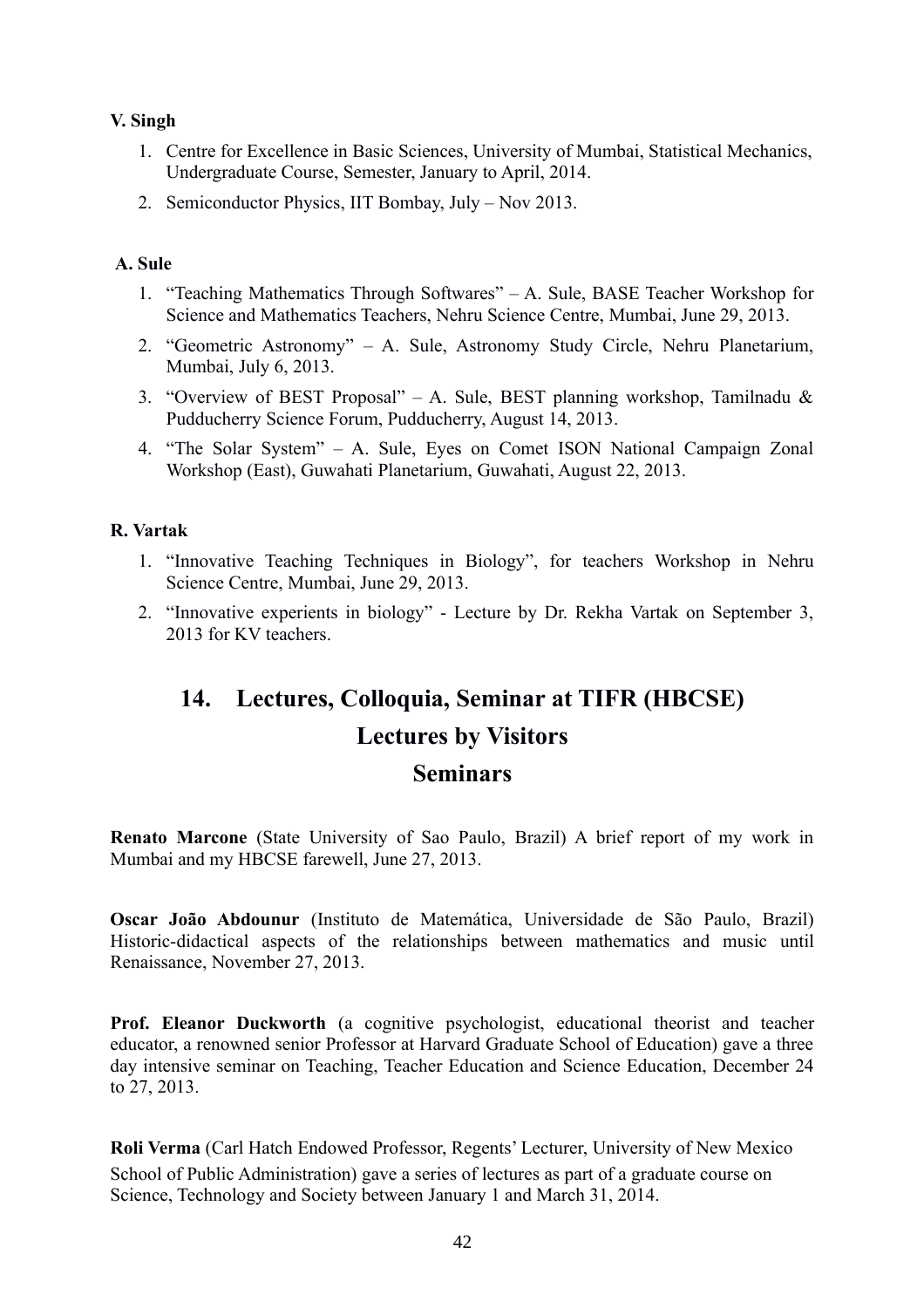**V. Singh**

1. Centre for Excellence in Basic Sciences, University of Mumbai, Statistical Mechanics, Undergraduate Course, Semester, January to April, 2014.
2. Semiconductor Physics, IIT Bombay, July – Nov 2013.

**A. Sule**

1. "Teaching Mathematics Through Softwares" – A. Sule, BASE Teacher Workshop for Science and Mathematics Teachers, Nehru Science Centre, Mumbai, June 29, 2013.
2. "Geometric Astronomy" – A. Sule, Astronomy Study Circle, Nehru Planetarium, Mumbai, July 6, 2013.
3. "Overview of BEST Proposal" – A. Sule, BEST planning workshop, Tamilnadu & Pudducherry Science Forum, Pudducherry, August 14, 2013.
4. "The Solar System" – A. Sule, Eyes on Comet ISON National Campaign Zonal Workshop (East), Guwahati Planetarium, Guwahati, August 22, 2013.

**R. Vartak**

1. "Innovative Teaching Techniques in Biology", for teachers Workshop in Nehru Science Centre, Mumbai, June 29, 2013.
2. "Innovative experients in biology" - Lecture by Dr. Rekha Vartak on September 3, 2013 for KV teachers.

# 14. Lectures, Colloquia, Seminar at TIFR (HBCSE)

## Lectures by Visitors

## Seminars

**Renato Marcone** (State University of Sao Paulo, Brazil) A brief report of my work in Mumbai and my HBCSE farewell, June 27, 2013.

**Oscar João Abdounur** (Instituto de Matemática, Universidade de São Paulo, Brazil) Historic-didactical aspects of the relationships between mathematics and music until Renaissance, November 27, 2013.

**Prof. Eleanor Duckworth** (a cognitive psychologist, educational theorist and teacher educator, a renowned senior Professor at Harvard Graduate School of Education) gave a three day intensive seminar on Teaching, Teacher Education and Science Education, December 24 to 27, 2013.

**Roli Verma** (Carl Hatch Endowed Professor, Regents' Lecturer, University of New Mexico School of Public Administration) gave a series of lectures as part of a graduate course on Science, Technology and Society between January 1 and March 31, 2014.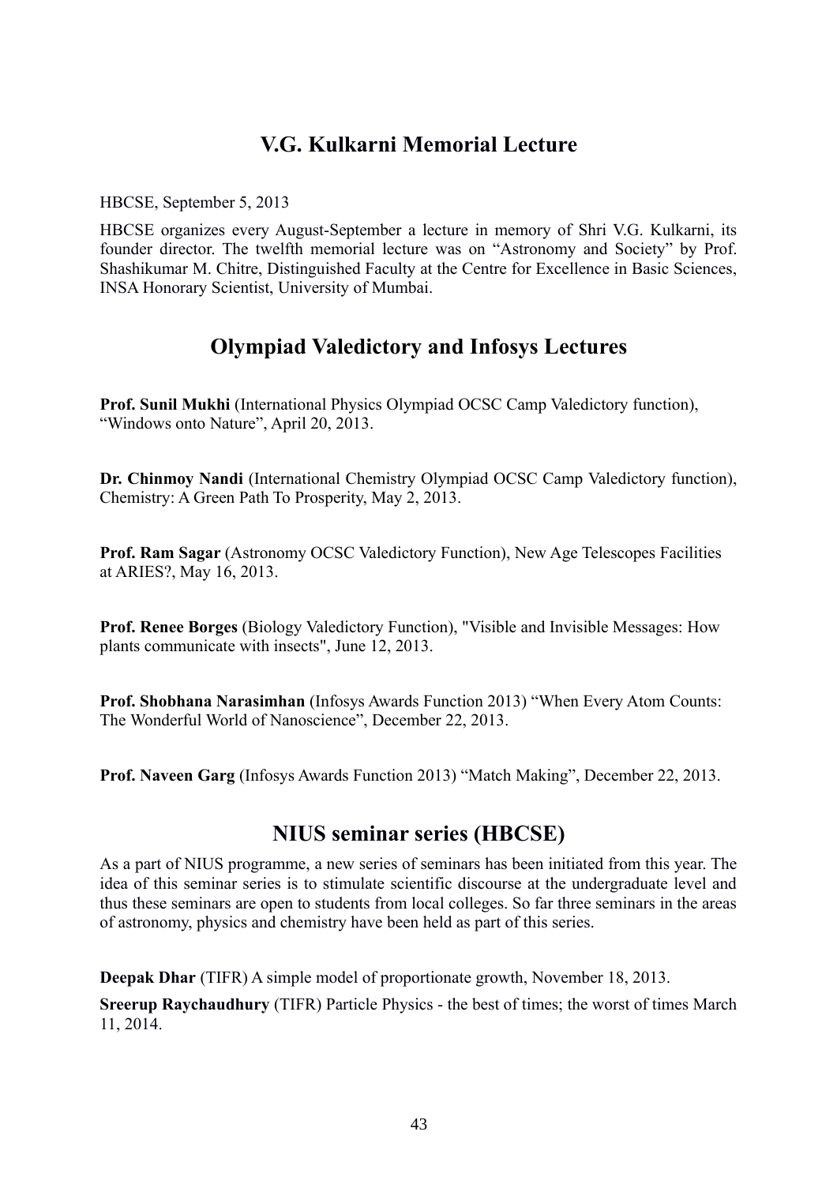## V.G. Kulkarni Memorial Lecture

HBCSE, September 5, 2013

HBCSE organizes every August-September a lecture in memory of Shri V.G. Kulkarni, its founder director. The twelfth memorial lecture was on "Astronomy and Society" by Prof. Shashikumar M. Chitre, Distinguished Faculty at the Centre for Excellence in Basic Sciences, INSA Honorary Scientist, University of Mumbai.

## Olympiad Valedictory and Infosys Lectures

**Prof. Sunil Mukhi** (International Physics Olympiad OCSC Camp Valedictory function), "Windows onto Nature", April 20, 2013.

**Dr. Chinmoy Nandi** (International Chemistry Olympiad OCSC Camp Valedictory function), Chemistry: A Green Path To Prosperity, May 2, 2013.

**Prof. Ram Sagar** (Astronomy OCSC Valedictory Function), New Age Telescopes Facilities at ARIES?, May 16, 2013.

**Prof. Renee Borges** (Biology Valedictory Function), "Visible and Invisible Messages: How plants communicate with insects", June 12, 2013.

**Prof. Shobhana Narasimhan** (Infosys Awards Function 2013) "When Every Atom Counts: The Wonderful World of Nanoscience", December 22, 2013.

**Prof. Naveen Garg** (Infosys Awards Function 2013) "Match Making", December 22, 2013.

## NIUS seminar series (HBCSE)

As a part of NIUS programme, a new series of seminars has been initiated from this year. The idea of this seminar series is to stimulate scientific discourse at the undergraduate level and thus these seminars are open to students from local colleges. So far three seminars in the areas of astronomy, physics and chemistry have been held as part of this series.

**Deepak Dhar** (TIFR) A simple model of proportionate growth, November 18, 2013.

**Sreerup Raychaudhury** (TIFR) Particle Physics - the best of times; the worst of times March 11, 2014.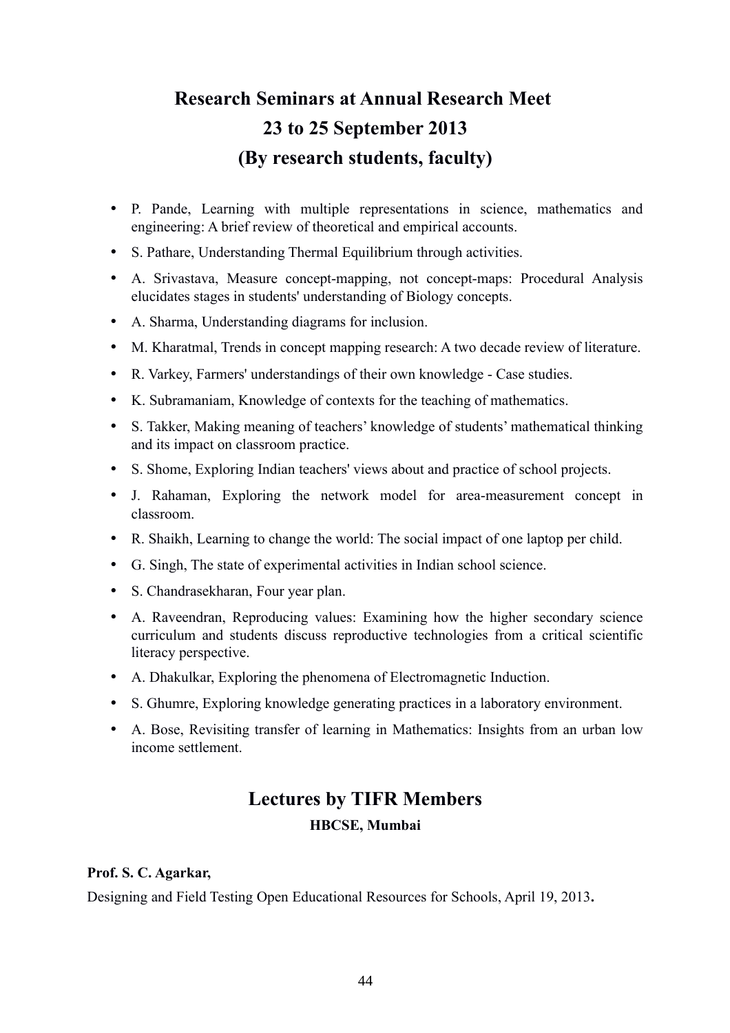## Research Seminars at Annual Research Meet
## 23 to 25 September 2013
## (By research students, faculty)

- P. Pande, Learning with multiple representations in science, mathematics and engineering: A brief review of theoretical and empirical accounts.
- S. Pathare, Understanding Thermal Equilibrium through activities.
- A. Srivastava, Measure concept-mapping, not concept-maps: Procedural Analysis elucidates stages in students' understanding of Biology concepts.
- A. Sharma, Understanding diagrams for inclusion.
- M. Kharatmal, Trends in concept mapping research: A two decade review of literature.
- R. Varkey, Farmers' understandings of their own knowledge - Case studies.
- K. Subramaniam, Knowledge of contexts for the teaching of mathematics.
- S. Takker, Making meaning of teachers' knowledge of students' mathematical thinking and its impact on classroom practice.
- S. Shome, Exploring Indian teachers' views about and practice of school projects.
- J. Rahaman, Exploring the network model for area-measurement concept in classroom.
- R. Shaikh, Learning to change the world: The social impact of one laptop per child.
- G. Singh, The state of experimental activities in Indian school science.
- S. Chandrasekharan, Four year plan.
- A. Raveendran, Reproducing values: Examining how the higher secondary science curriculum and students discuss reproductive technologies from a critical scientific literacy perspective.
- A. Dhakulkar, Exploring the phenomena of Electromagnetic Induction.
- S. Ghumre, Exploring knowledge generating practices in a laboratory environment.
- A. Bose, Revisiting transfer of learning in Mathematics: Insights from an urban low income settlement.

## Lectures by TIFR Members

**HBCSE, Mumbai**

**Prof. S. C. Agarkar,**

Designing and Field Testing Open Educational Resources for Schools, April 19, 2013**.**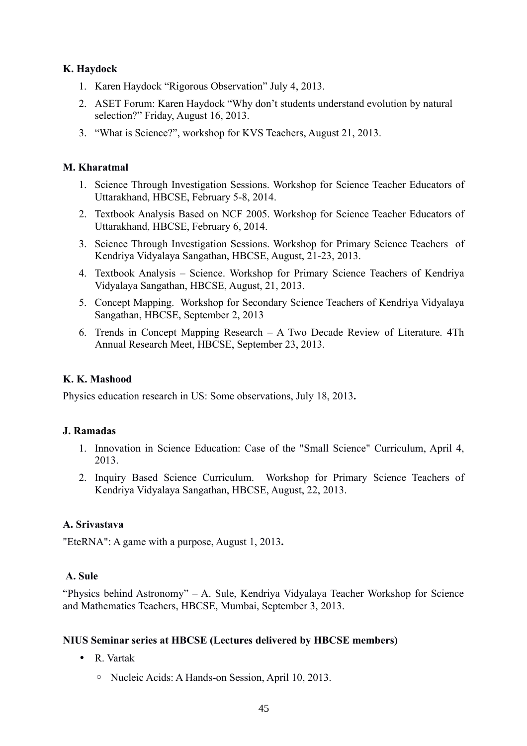**K. Haydock**

1. Karen Haydock "Rigorous Observation" July 4, 2013.
2. ASET Forum: Karen Haydock "Why don't students understand evolution by natural selection?" Friday, August 16, 2013.
3. "What is Science?", workshop for KVS Teachers, August 21, 2013.

**M. Kharatmal**

1. Science Through Investigation Sessions. Workshop for Science Teacher Educators of Uttarakhand, HBCSE, February 5-8, 2014.
2. Textbook Analysis Based on NCF 2005. Workshop for Science Teacher Educators of Uttarakhand, HBCSE, February 6, 2014.
3. Science Through Investigation Sessions. Workshop for Primary Science Teachers of Kendriya Vidyalaya Sangathan, HBCSE, August, 21-23, 2013.
4. Textbook Analysis – Science. Workshop for Primary Science Teachers of Kendriya Vidyalaya Sangathan, HBCSE, August, 21, 2013.
5. Concept Mapping. Workshop for Secondary Science Teachers of Kendriya Vidyalaya Sangathan, HBCSE, September 2, 2013
6. Trends in Concept Mapping Research – A Two Decade Review of Literature. 4Th Annual Research Meet, HBCSE, September 23, 2013.

**K. K. Mashood**

Physics education research in US: Some observations, July 18, 2013**.**

**J. Ramadas**

1. Innovation in Science Education: Case of the "Small Science" Curriculum, April 4, 2013.
2. Inquiry Based Science Curriculum. Workshop for Primary Science Teachers of Kendriya Vidyalaya Sangathan, HBCSE, August, 22, 2013.

**A. Srivastava**

"EteRNA": A game with a purpose, August 1, 2013**.**

**A. Sule**

"Physics behind Astronomy" – A. Sule, Kendriya Vidyalaya Teacher Workshop for Science and Mathematics Teachers, HBCSE, Mumbai, September 3, 2013.

**NIUS Seminar series at HBCSE (Lectures delivered by HBCSE members)**

- R. Vartak
  - Nucleic Acids: A Hands-on Session, April 10, 2013.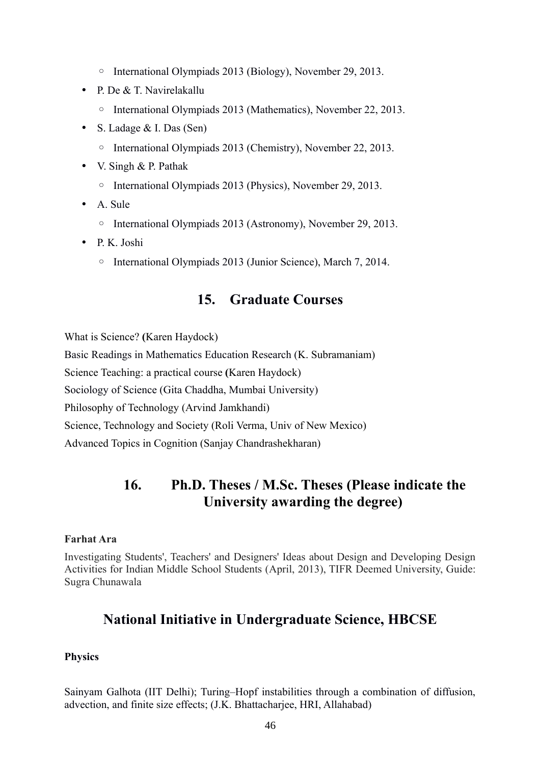- International Olympiads 2013 (Biology), November 29, 2013.
- P. De & T. Navirelakallu
  - International Olympiads 2013 (Mathematics), November 22, 2013.
- S. Ladage & I. Das (Sen)
  - International Olympiads 2013 (Chemistry), November 22, 2013.
- V. Singh & P. Pathak
  - International Olympiads 2013 (Physics), November 29, 2013.
- A. Sule
  - International Olympiads 2013 (Astronomy), November 29, 2013.
- P. K. Joshi
  - International Olympiads 2013 (Junior Science), March 7, 2014.

## 15. Graduate Courses

What is Science? (Karen Haydock)

Basic Readings in Mathematics Education Research (K. Subramaniam)

Science Teaching: a practical course (Karen Haydock)

Sociology of Science (Gita Chaddha, Mumbai University)

Philosophy of Technology (Arvind Jamkhandi)

Science, Technology and Society (Roli Verma, Univ of New Mexico)

Advanced Topics in Cognition (Sanjay Chandrashekharan)

## 16. Ph.D. Theses / M.Sc. Theses (Please indicate the University awarding the degree)

**Farhat Ara**

Investigating Students', Teachers' and Designers' Ideas about Design and Developing Design Activities for Indian Middle School Students (April, 2013), TIFR Deemed University, Guide: Sugra Chunawala

## National Initiative in Undergraduate Science, HBCSE

**Physics**

Sainyam Galhota (IIT Delhi); Turing–Hopf instabilities through a combination of diffusion, advection, and finite size effects; (J.K. Bhattacharjee, HRI, Allahabad)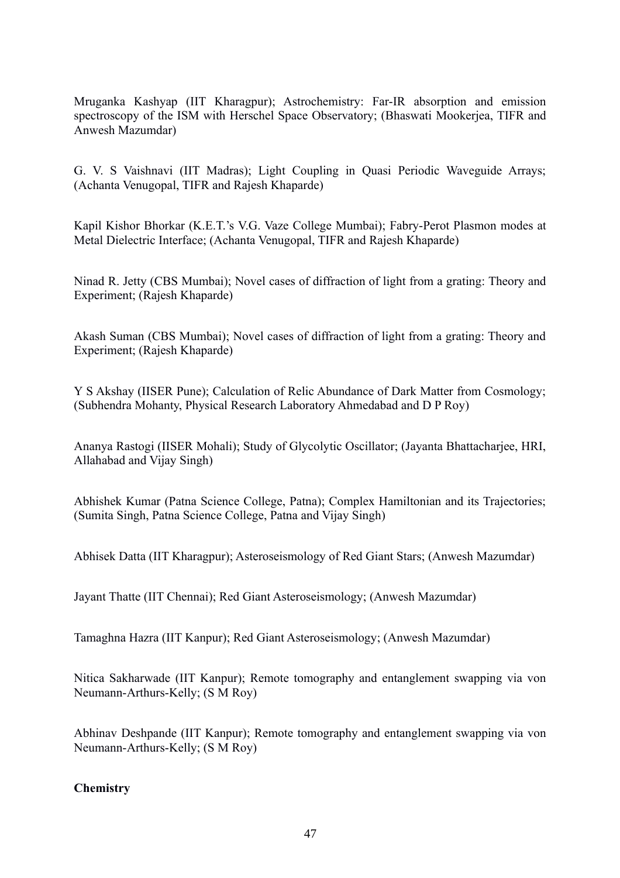Mruganka Kashyap (IIT Kharagpur); Astrochemistry: Far-IR absorption and emission spectroscopy of the ISM with Herschel Space Observatory; (Bhaswati Mookerjea, TIFR and Anwesh Mazumdar)

G. V. S Vaishnavi (IIT Madras); Light Coupling in Quasi Periodic Waveguide Arrays; (Achanta Venugopal, TIFR and Rajesh Khaparde)

Kapil Kishor Bhorkar (K.E.T.'s V.G. Vaze College Mumbai); Fabry-Perot Plasmon modes at Metal Dielectric Interface; (Achanta Venugopal, TIFR and Rajesh Khaparde)

Ninad R. Jetty (CBS Mumbai); Novel cases of diffraction of light from a grating: Theory and Experiment; (Rajesh Khaparde)

Akash Suman (CBS Mumbai); Novel cases of diffraction of light from a grating: Theory and Experiment; (Rajesh Khaparde)

Y S Akshay (IISER Pune); Calculation of Relic Abundance of Dark Matter from Cosmology; (Subhendra Mohanty, Physical Research Laboratory Ahmedabad and D P Roy)

Ananya Rastogi (IISER Mohali); Study of Glycolytic Oscillator; (Jayanta Bhattacharjee, HRI, Allahabad and Vijay Singh)

Abhishek Kumar (Patna Science College, Patna); Complex Hamiltonian and its Trajectories; (Sumita Singh, Patna Science College, Patna and Vijay Singh)

Abhisek Datta (IIT Kharagpur); Asteroseismology of Red Giant Stars; (Anwesh Mazumdar)

Jayant Thatte (IIT Chennai); Red Giant Asteroseismology; (Anwesh Mazumdar)

Tamaghna Hazra (IIT Kanpur); Red Giant Asteroseismology; (Anwesh Mazumdar)

Nitica Sakharwade (IIT Kanpur); Remote tomography and entanglement swapping via von Neumann-Arthurs-Kelly; (S M Roy)

Abhinav Deshpande (IIT Kanpur); Remote tomography and entanglement swapping via von Neumann-Arthurs-Kelly; (S M Roy)

**Chemistry**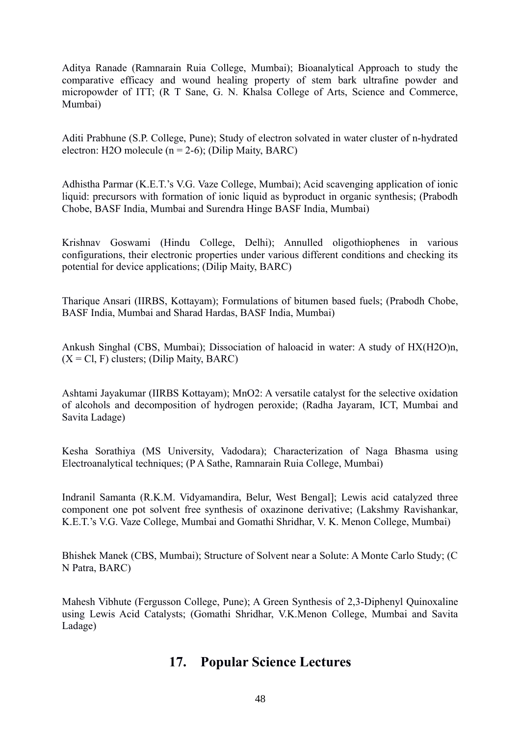Aditya Ranade (Ramnarain Ruia College, Mumbai); Bioanalytical Approach to study the comparative efficacy and wound healing property of stem bark ultrafine powder and micropowder of ITT; (R T Sane, G. N. Khalsa College of Arts, Science and Commerce, Mumbai)

Aditi Prabhune (S.P. College, Pune); Study of electron solvated in water cluster of n-hydrated electron: $H_2O$ molecule ($n = 2$-$6$); (Dilip Maity, BARC)

Adhistha Parmar (K.E.T.'s V.G. Vaze College, Mumbai); Acid scavenging application of ionic liquid: precursors with formation of ionic liquid as byproduct in organic synthesis; (Prabodh Chobe, BASF India, Mumbai and Surendra Hinge BASF India, Mumbai)

Krishnav Goswami (Hindu College, Delhi); Annulled oligothiophenes in various configurations, their electronic properties under various different conditions and checking its potential for device applications; (Dilip Maity, BARC)

Tharique Ansari (IIRBS, Kottayam); Formulations of bitumen based fuels; (Prabodh Chobe, BASF India, Mumbai and Sharad Hardas, BASF India, Mumbai)

Ankush Singhal (CBS, Mumbai); Dissociation of haloacid in water: A study of $HX(H_2O)_n$, ($X$ = Cl, F) clusters; (Dilip Maity, BARC)

Ashtami Jayakumar (IIRBS Kottayam); $MnO_2$: A versatile catalyst for the selective oxidation of alcohols and decomposition of hydrogen peroxide; (Radha Jayaram, ICT, Mumbai and Savita Ladage)

Kesha Sorathiya (MS University, Vadodara); Characterization of Naga Bhasma using Electroanalytical techniques; (P A Sathe, Ramnarain Ruia College, Mumbai)

Indranil Samanta (R.K.M. Vidyamandira, Belur, West Bengal]; Lewis acid catalyzed three component one pot solvent free synthesis of oxazinone derivative; (Lakshmy Ravishankar, K.E.T.'s V.G. Vaze College, Mumbai and Gomathi Shridhar, V. K. Menon College, Mumbai)

Bhishek Manek (CBS, Mumbai); Structure of Solvent near a Solute: A Monte Carlo Study; (C N Patra, BARC)

Mahesh Vibhute (Fergusson College, Pune); A Green Synthesis of 2,3-Diphenyl Quinoxaline using Lewis Acid Catalysts; (Gomathi Shridhar, V.K.Menon College, Mumbai and Savita Ladage)

## 17. Popular Science Lectures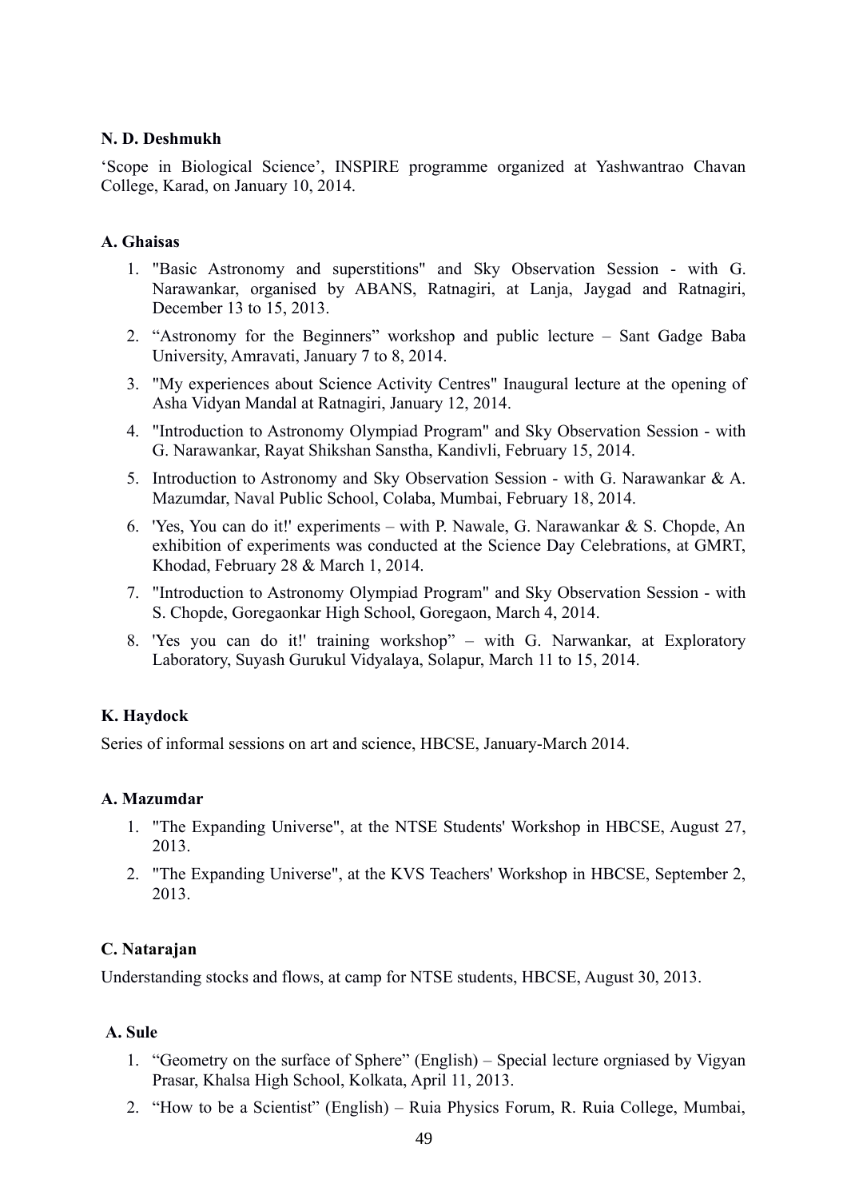**N. D. Deshmukh**

'Scope in Biological Science', INSPIRE programme organized at Yashwantrao Chavan College, Karad, on January 10, 2014.

**A. Ghaisas**

1. "Basic Astronomy and superstitions" and Sky Observation Session - with G. Narawankar, organised by ABANS, Ratnagiri, at Lanja, Jaygad and Ratnagiri, December 13 to 15, 2013.
2. "Astronomy for the Beginners" workshop and public lecture – Sant Gadge Baba University, Amravati, January 7 to 8, 2014.
3. "My experiences about Science Activity Centres" Inaugural lecture at the opening of Asha Vidyan Mandal at Ratnagiri, January 12, 2014.
4. "Introduction to Astronomy Olympiad Program" and Sky Observation Session - with G. Narawankar, Rayat Shikshan Sanstha, Kandivli, February 15, 2014.
5. Introduction to Astronomy and Sky Observation Session - with G. Narawankar & A. Mazumdar, Naval Public School, Colaba, Mumbai, February 18, 2014.
6. 'Yes, You can do it!' experiments – with P. Nawale, G. Narawankar & S. Chopde, An exhibition of experiments was conducted at the Science Day Celebrations, at GMRT, Khodad, February 28 & March 1, 2014.
7. "Introduction to Astronomy Olympiad Program" and Sky Observation Session - with S. Chopde, Goregaonkar High School, Goregaon, March 4, 2014.
8. 'Yes you can do it!' training workshop" – with G. Narwankar, at Exploratory Laboratory, Suyash Gurukul Vidyalaya, Solapur, March 11 to 15, 2014.

**K. Haydock**

Series of informal sessions on art and science, HBCSE, January-March 2014.

**A. Mazumdar**

1. "The Expanding Universe", at the NTSE Students' Workshop in HBCSE, August 27, 2013.
2. "The Expanding Universe", at the KVS Teachers' Workshop in HBCSE, September 2, 2013.

**C. Natarajan**

Understanding stocks and flows, at camp for NTSE students, HBCSE, August 30, 2013.

**A. Sule**

1. "Geometry on the surface of Sphere" (English) – Special lecture orgniased by Vigyan Prasar, Khalsa High School, Kolkata, April 11, 2013.
2. "How to be a Scientist" (English) – Ruia Physics Forum, R. Ruia College, Mumbai,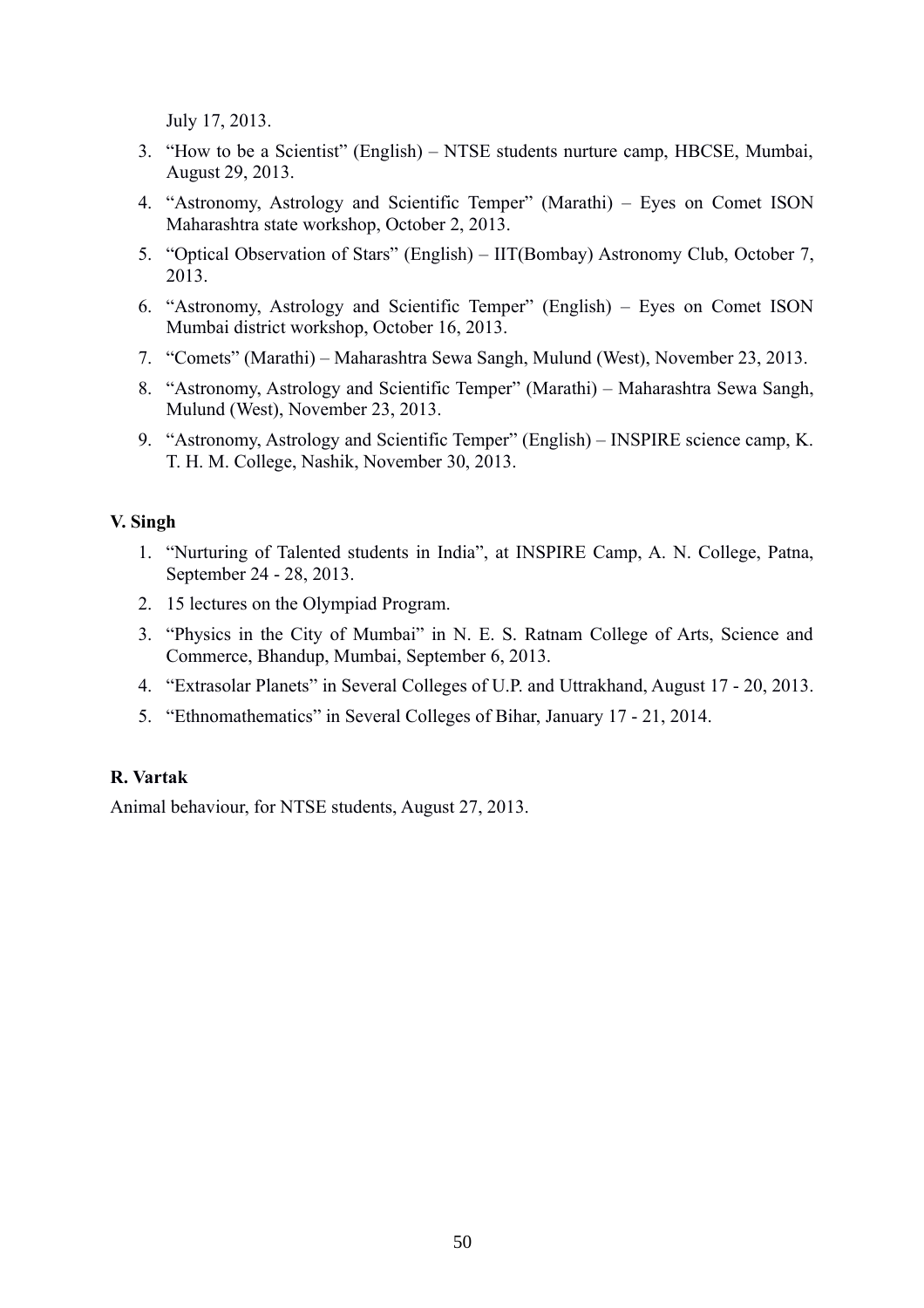July 17, 2013.

3. “How to be a Scientist” (English) – NTSE students nurture camp, HBCSE, Mumbai, August 29, 2013.
4. “Astronomy, Astrology and Scientific Temper” (Marathi) – Eyes on Comet ISON Maharashtra state workshop, October 2, 2013.
5. “Optical Observation of Stars” (English) – IIT(Bombay) Astronomy Club, October 7, 2013.
6. “Astronomy, Astrology and Scientific Temper” (English) – Eyes on Comet ISON Mumbai district workshop, October 16, 2013.
7. “Comets” (Marathi) – Maharashtra Sewa Sangh, Mulund (West), November 23, 2013.
8. “Astronomy, Astrology and Scientific Temper” (Marathi) – Maharashtra Sewa Sangh, Mulund (West), November 23, 2013.
9. “Astronomy, Astrology and Scientific Temper” (English) – INSPIRE science camp, K. T. H. M. College, Nashik, November 30, 2013.

**V. Singh**

1. “Nurturing of Talented students in India”, at INSPIRE Camp, A. N. College, Patna, September 24 - 28, 2013.
2. 15 lectures on the Olympiad Program.
3. “Physics in the City of Mumbai” in N. E. S. Ratnam College of Arts, Science and Commerce, Bhandup, Mumbai, September 6, 2013.
4. “Extrasolar Planets” in Several Colleges of U.P. and Uttrakhand, August 17 - 20, 2013.
5. “Ethnomathematics” in Several Colleges of Bihar, January 17 - 21, 2014.

**R. Vartak**

Animal behaviour, for NTSE students, August 27, 2013.